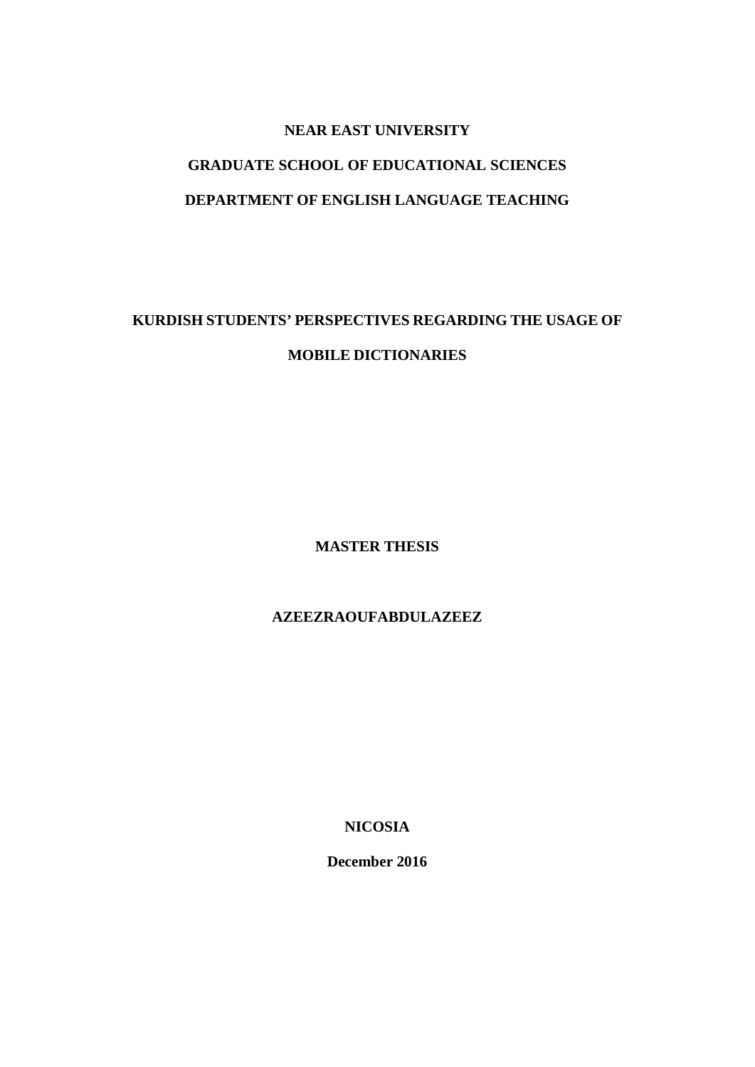**NEAR EAST UNIVERSITY**

**GRADUATE SCHOOL OF EDUCATIONAL SCIENCES**

**DEPARTMENT OF ENGLISH LANGUAGE TEACHING**

# KURDISH STUDENTS' PERSPECTIVES REGARDING THE USAGE OF MOBILE DICTIONARIES

**MASTER THESIS**

**AZEEZRAOUFABDULAZEEZ**

**NICOSIA**

**December 2016**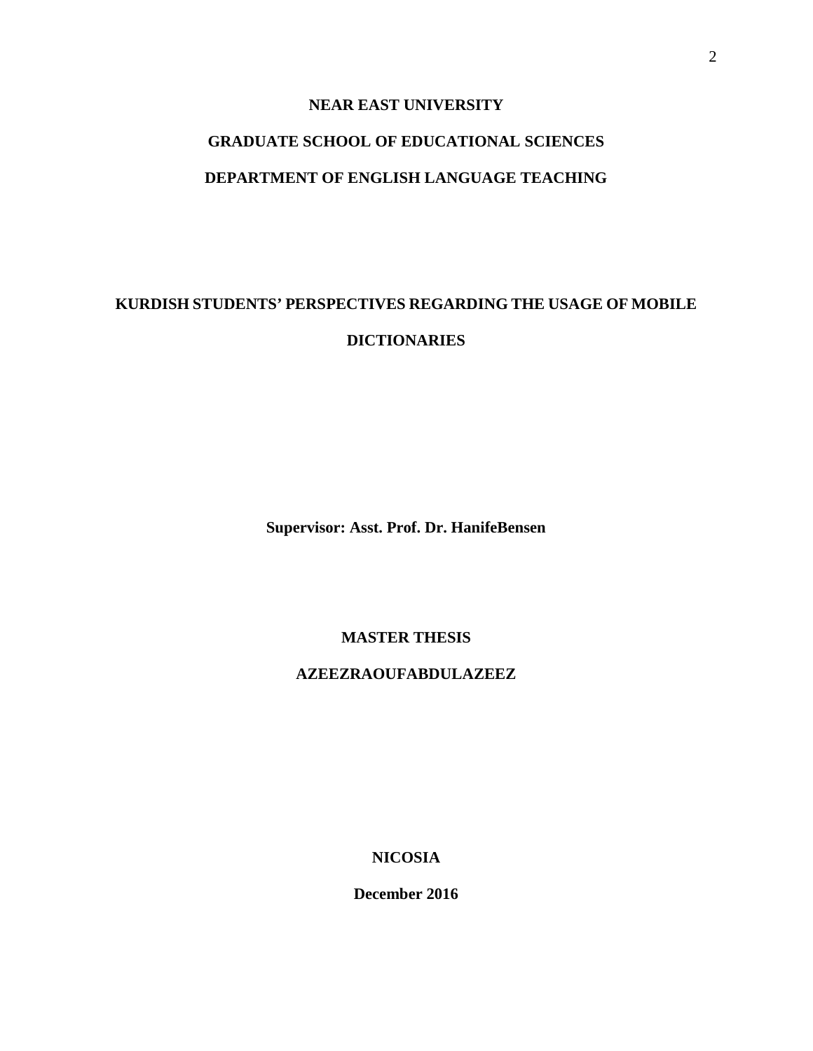**NEAR EAST UNIVERSITY**

**GRADUATE SCHOOL OF EDUCATIONAL SCIENCES**

**DEPARTMENT OF ENGLISH LANGUAGE TEACHING**

# KURDISH STUDENTS' PERSPECTIVES REGARDING THE USAGE OF MOBILE DICTIONARIES

**Supervisor: Asst. Prof. Dr. HanifeBensen**

**MASTER THESIS**

**AZEEZRAOUFABDULAZEEZ**

**NICOSIA**

**December 2016**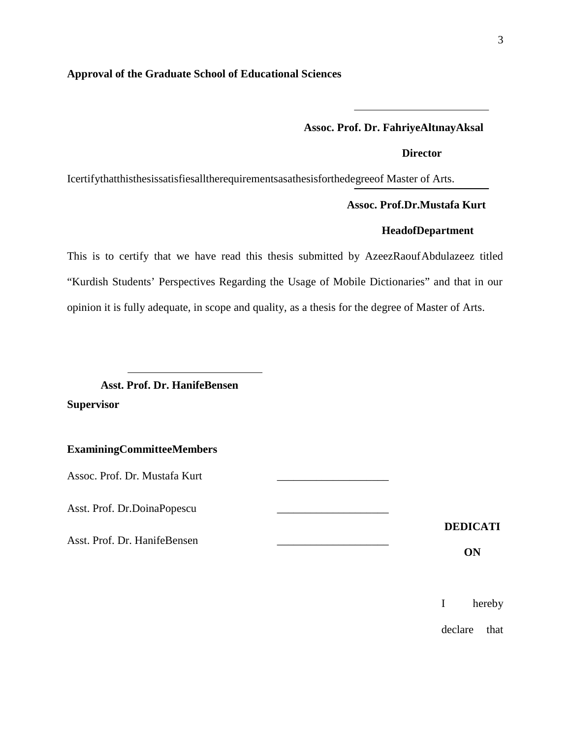**Approval of the Graduate School of Educational Sciences**

\_\_\_\_\_\_\_\_\_\_\_\_\_\_\_\_\_\_\_\_\_\_\_\_

**Assoc. Prof. Dr. FahriyeAltınayAksal**

**Director**

Icertifythatthisthesissatisfiesalltherequirementsasathesisforthedegreeof Master of Arts.

\_\_\_\_\_\_\_\_\_\_\_\_\_\_\_\_\_\_\_\_\_\_\_\_

**Assoc. Prof.Dr.Mustafa Kurt**

**HeadofDepartment**

This is to certify that we have read this thesis submitted by AzeezRaoufAbdulazeez titled "Kurdish Students' Perspectives Regarding the Usage of Mobile Dictionaries" and that in our opinion it is fully adequate, in scope and quality, as a thesis for the degree of Master of Arts.

\_\_\_\_\_\_\_\_\_\_\_\_\_\_\_\_\_\_\_\_\_\_\_\_

**Asst. Prof. Dr. HanifeBensen**

**Supervisor**

**ExaminingCommitteeMembers**

Assoc. Prof. Dr. Mustafa Kurt \_\_\_\_\_\_\_\_\_\_\_\_\_\_\_\_\_\_\_\_

Asst. Prof. Dr.DoinaPopescu \_\_\_\_\_\_\_\_\_\_\_\_\_\_\_\_\_\_\_\_

Asst. Prof. Dr. HanifeBensen \_\_\_\_\_\_\_\_\_\_\_\_\_\_\_\_\_\_\_\_

**DEDICATION**

I hereby declare that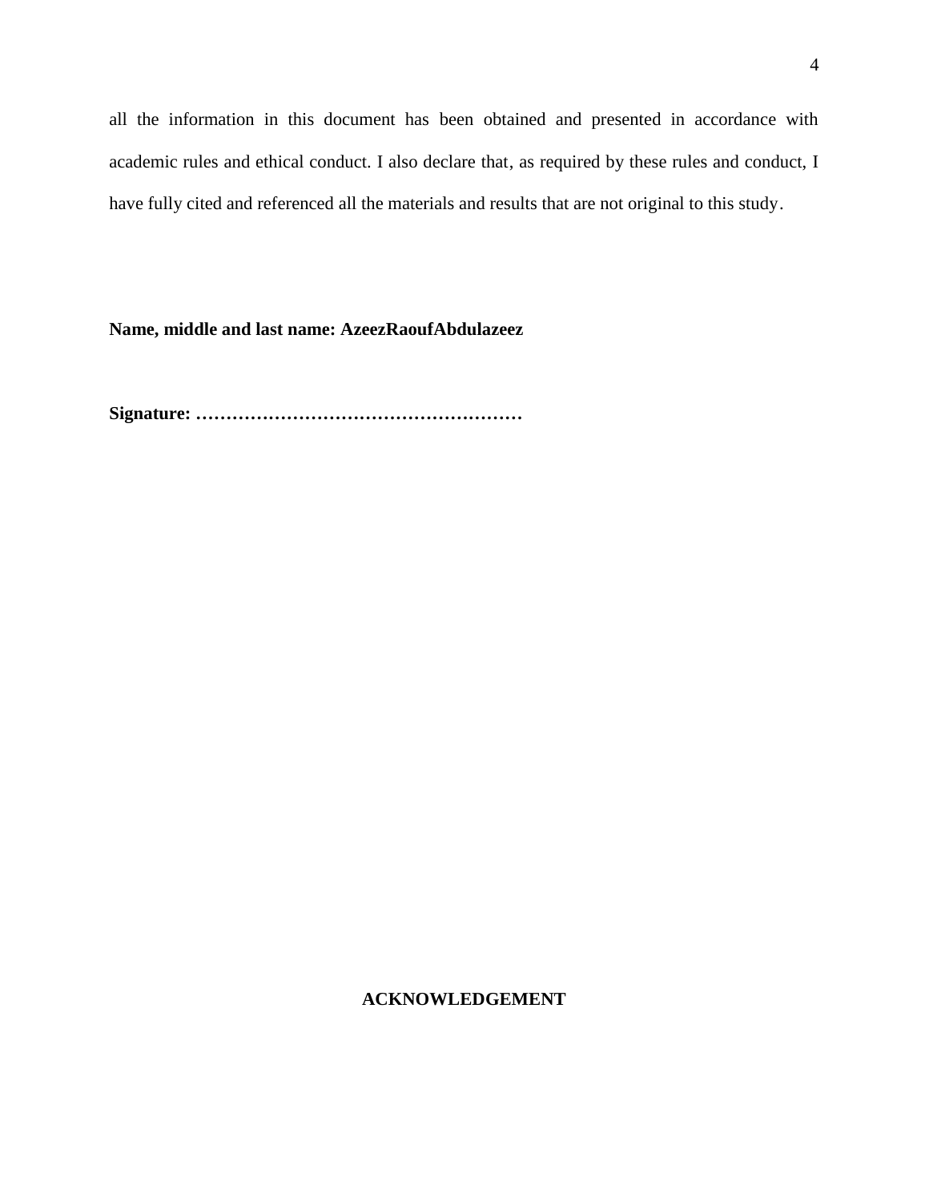all the information in this document has been obtained and presented in accordance with academic rules and ethical conduct. I also declare that, as required by these rules and conduct, I have fully cited and referenced all the materials and results that are not original to this study.

**Name, middle and last name: AzeezRaoufAbdulazeez**

**Signature: ………………………………………………**

## ACKNOWLEDGEMENT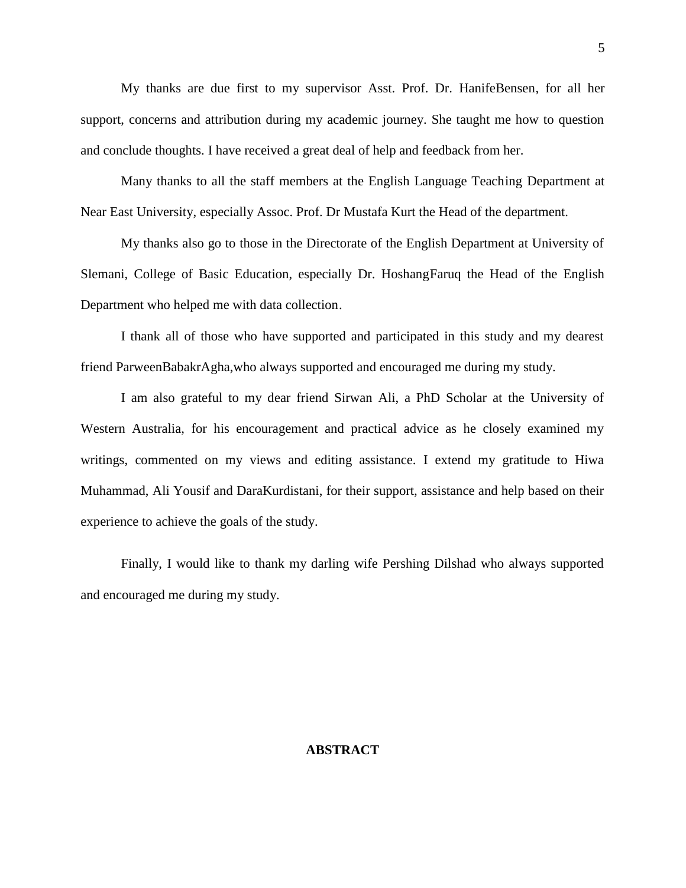My thanks are due first to my supervisor Asst. Prof. Dr. HanifeBensen, for all her support, concerns and attribution during my academic journey. She taught me how to question and conclude thoughts. I have received a great deal of help and feedback from her.

Many thanks to all the staff members at the English Language Teaching Department at Near East University, especially Assoc. Prof. Dr Mustafa Kurt the Head of the department.

My thanks also go to those in the Directorate of the English Department at University of Slemani, College of Basic Education, especially Dr. HoshangFaruq the Head of the English Department who helped me with data collection.

I thank all of those who have supported and participated in this study and my dearest friend ParweenBabakrAgha,who always supported and encouraged me during my study.

I am also grateful to my dear friend Sirwan Ali, a PhD Scholar at the University of Western Australia, for his encouragement and practical advice as he closely examined my writings, commented on my views and editing assistance. I extend my gratitude to Hiwa Muhammad, Ali Yousif and DaraKurdistani, for their support, assistance and help based on their experience to achieve the goals of the study.

Finally, I would like to thank my darling wife Pershing Dilshad who always supported and encouraged me during my study.

## ABSTRACT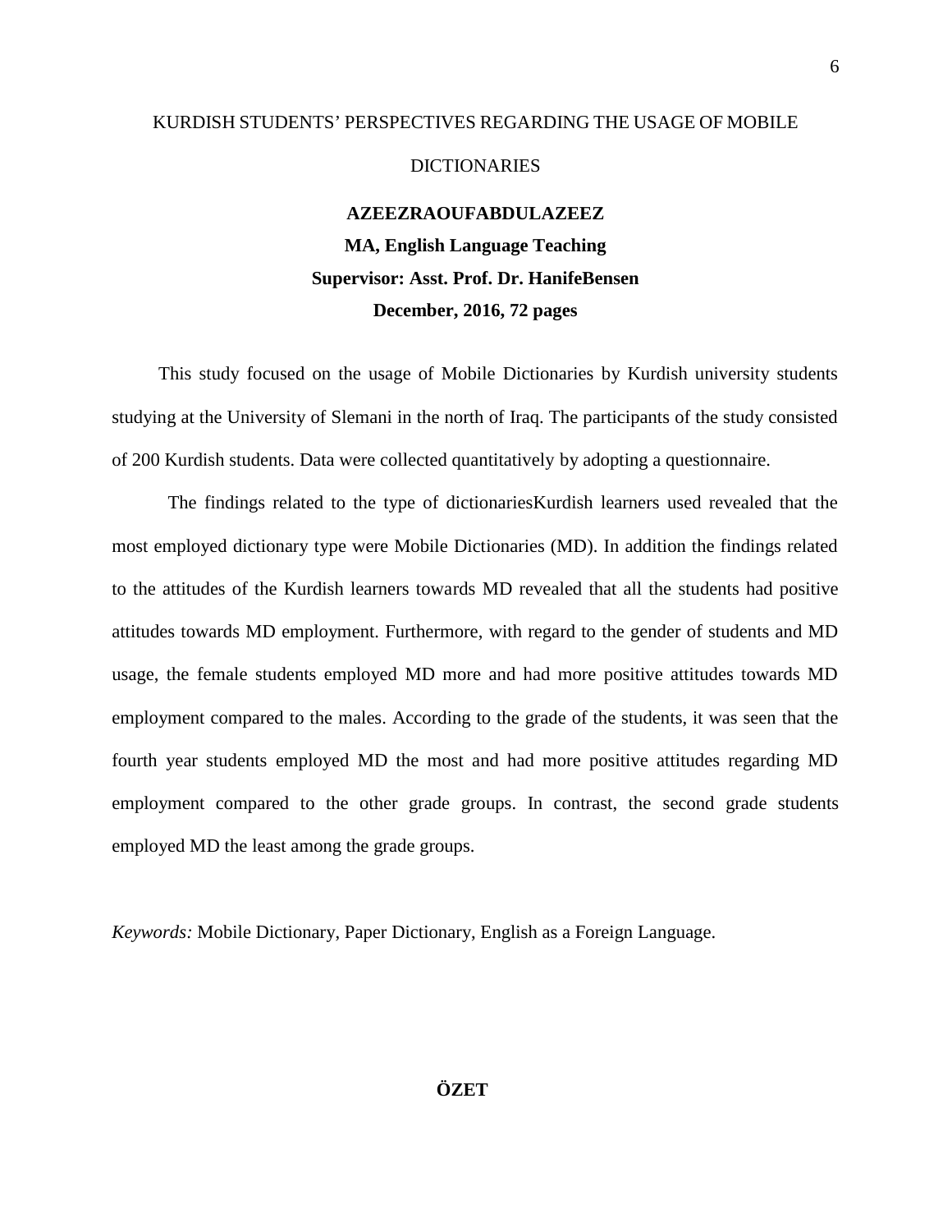KURDISH STUDENTS' PERSPECTIVES REGARDING THE USAGE OF MOBILE DICTIONARIES

**AZEEZRAOUFABDULAZEEZ**

**MA, English Language Teaching**

**Supervisor: Asst. Prof. Dr. HanifeBensen**

**December, 2016, 72 pages**

This study focused on the usage of Mobile Dictionaries by Kurdish university students studying at the University of Slemani in the north of Iraq. The participants of the study consisted of 200 Kurdish students. Data were collected quantitatively by adopting a questionnaire.

The findings related to the type of dictionariesKurdish learners used revealed that the most employed dictionary type were Mobile Dictionaries (MD). In addition the findings related to the attitudes of the Kurdish learners towards MD revealed that all the students had positive attitudes towards MD employment. Furthermore, with regard to the gender of students and MD usage, the female students employed MD more and had more positive attitudes towards MD employment compared to the males. According to the grade of the students, it was seen that the fourth year students employed MD the most and had more positive attitudes regarding MD employment compared to the other grade groups. In contrast, the second grade students employed MD the least among the grade groups.

*Keywords:* Mobile Dictionary, Paper Dictionary, English as a Foreign Language.

**ÖZET**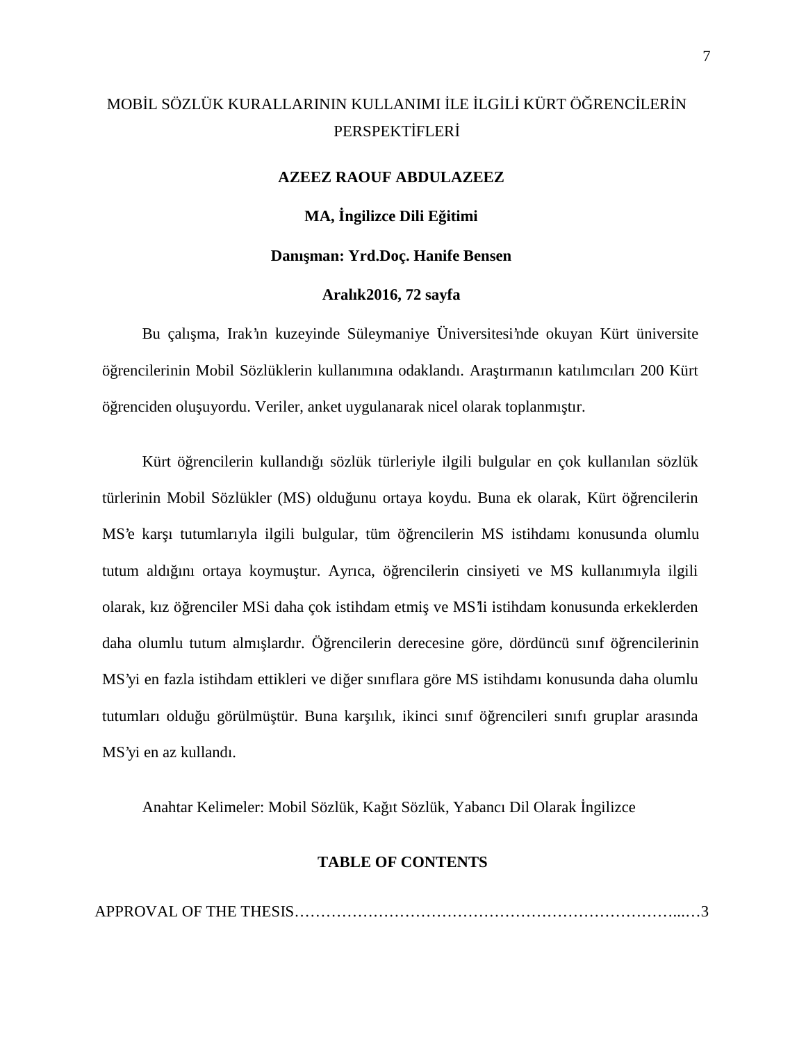# MOBİL SÖZLÜK KURALLARININ KULLANIMI İLE İLGİLİ KÜRT ÖĞRENCİLERİN PERSPEKTİFLERİ

**AZEEZ RAOUF ABDULAZEEZ**

**MA, İngilizce Dili Eğitimi**

**Danışman: Yrd.Doç. Hanife Bensen**

**Aralık2016, 72 sayfa**

Bu çalışma, Irak'ın kuzeyinde Süleymaniye Üniversitesi'nde okuyan Kürt üniversite öğrencilerinin Mobil Sözlüklerin kullanımına odaklandı. Araştırmanın katılımcıları 200 Kürt öğrenciden oluşuyordu. Veriler, anket uygulanarak nicel olarak toplanmıştır.

Kürt öğrencilerin kullandığı sözlük türleriyle ilgili bulgular en çok kullanılan sözlük türlerinin Mobil Sözlükler (MS) olduğunu ortaya koydu. Buna ek olarak, Kürt öğrencilerin MS'e karşı tutumlarıyla ilgili bulgular, tüm öğrencilerin MS istihdamı konusunda olumlu tutum aldığını ortaya koymuştur. Ayrıca, öğrencilerin cinsiyeti ve MS kullanımıyla ilgili olarak, kız öğrenciler MSi daha çok istihdam etmiş ve MS'li istihdam konusunda erkeklerden daha olumlu tutum almışlardır. Öğrencilerin derecesine göre, dördüncü sınıf öğrencilerinin MS'yi en fazla istihdam ettikleri ve diğer sınıflara göre MS istihdamı konusunda daha olumlu tutumları olduğu görülmüştür. Buna karşılık, ikinci sınıf öğrencileri sınıfı gruplar arasında MS'yi en az kullandı.

Anahtar Kelimeler: Mobil Sözlük, Kağıt Sözlük, Yabancı Dil Olarak İngilizce

## TABLE OF CONTENTS

APPROVAL OF THE THESIS……………………………………………………………...…3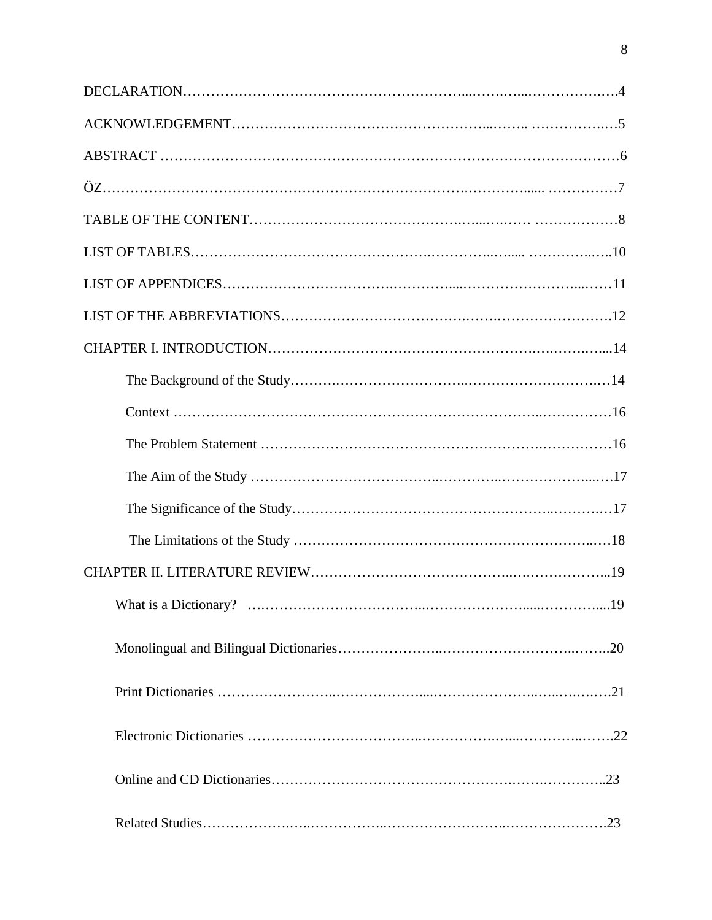DECLARATION……………………………………………………...…….…...……………….….4

ACKNOWLEDGEMENT…………………………………………………...…….. …………….…5

ABSTRACT ……………………………………………………………………………………6

ÖZ…………………………………………………………………….………...... ……………7

TABLE OF THE CONTENT…………………………………….…...….…… ………………8

LIST OF TABLES…………………………………………….…………..….... …………..…..10

LIST OF APPENDICES…………………………….…………....……………………...……11

LIST OF THE ABBREVIATIONS……………………………….…….…………………….12

CHAPTER I. INTRODUCTION…………………………………………….….…….….....14

The Background of the Study……….…………………….…………………………….…14

Context …………………………………………………………………..……………16

The Problem Statement ……………….………………………………….……………16

The Aim of the Study ……………………………...…………..………………...….17

The Significance of the Study……………………………………….………..………..…17

The Limitations of the Study ……………………………………………………...…18

CHAPTER II. LITERATURE REVIEW…………….………………………..….……………...19

What is a Dictionary? ….……………………………..…………………......…………....19

Monolingual and Bilingual Dictionaries…………………..…………………………..……..20

Print Dictionaries ……………………...………………....…………………..….….….….21

Electronic Dictionaries ………………………………..…………….…...…………..…….22

Online and CD Dictionaries…………………………………………….…….…………..23

Related Studies……………….…..……………..…………………….………………….23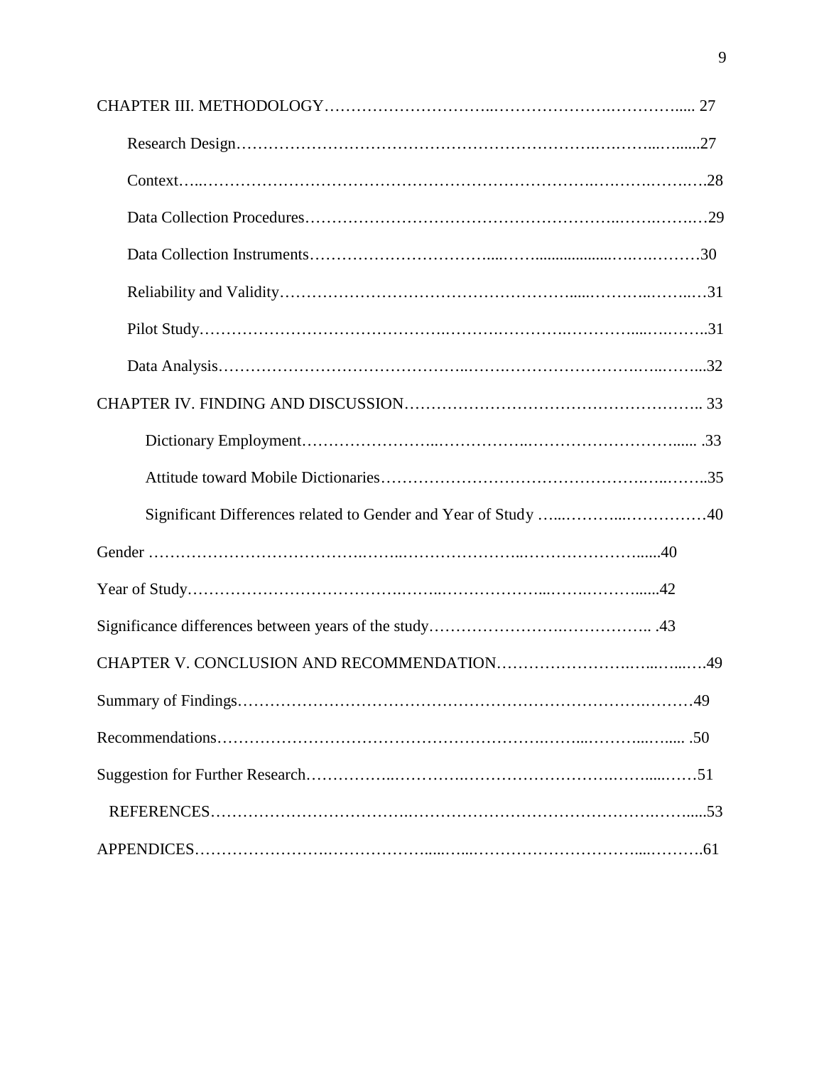CHAPTER III. METHODOLOGY ........................................................................ 27

Research Design ........................................................................ 27

Context ........................................................................ 28

Data Collection Procedures ........................................................................ 29

Data Collection Instruments ........................................................................ 30

Reliability and Validity ........................................................................ 31

Pilot Study ........................................................................ 31

Data Analysis ........................................................................ 32

CHAPTER IV. FINDING AND DISCUSSION ........................................................................ 33

Dictionary Employment ........................................................................ 33

Attitude toward Mobile Dictionaries ........................................................................ 35

Significant Differences related to Gender and Year of Study ........................................................................ 40

Gender ........................................................................ 40

Year of Study ........................................................................ 42

Significance differences between years of the study ........................................................................ 43

CHAPTER V. CONCLUSION AND RECOMMENDATION ........................................................................ 49

Summary of Findings ........................................................................ 49

Recommendations ........................................................................ 50

Suggestion for Further Research ........................................................................ 51

REFERENCES ........................................................................ 53

APPENDICES ........................................................................ 61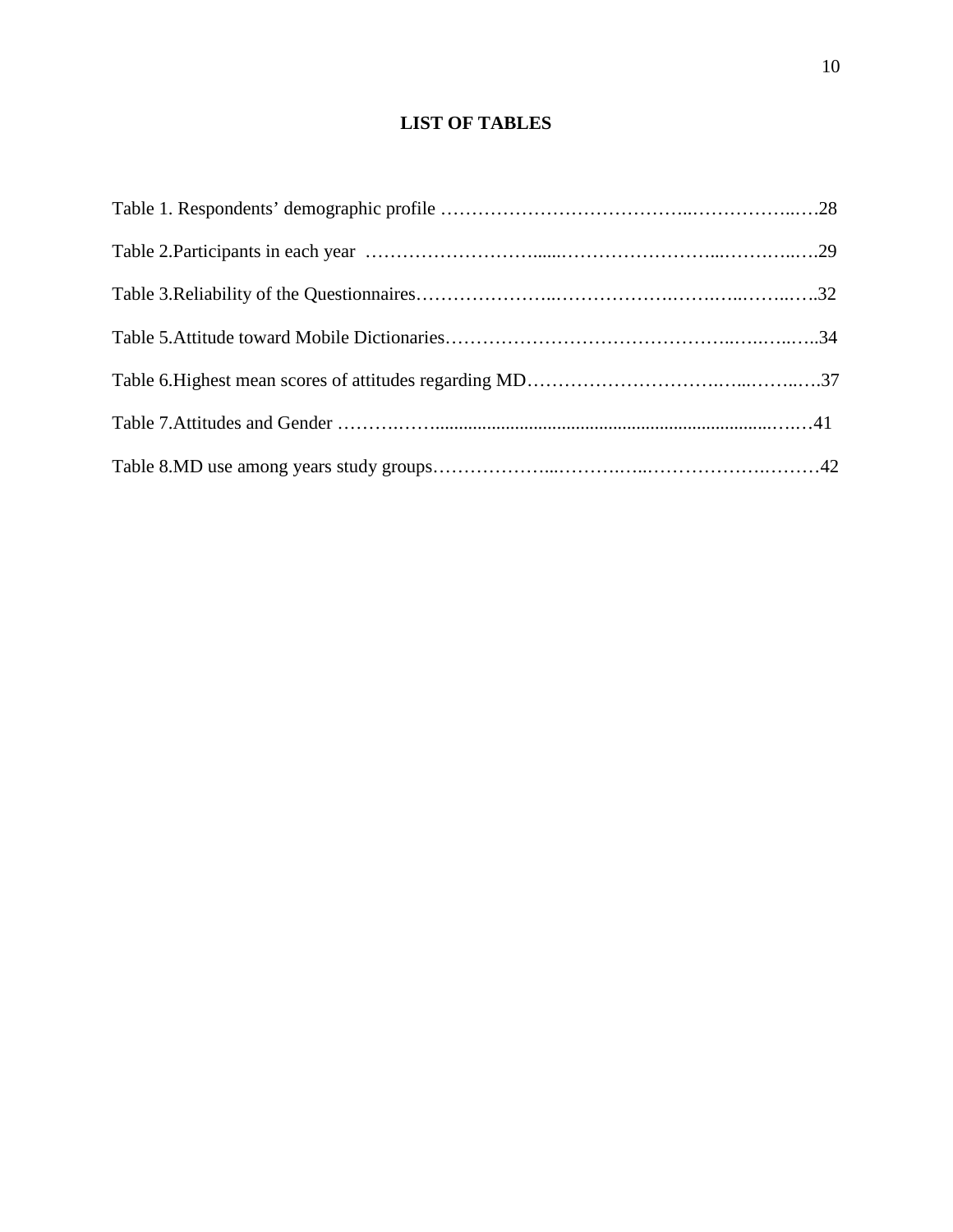# LIST OF TABLES

Table 1. Respondents' demographic profile ……………………………………..……………..…28

Table 2.Participants in each year ………………………......……………………...………..….29

Table 3.Reliability of the Questionnaires…………………..……………….…….…..……..…..32

Table 5.Attitude toward Mobile Dictionaries……………………………………..….….…..…..34

Table 6.Highest mean scores of attitudes regarding MD………………………….…...……..….37

Table 7.Attitudes and Gender ……….……........................................................................….…41

Table 8.MD use among years study groups………………...……….…..………………….………42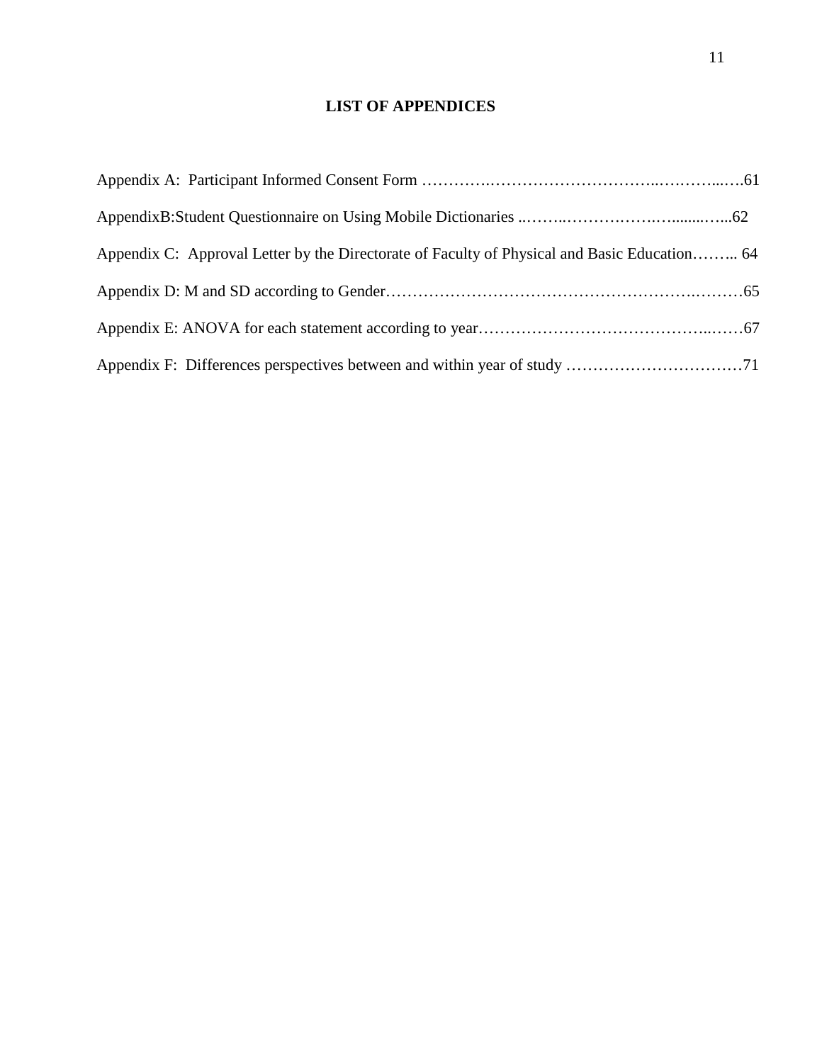# LIST OF APPENDICES

Appendix A: Participant Informed Consent Form ………….…………………………..…….…...….61

AppendixB:Student Questionnaire on Using Mobile Dictionaries ..……..…………….….......…..62

Appendix C: Approval Letter by the Directorate of Faculty of Physical and Basic Education…….. 64

Appendix D: M and SD according to Gender…………………………………………….………65

Appendix E: ANOVA for each statement according to year…………………………………...……67

Appendix F: Differences perspectives between and within year of study ……………………………71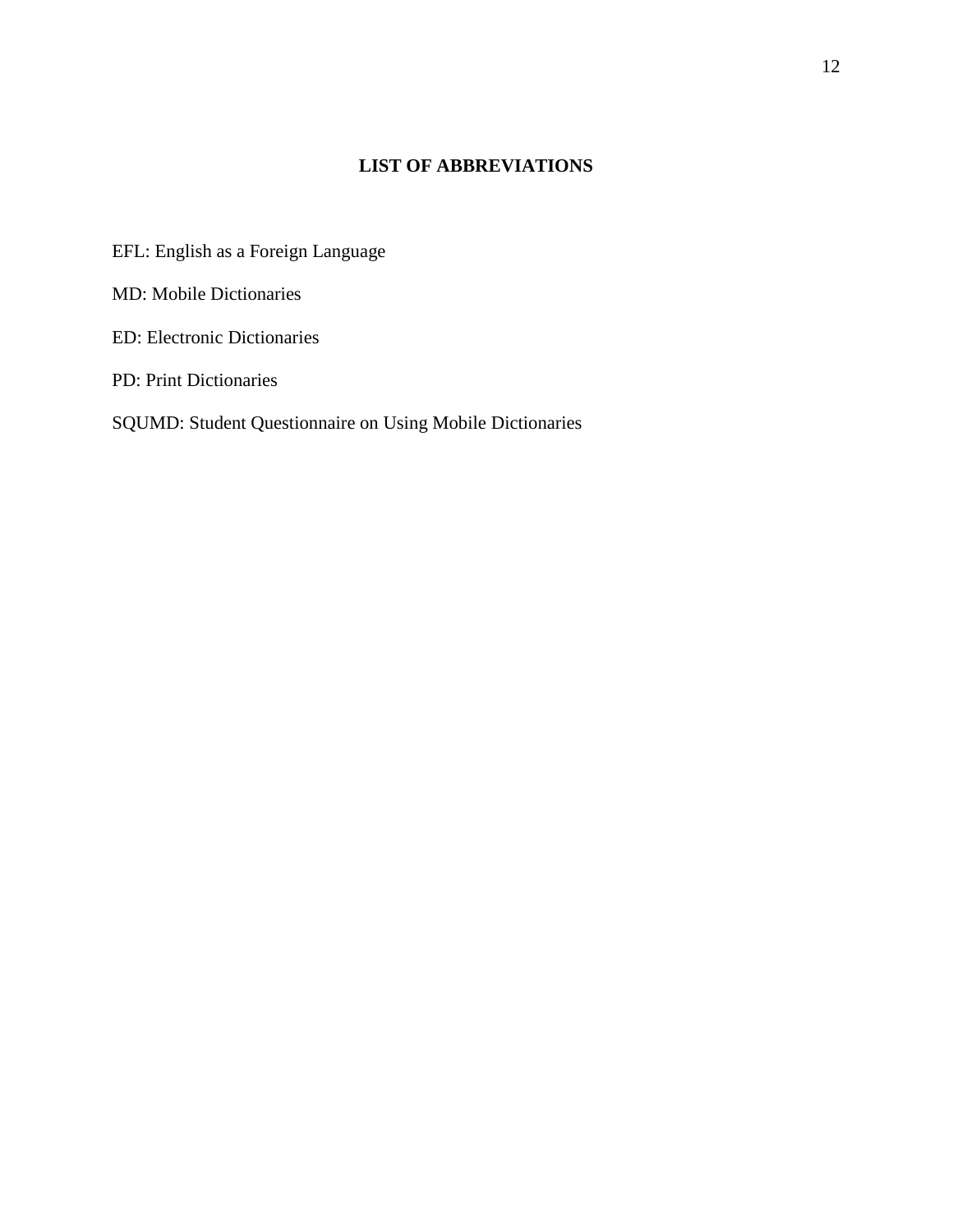# LIST OF ABBREVIATIONS

EFL: English as a Foreign Language

MD: Mobile Dictionaries

ED: Electronic Dictionaries

PD: Print Dictionaries

SQUMD: Student Questionnaire on Using Mobile Dictionaries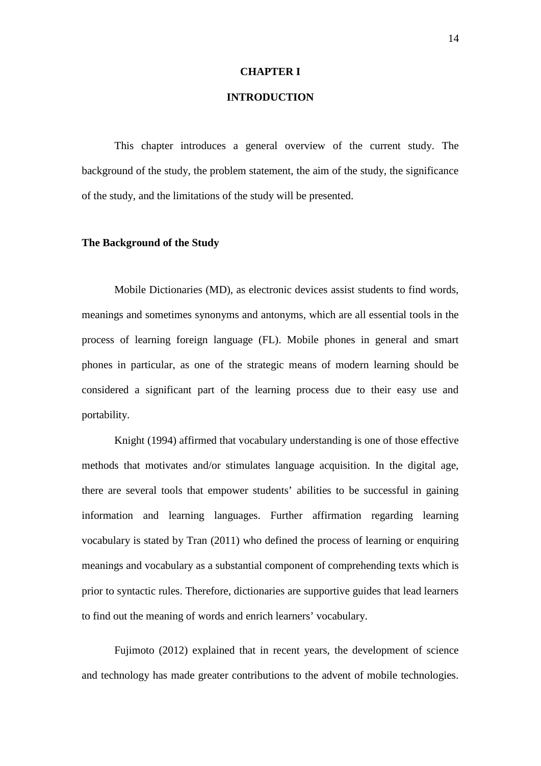# CHAPTER I

# INTRODUCTION

This chapter introduces a general overview of the current study. The background of the study, the problem statement, the aim of the study, the significance of the study, and the limitations of the study will be presented.

## The Background of the Study

Mobile Dictionaries (MD), as electronic devices assist students to find words, meanings and sometimes synonyms and antonyms, which are all essential tools in the process of learning foreign language (FL). Mobile phones in general and smart phones in particular, as one of the strategic means of modern learning should be considered a significant part of the learning process due to their easy use and portability.

Knight (1994) affirmed that vocabulary understanding is one of those effective methods that motivates and/or stimulates language acquisition. In the digital age, there are several tools that empower students' abilities to be successful in gaining information and learning languages. Further affirmation regarding learning vocabulary is stated by Tran (2011) who defined the process of learning or enquiring meanings and vocabulary as a substantial component of comprehending texts which is prior to syntactic rules. Therefore, dictionaries are supportive guides that lead learners to find out the meaning of words and enrich learners' vocabulary.

Fujimoto (2012) explained that in recent years, the development of science and technology has made greater contributions to the advent of mobile technologies.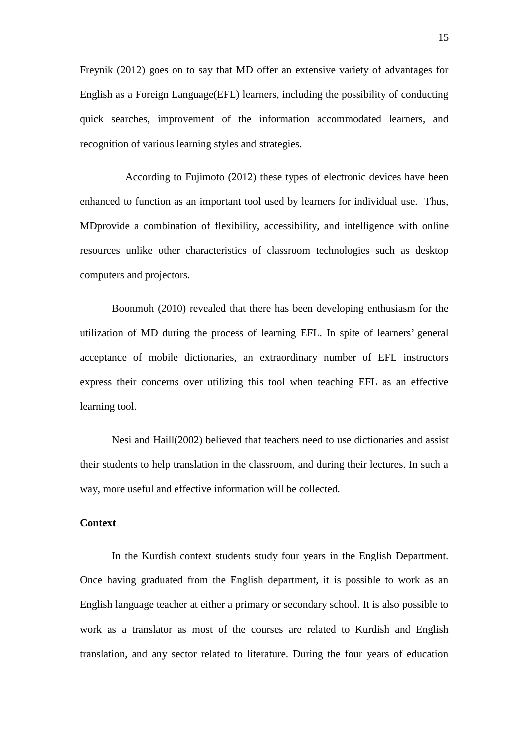Freynik (2012) goes on to say that MD offer an extensive variety of advantages for English as a Foreign Language(EFL) learners, including the possibility of conducting quick searches, improvement of the information accommodated learners, and recognition of various learning styles and strategies.

According to Fujimoto (2012) these types of electronic devices have been enhanced to function as an important tool used by learners for individual use. Thus, MDprovide a combination of flexibility, accessibility, and intelligence with online resources unlike other characteristics of classroom technologies such as desktop computers and projectors.

Boonmoh (2010) revealed that there has been developing enthusiasm for the utilization of MD during the process of learning EFL. In spite of learners' general acceptance of mobile dictionaries, an extraordinary number of EFL instructors express their concerns over utilizing this tool when teaching EFL as an effective learning tool.

Nesi and Haill(2002) believed that teachers need to use dictionaries and assist their students to help translation in the classroom, and during their lectures. In such a way, more useful and effective information will be collected.

**Context**

In the Kurdish context students study four years in the English Department. Once having graduated from the English department, it is possible to work as an English language teacher at either a primary or secondary school. It is also possible to work as a translator as most of the courses are related to Kurdish and English translation, and any sector related to literature. During the four years of education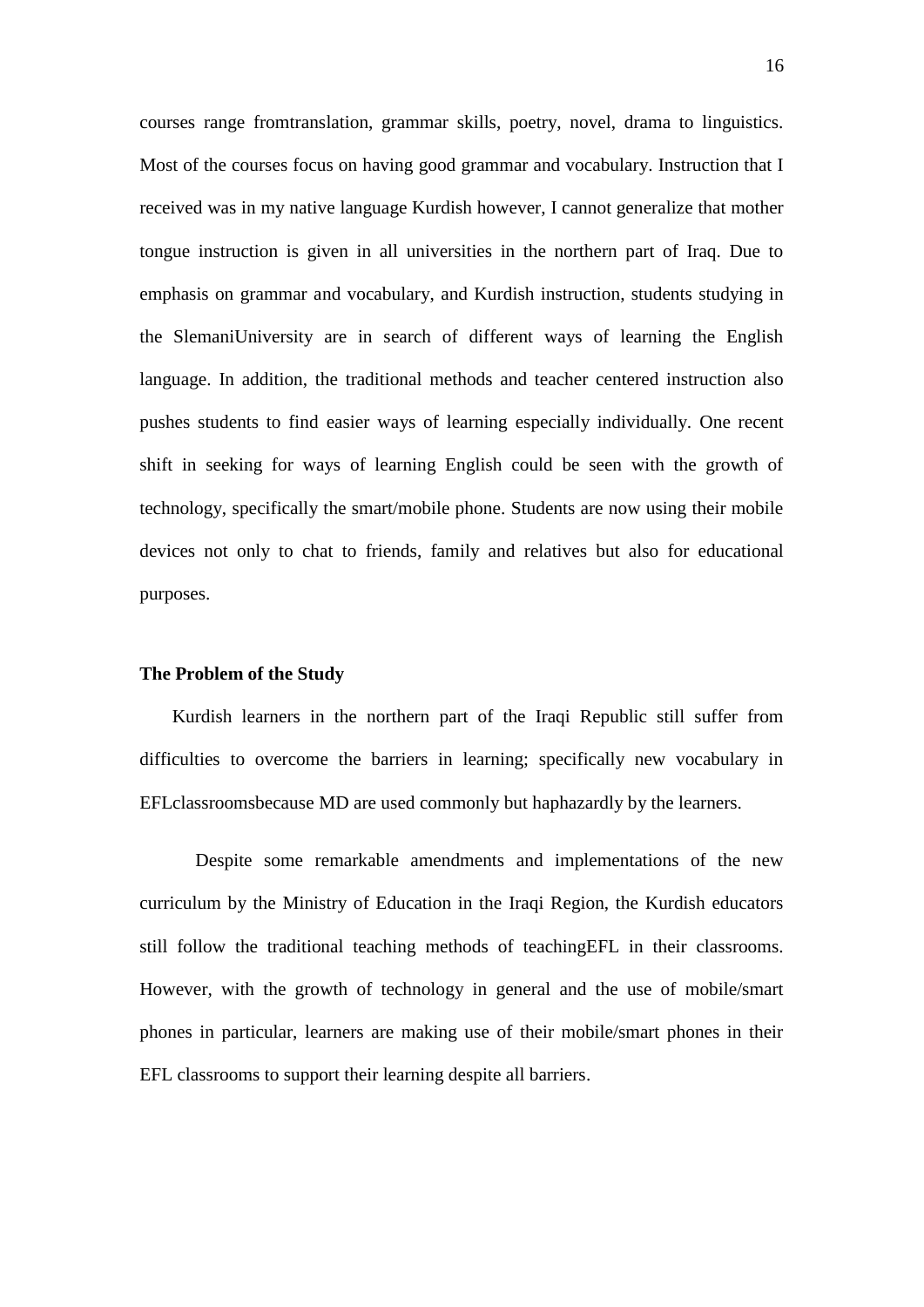courses range fromtranslation, grammar skills, poetry, novel, drama to linguistics. Most of the courses focus on having good grammar and vocabulary. Instruction that I received was in my native language Kurdish however, I cannot generalize that mother tongue instruction is given in all universities in the northern part of Iraq. Due to emphasis on grammar and vocabulary, and Kurdish instruction, students studying in the SlemaniUniversity are in search of different ways of learning the English language. In addition, the traditional methods and teacher centered instruction also pushes students to find easier ways of learning especially individually. One recent shift in seeking for ways of learning English could be seen with the growth of technology, specifically the smart/mobile phone. Students are now using their mobile devices not only to chat to friends, family and relatives but also for educational purposes.

**The Problem of the Study**

Kurdish learners in the northern part of the Iraqi Republic still suffer from difficulties to overcome the barriers in learning; specifically new vocabulary in EFLclassroomsbecause MD are used commonly but haphazardly by the learners.

Despite some remarkable amendments and implementations of the new curriculum by the Ministry of Education in the Iraqi Region, the Kurdish educators still follow the traditional teaching methods of teachingEFL in their classrooms. However, with the growth of technology in general and the use of mobile/smart phones in particular, learners are making use of their mobile/smart phones in their EFL classrooms to support their learning despite all barriers.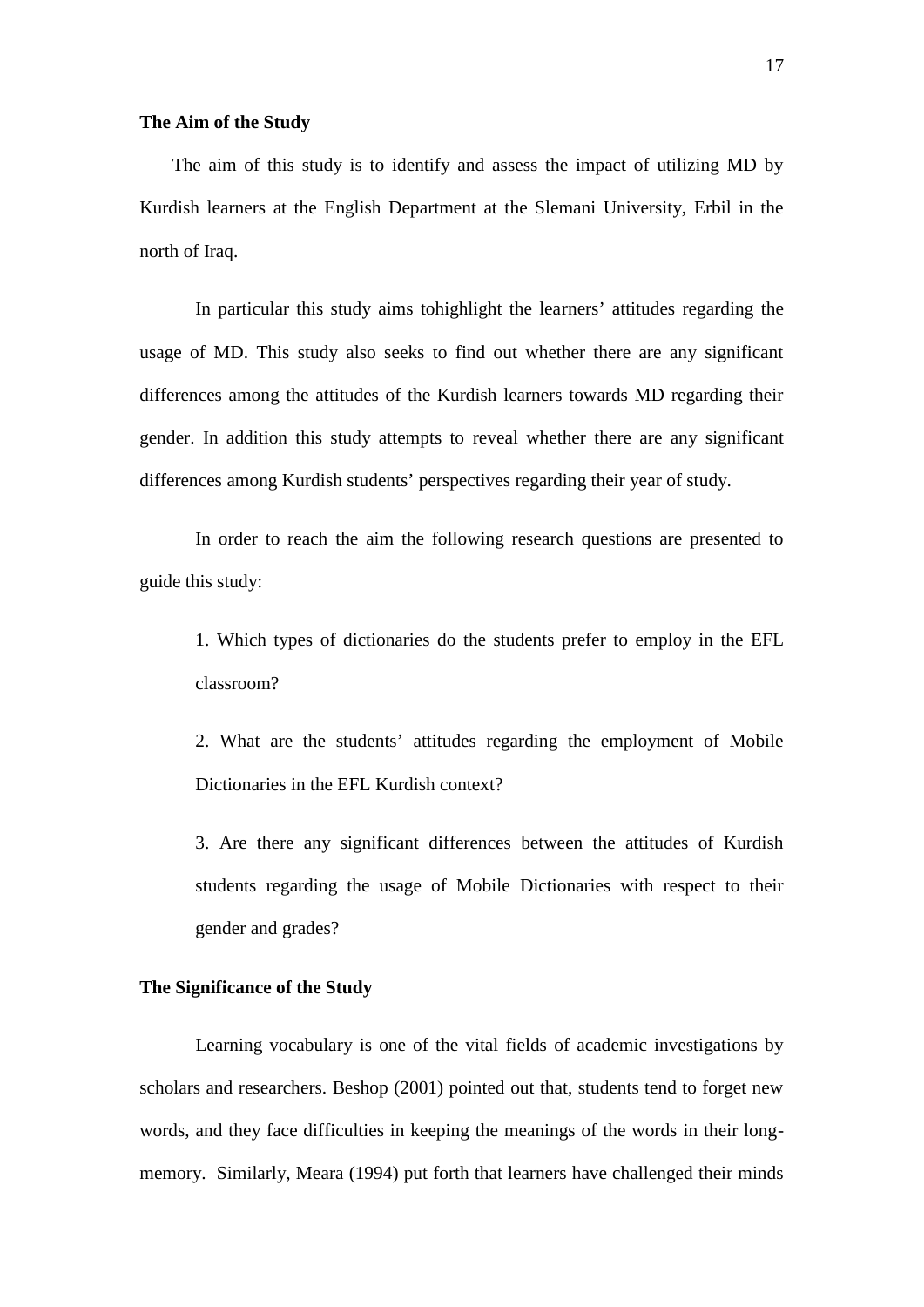**The Aim of the Study**

The aim of this study is to identify and assess the impact of utilizing MD by Kurdish learners at the English Department at the Slemani University, Erbil in the north of Iraq.

In particular this study aims tohighlight the learners' attitudes regarding the usage of MD. This study also seeks to find out whether there are any significant differences among the attitudes of the Kurdish learners towards MD regarding their gender. In addition this study attempts to reveal whether there are any significant differences among Kurdish students' perspectives regarding their year of study.

In order to reach the aim the following research questions are presented to guide this study:

1. Which types of dictionaries do the students prefer to employ in the EFL classroom?

2. What are the students' attitudes regarding the employment of Mobile Dictionaries in the EFL Kurdish context?

3. Are there any significant differences between the attitudes of Kurdish students regarding the usage of Mobile Dictionaries with respect to their gender and grades?

**The Significance of the Study**

Learning vocabulary is one of the vital fields of academic investigations by scholars and researchers. Beshop (2001) pointed out that, students tend to forget new words, and they face difficulties in keeping the meanings of the words in their long-memory. Similarly, Meara (1994) put forth that learners have challenged their minds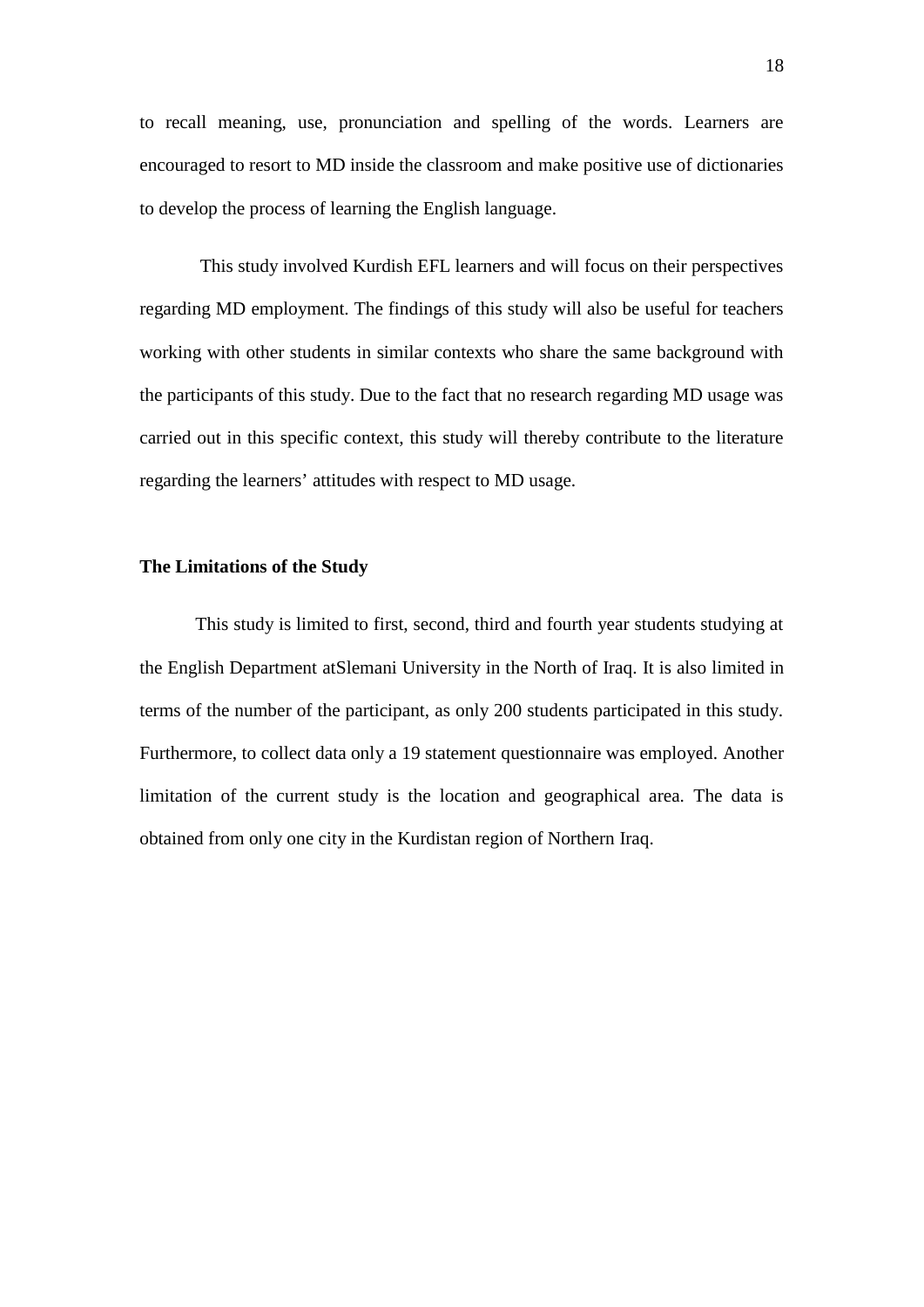to recall meaning, use, pronunciation and spelling of the words. Learners are encouraged to resort to MD inside the classroom and make positive use of dictionaries to develop the process of learning the English language.

This study involved Kurdish EFL learners and will focus on their perspectives regarding MD employment. The findings of this study will also be useful for teachers working with other students in similar contexts who share the same background with the participants of this study. Due to the fact that no research regarding MD usage was carried out in this specific context, this study will thereby contribute to the literature regarding the learners' attitudes with respect to MD usage.

**The Limitations of the Study**

This study is limited to first, second, third and fourth year students studying at the English Department atSlemani University in the North of Iraq. It is also limited in terms of the number of the participant, as only 200 students participated in this study. Furthermore, to collect data only a 19 statement questionnaire was employed. Another limitation of the current study is the location and geographical area. The data is obtained from only one city in the Kurdistan region of Northern Iraq.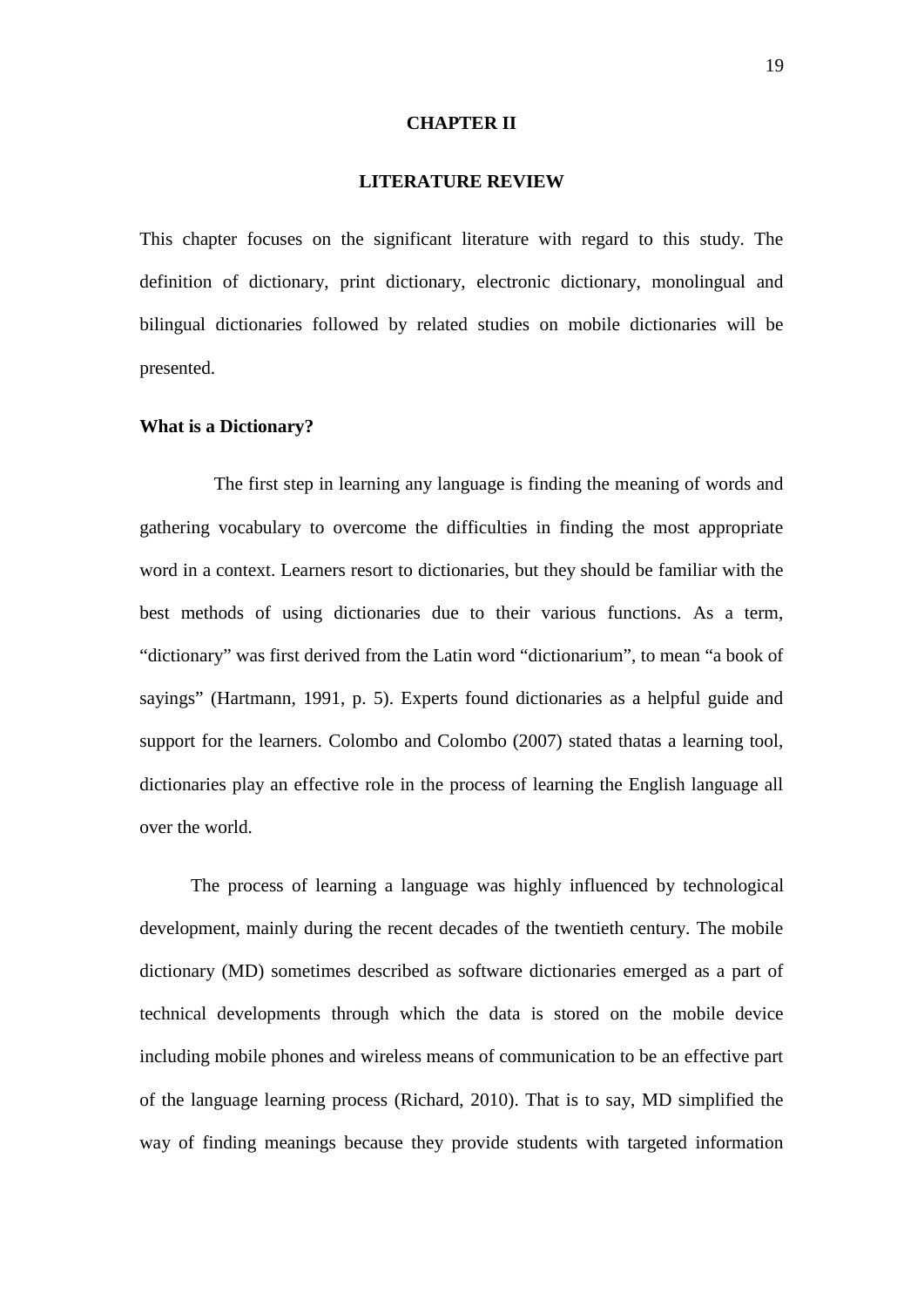# CHAPTER II

# LITERATURE REVIEW

This chapter focuses on the significant literature with regard to this study. The definition of dictionary, print dictionary, electronic dictionary, monolingual and bilingual dictionaries followed by related studies on mobile dictionaries will be presented.

## What is a Dictionary?

The first step in learning any language is finding the meaning of words and gathering vocabulary to overcome the difficulties in finding the most appropriate word in a context. Learners resort to dictionaries, but they should be familiar with the best methods of using dictionaries due to their various functions. As a term, "dictionary" was first derived from the Latin word "dictionarium", to mean "a book of sayings" (Hartmann, 1991, p. 5). Experts found dictionaries as a helpful guide and support for the learners. Colombo and Colombo (2007) stated thatas a learning tool, dictionaries play an effective role in the process of learning the English language all over the world.

The process of learning a language was highly influenced by technological development, mainly during the recent decades of the twentieth century. The mobile dictionary (MD) sometimes described as software dictionaries emerged as a part of technical developments through which the data is stored on the mobile device including mobile phones and wireless means of communication to be an effective part of the language learning process (Richard, 2010). That is to say, MD simplified the way of finding meanings because they provide students with targeted information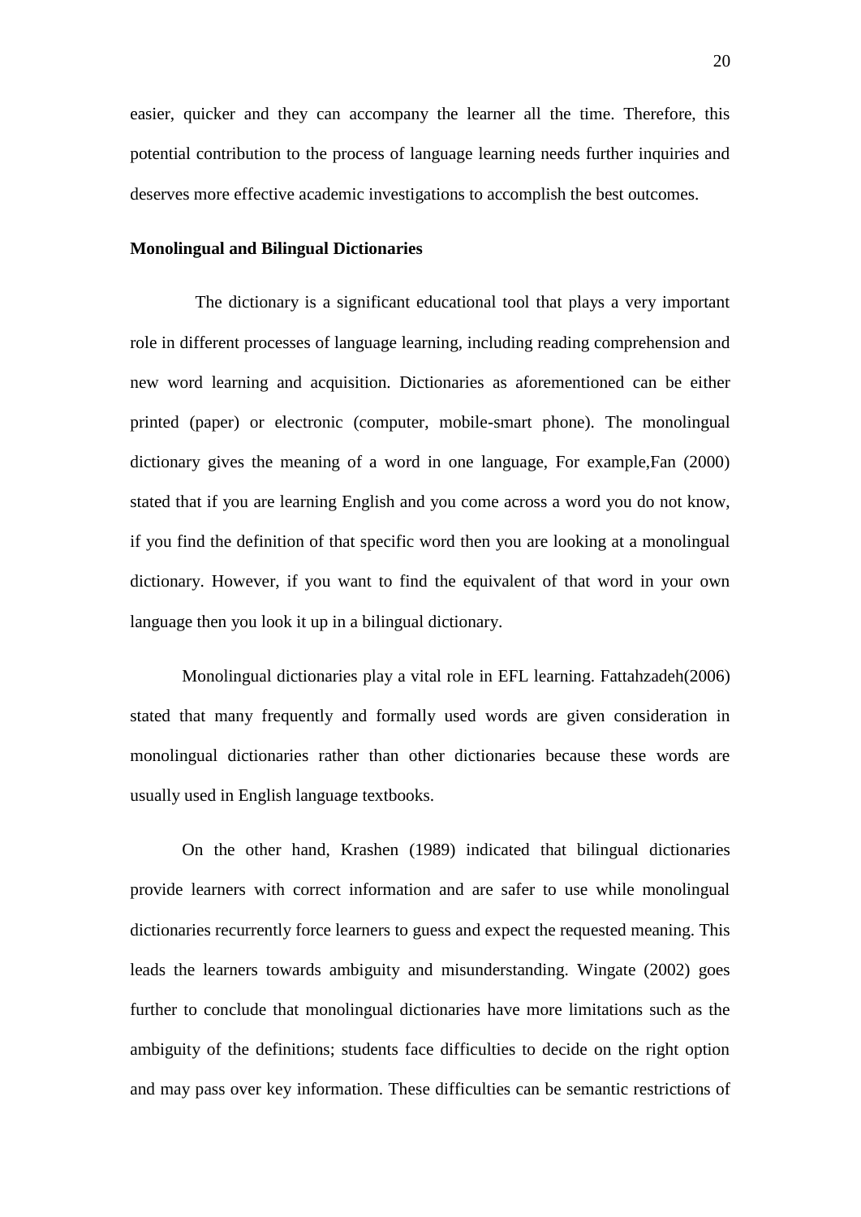easier, quicker and they can accompany the learner all the time. Therefore, this potential contribution to the process of language learning needs further inquiries and deserves more effective academic investigations to accomplish the best outcomes.

**Monolingual and Bilingual Dictionaries**

The dictionary is a significant educational tool that plays a very important role in different processes of language learning, including reading comprehension and new word learning and acquisition. Dictionaries as aforementioned can be either printed (paper) or electronic (computer, mobile-smart phone). The monolingual dictionary gives the meaning of a word in one language, For example,Fan (2000) stated that if you are learning English and you come across a word you do not know, if you find the definition of that specific word then you are looking at a monolingual dictionary. However, if you want to find the equivalent of that word in your own language then you look it up in a bilingual dictionary.

Monolingual dictionaries play a vital role in EFL learning. Fattahzadeh(2006) stated that many frequently and formally used words are given consideration in monolingual dictionaries rather than other dictionaries because these words are usually used in English language textbooks.

On the other hand, Krashen (1989) indicated that bilingual dictionaries provide learners with correct information and are safer to use while monolingual dictionaries recurrently force learners to guess and expect the requested meaning. This leads the learners towards ambiguity and misunderstanding. Wingate (2002) goes further to conclude that monolingual dictionaries have more limitations such as the ambiguity of the definitions; students face difficulties to decide on the right option and may pass over key information. These difficulties can be semantic restrictions of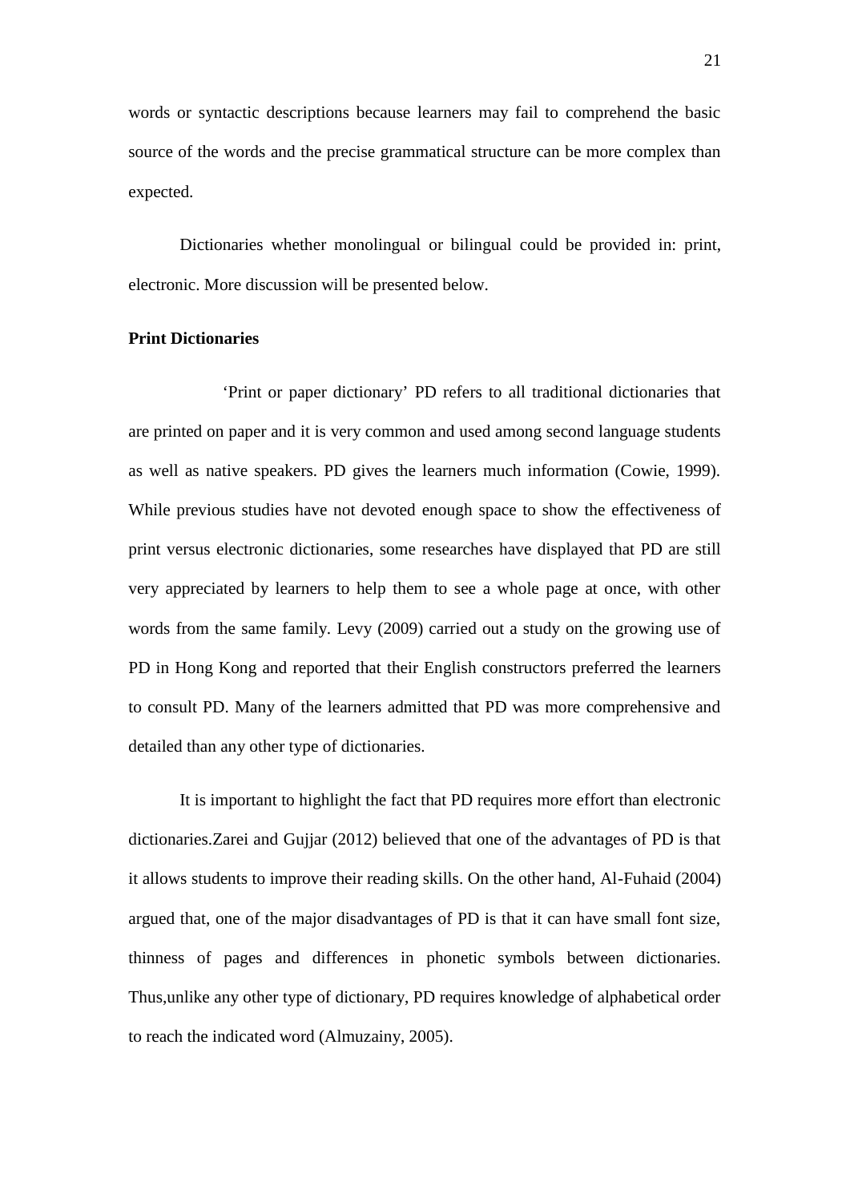words or syntactic descriptions because learners may fail to comprehend the basic source of the words and the precise grammatical structure can be more complex than expected.

Dictionaries whether monolingual or bilingual could be provided in: print, electronic. More discussion will be presented below.

**Print Dictionaries**

'Print or paper dictionary' PD refers to all traditional dictionaries that are printed on paper and it is very common and used among second language students as well as native speakers. PD gives the learners much information (Cowie, 1999). While previous studies have not devoted enough space to show the effectiveness of print versus electronic dictionaries, some researches have displayed that PD are still very appreciated by learners to help them to see a whole page at once, with other words from the same family. Levy (2009) carried out a study on the growing use of PD in Hong Kong and reported that their English constructors preferred the learners to consult PD. Many of the learners admitted that PD was more comprehensive and detailed than any other type of dictionaries.

It is important to highlight the fact that PD requires more effort than electronic dictionaries.Zarei and Gujjar (2012) believed that one of the advantages of PD is that it allows students to improve their reading skills. On the other hand, Al-Fuhaid (2004) argued that, one of the major disadvantages of PD is that it can have small font size, thinness of pages and differences in phonetic symbols between dictionaries. Thus,unlike any other type of dictionary, PD requires knowledge of alphabetical order to reach the indicated word (Almuzainy, 2005).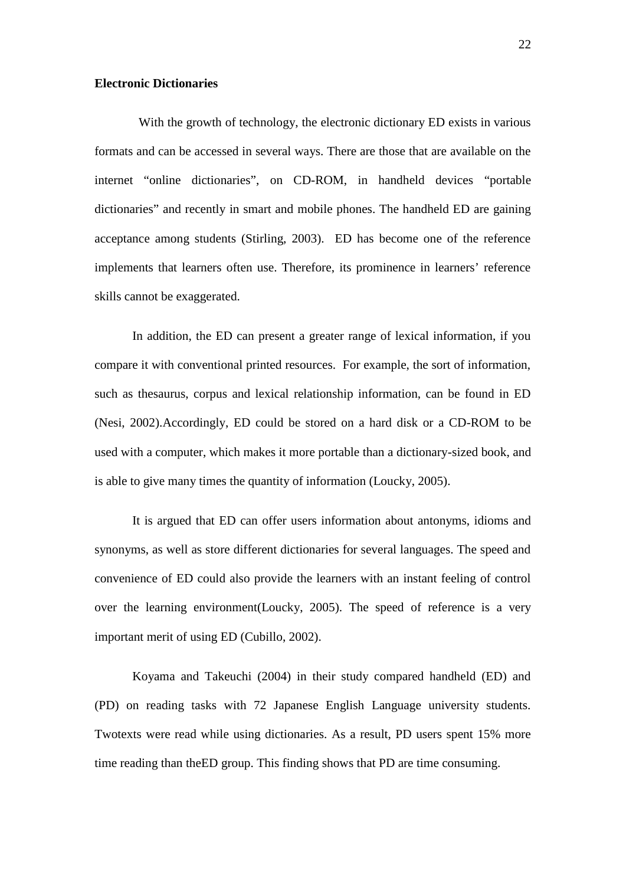**Electronic Dictionaries**

With the growth of technology, the electronic dictionary ED exists in various formats and can be accessed in several ways. There are those that are available on the internet "online dictionaries", on CD-ROM, in handheld devices "portable dictionaries" and recently in smart and mobile phones. The handheld ED are gaining acceptance among students (Stirling, 2003). ED has become one of the reference implements that learners often use. Therefore, its prominence in learners' reference skills cannot be exaggerated.

In addition, the ED can present a greater range of lexical information, if you compare it with conventional printed resources. For example, the sort of information, such as thesaurus, corpus and lexical relationship information, can be found in ED (Nesi, 2002).Accordingly, ED could be stored on a hard disk or a CD-ROM to be used with a computer, which makes it more portable than a dictionary-sized book, and is able to give many times the quantity of information (Loucky, 2005).

It is argued that ED can offer users information about antonyms, idioms and synonyms, as well as store different dictionaries for several languages. The speed and convenience of ED could also provide the learners with an instant feeling of control over the learning environment(Loucky, 2005). The speed of reference is a very important merit of using ED (Cubillo, 2002).

Koyama and Takeuchi (2004) in their study compared handheld (ED) and (PD) on reading tasks with 72 Japanese English Language university students. Twotexts were read while using dictionaries. As a result, PD users spent 15% more time reading than theED group. This finding shows that PD are time consuming.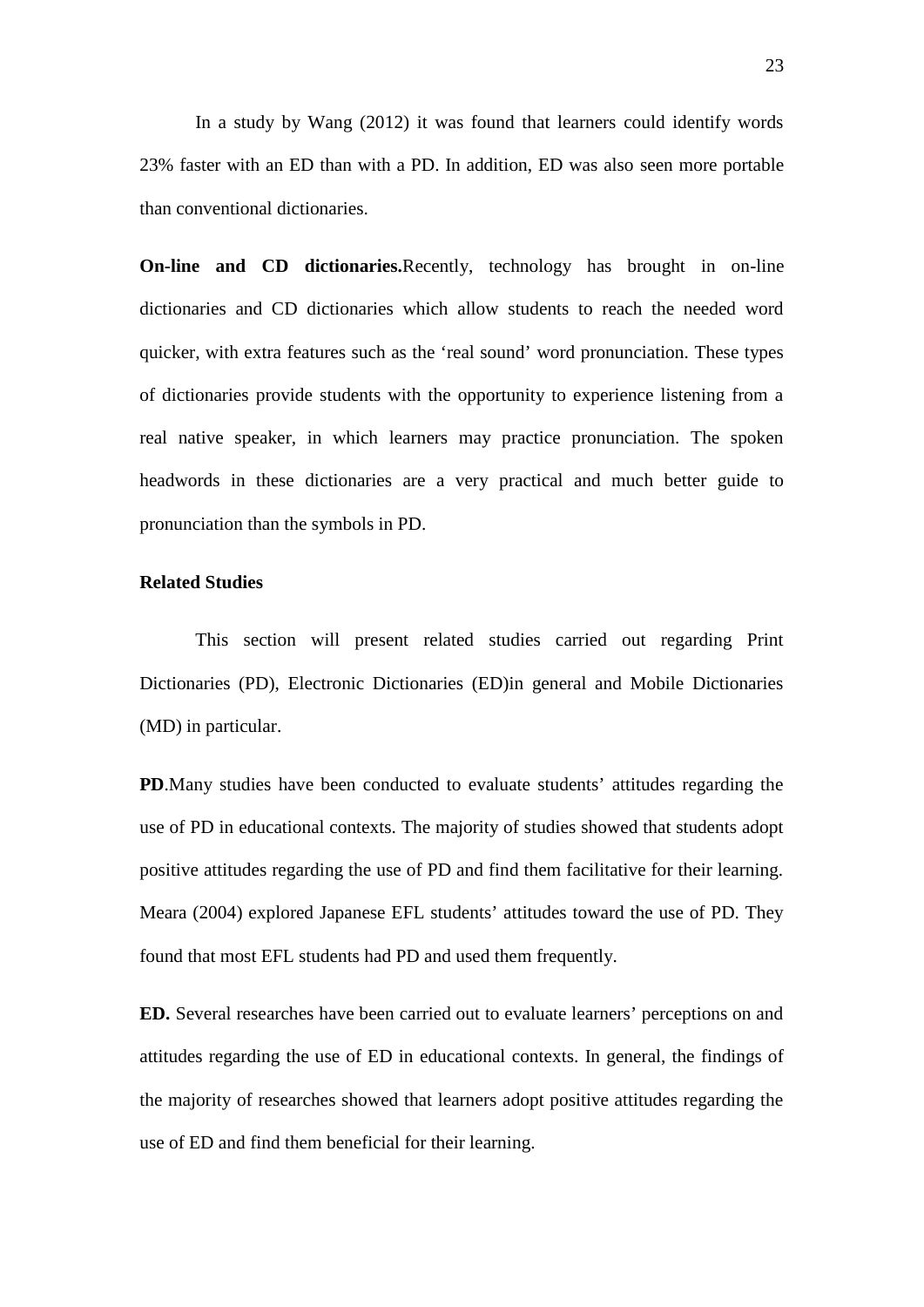In a study by Wang (2012) it was found that learners could identify words 23% faster with an ED than with a PD. In addition, ED was also seen more portable than conventional dictionaries.

**On-line and CD dictionaries.**Recently, technology has brought in on-line dictionaries and CD dictionaries which allow students to reach the needed word quicker, with extra features such as the 'real sound' word pronunciation. These types of dictionaries provide students with the opportunity to experience listening from a real native speaker, in which learners may practice pronunciation. The spoken headwords in these dictionaries are a very practical and much better guide to pronunciation than the symbols in PD.

## Related Studies

This section will present related studies carried out regarding Print Dictionaries (PD), Electronic Dictionaries (ED)in general and Mobile Dictionaries (MD) in particular.

**PD**.Many studies have been conducted to evaluate students' attitudes regarding the use of PD in educational contexts. The majority of studies showed that students adopt positive attitudes regarding the use of PD and find them facilitative for their learning. Meara (2004) explored Japanese EFL students' attitudes toward the use of PD. They found that most EFL students had PD and used them frequently.

**ED.** Several researches have been carried out to evaluate learners' perceptions on and attitudes regarding the use of ED in educational contexts. In general, the findings of the majority of researches showed that learners adopt positive attitudes regarding the use of ED and find them beneficial for their learning.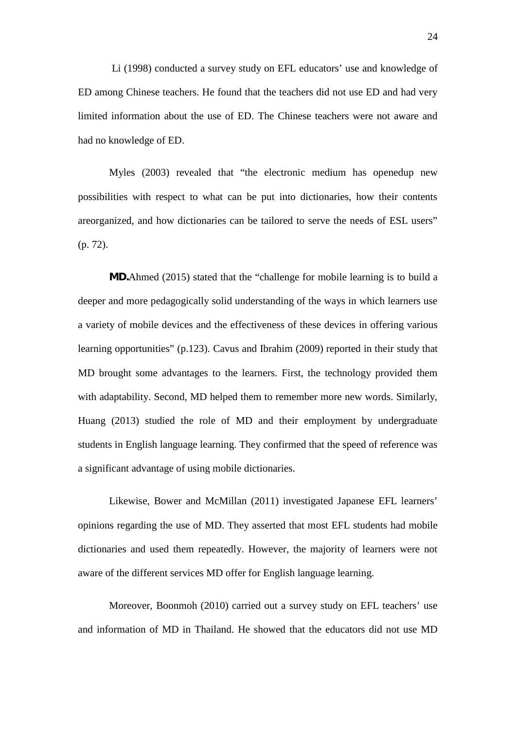Li (1998) conducted a survey study on EFL educators' use and knowledge of ED among Chinese teachers. He found that the teachers did not use ED and had very limited information about the use of ED. The Chinese teachers were not aware and had no knowledge of ED.

Myles (2003) revealed that "the electronic medium has openedup new possibilities with respect to what can be put into dictionaries, how their contents areorganized, and how dictionaries can be tailored to serve the needs of ESL users" (p. 72).

**MD.**Ahmed (2015) stated that the "challenge for mobile learning is to build a deeper and more pedagogically solid understanding of the ways in which learners use a variety of mobile devices and the effectiveness of these devices in offering various learning opportunities" (p.123). Cavus and Ibrahim (2009) reported in their study that MD brought some advantages to the learners. First, the technology provided them with adaptability. Second, MD helped them to remember more new words. Similarly, Huang (2013) studied the role of MD and their employment by undergraduate students in English language learning. They confirmed that the speed of reference was a significant advantage of using mobile dictionaries.

Likewise, Bower and McMillan (2011) investigated Japanese EFL learners' opinions regarding the use of MD. They asserted that most EFL students had mobile dictionaries and used them repeatedly. However, the majority of learners were not aware of the different services MD offer for English language learning.

Moreover, Boonmoh (2010) carried out a survey study on EFL teachers' use and information of MD in Thailand. He showed that the educators did not use MD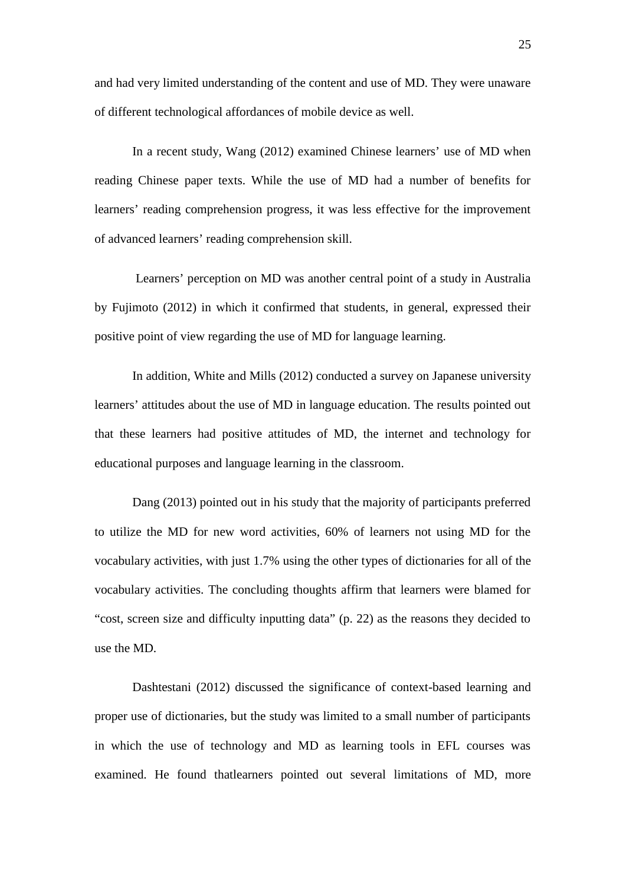and had very limited understanding of the content and use of MD. They were unaware of different technological affordances of mobile device as well.

In a recent study, Wang (2012) examined Chinese learners' use of MD when reading Chinese paper texts. While the use of MD had a number of benefits for learners' reading comprehension progress, it was less effective for the improvement of advanced learners' reading comprehension skill.

Learners' perception on MD was another central point of a study in Australia by Fujimoto (2012) in which it confirmed that students, in general, expressed their positive point of view regarding the use of MD for language learning.

In addition, White and Mills (2012) conducted a survey on Japanese university learners' attitudes about the use of MD in language education. The results pointed out that these learners had positive attitudes of MD, the internet and technology for educational purposes and language learning in the classroom.

Dang (2013) pointed out in his study that the majority of participants preferred to utilize the MD for new word activities, 60% of learners not using MD for the vocabulary activities, with just 1.7% using the other types of dictionaries for all of the vocabulary activities. The concluding thoughts affirm that learners were blamed for "cost, screen size and difficulty inputting data" (p. 22) as the reasons they decided to use the MD.

Dashtestani (2012) discussed the significance of context-based learning and proper use of dictionaries, but the study was limited to a small number of participants in which the use of technology and MD as learning tools in EFL courses was examined. He found thatlearners pointed out several limitations of MD, more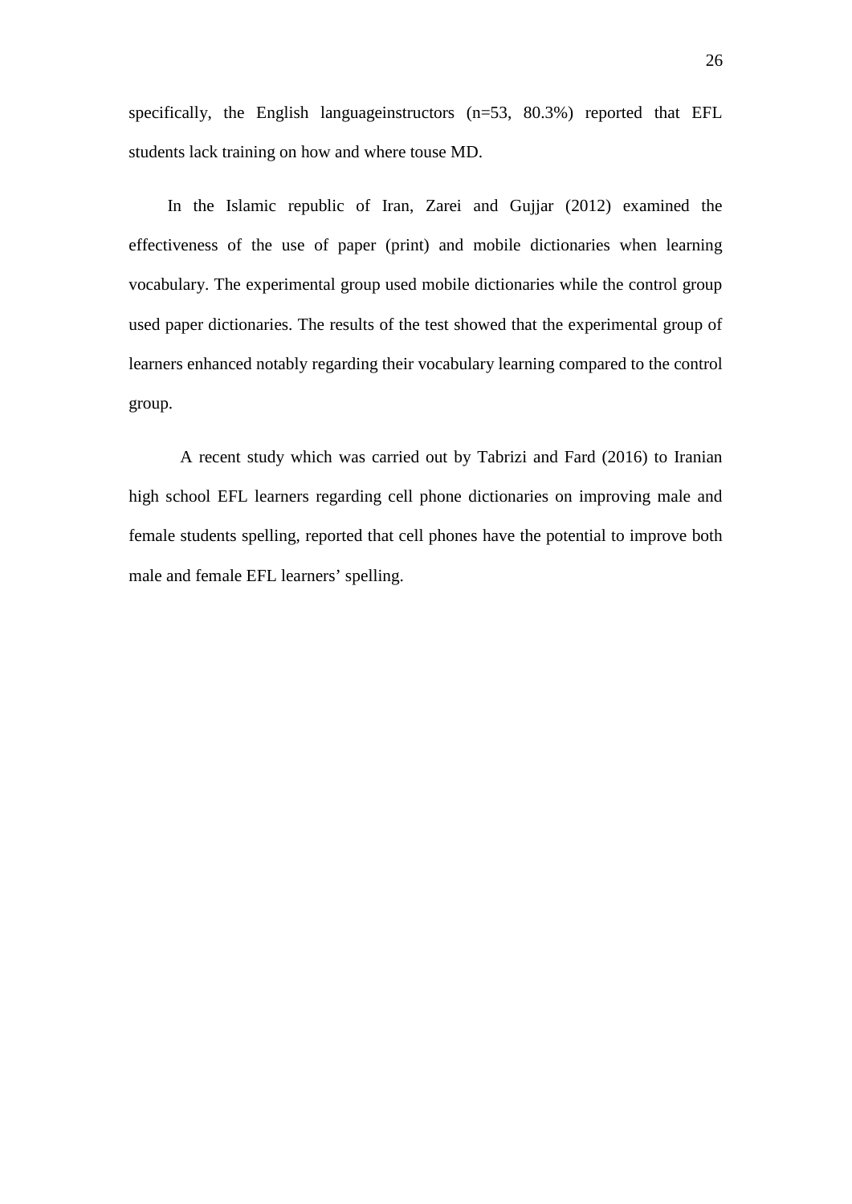specifically, the English languageinstructors (n=53, 80.3%) reported that EFL students lack training on how and where touse MD.

In the Islamic republic of Iran, Zarei and Gujjar (2012) examined the effectiveness of the use of paper (print) and mobile dictionaries when learning vocabulary. The experimental group used mobile dictionaries while the control group used paper dictionaries. The results of the test showed that the experimental group of learners enhanced notably regarding their vocabulary learning compared to the control group.

A recent study which was carried out by Tabrizi and Fard (2016) to Iranian high school EFL learners regarding cell phone dictionaries on improving male and female students spelling, reported that cell phones have the potential to improve both male and female EFL learners' spelling.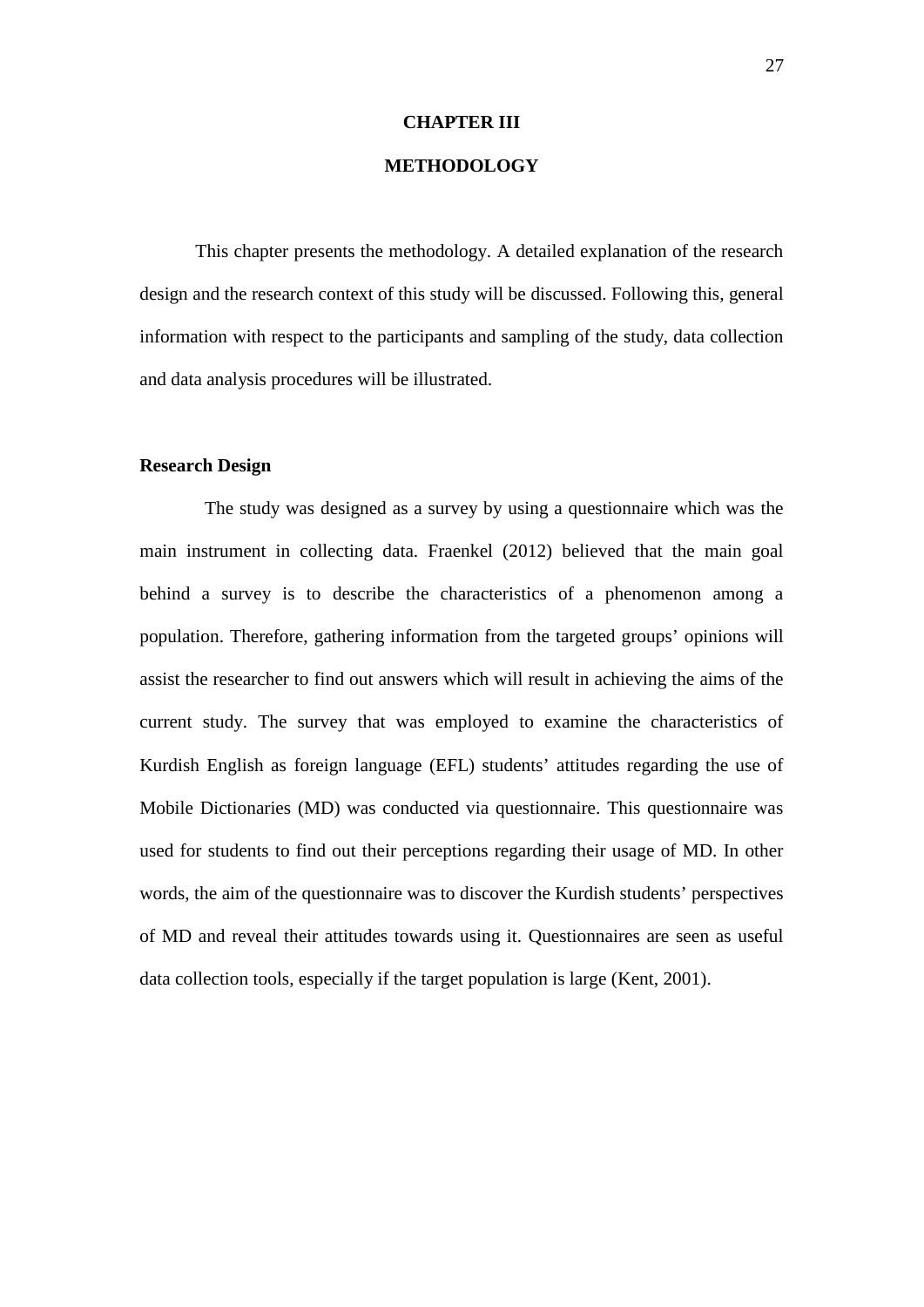# CHAPTER III

# METHODOLOGY

This chapter presents the methodology. A detailed explanation of the research design and the research context of this study will be discussed. Following this, general information with respect to the participants and sampling of the study, data collection and data analysis procedures will be illustrated.

## Research Design

The study was designed as a survey by using a questionnaire which was the main instrument in collecting data. Fraenkel (2012) believed that the main goal behind a survey is to describe the characteristics of a phenomenon among a population. Therefore, gathering information from the targeted groups' opinions will assist the researcher to find out answers which will result in achieving the aims of the current study. The survey that was employed to examine the characteristics of Kurdish English as foreign language (EFL) students' attitudes regarding the use of Mobile Dictionaries (MD) was conducted via questionnaire. This questionnaire was used for students to find out their perceptions regarding their usage of MD. In other words, the aim of the questionnaire was to discover the Kurdish students' perspectives of MD and reveal their attitudes towards using it. Questionnaires are seen as useful data collection tools, especially if the target population is large (Kent, 2001).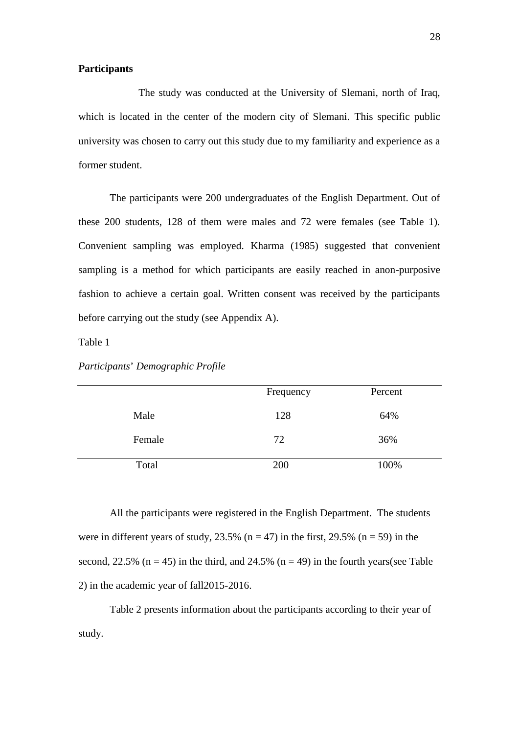**Participants**

The study was conducted at the University of Slemani, north of Iraq, which is located in the center of the modern city of Slemani. This specific public university was chosen to carry out this study due to my familiarity and experience as a former student.

The participants were 200 undergraduates of the English Department. Out of these 200 students, 128 of them were males and 72 were females (see Table 1). Convenient sampling was employed. Kharma (1985) suggested that convenient sampling is a method for which participants are easily reached in anon-purposive fashion to achieve a certain goal. Written consent was received by the participants before carrying out the study (see Appendix A).

Table 1

*Participants' Demographic Profile*

| | Frequency | Percent |
|---|---|---|
| Male | 128 | 64% |
| Female | 72 | 36% |
| Total | 200 | 100% |

All the participants were registered in the English Department. The students were in different years of study, 23.5% ($n = 47$) in the first, 29.5% ($n = 59$) in the second, 22.5% ($n = 45$) in the third, and 24.5% ($n = 49$) in the fourth years(see Table 2) in the academic year of fall2015-2016.

Table 2 presents information about the participants according to their year of study.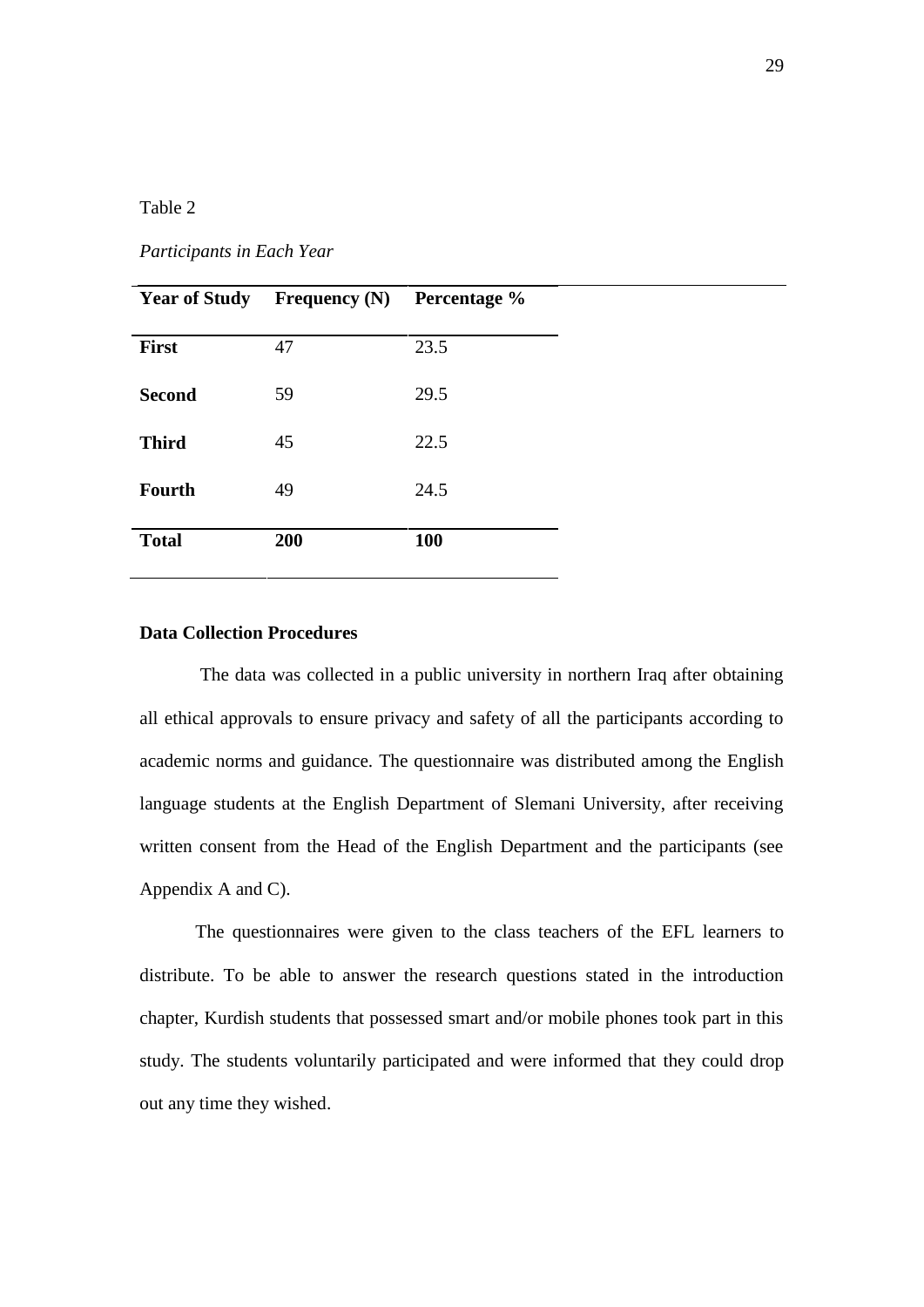Table 2

*Participants in Each Year*

| Year of Study | Frequency (N) | Percentage % |
|---|---|---|
| **First** | 47 | 23.5 |
| **Second** | 59 | 29.5 |
| **Third** | 45 | 22.5 |
| **Fourth** | 49 | 24.5 |
| **Total** | **200** | **100** |

**Data Collection Procedures**

The data was collected in a public university in northern Iraq after obtaining all ethical approvals to ensure privacy and safety of all the participants according to academic norms and guidance. The questionnaire was distributed among the English language students at the English Department of Slemani University, after receiving written consent from the Head of the English Department and the participants (see Appendix A and C).

The questionnaires were given to the class teachers of the EFL learners to distribute. To be able to answer the research questions stated in the introduction chapter, Kurdish students that possessed smart and/or mobile phones took part in this study. The students voluntarily participated and were informed that they could drop out any time they wished.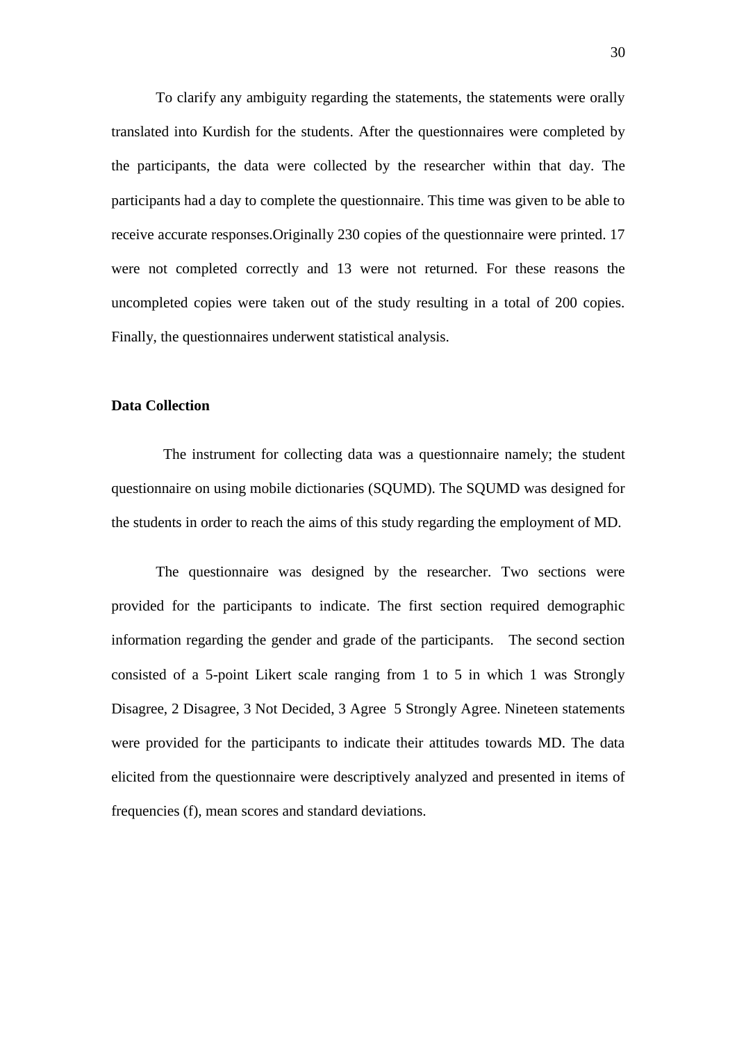To clarify any ambiguity regarding the statements, the statements were orally translated into Kurdish for the students. After the questionnaires were completed by the participants, the data were collected by the researcher within that day. The participants had a day to complete the questionnaire. This time was given to be able to receive accurate responses.Originally 230 copies of the questionnaire were printed. 17 were not completed correctly and 13 were not returned. For these reasons the uncompleted copies were taken out of the study resulting in a total of 200 copies. Finally, the questionnaires underwent statistical analysis.

**Data Collection**

The instrument for collecting data was a questionnaire namely; the student questionnaire on using mobile dictionaries (SQUMD). The SQUMD was designed for the students in order to reach the aims of this study regarding the employment of MD.

The questionnaire was designed by the researcher. Two sections were provided for the participants to indicate. The first section required demographic information regarding the gender and grade of the participants. The second section consisted of a 5-point Likert scale ranging from 1 to 5 in which 1 was Strongly Disagree, 2 Disagree, 3 Not Decided, 3 Agree 5 Strongly Agree. Nineteen statements were provided for the participants to indicate their attitudes towards MD. The data elicited from the questionnaire were descriptively analyzed and presented in items of frequencies (f), mean scores and standard deviations.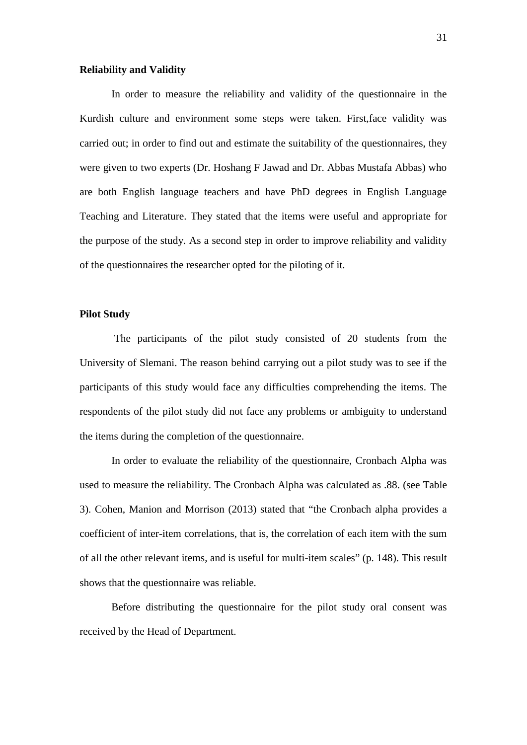## Reliability and Validity

In order to measure the reliability and validity of the questionnaire in the Kurdish culture and environment some steps were taken. First,face validity was carried out; in order to find out and estimate the suitability of the questionnaires, they were given to two experts (Dr. Hoshang F Jawad and Dr. Abbas Mustafa Abbas) who are both English language teachers and have PhD degrees in English Language Teaching and Literature. They stated that the items were useful and appropriate for the purpose of the study. As a second step in order to improve reliability and validity of the questionnaires the researcher opted for the piloting of it.

## Pilot Study

The participants of the pilot study consisted of 20 students from the University of Slemani. The reason behind carrying out a pilot study was to see if the participants of this study would face any difficulties comprehending the items. The respondents of the pilot study did not face any problems or ambiguity to understand the items during the completion of the questionnaire.

In order to evaluate the reliability of the questionnaire, Cronbach Alpha was used to measure the reliability. The Cronbach Alpha was calculated as .88. (see Table 3). Cohen, Manion and Morrison (2013) stated that "the Cronbach alpha provides a coefficient of inter-item correlations, that is, the correlation of each item with the sum of all the other relevant items, and is useful for multi-item scales" (p. 148). This result shows that the questionnaire was reliable.

Before distributing the questionnaire for the pilot study oral consent was received by the Head of Department.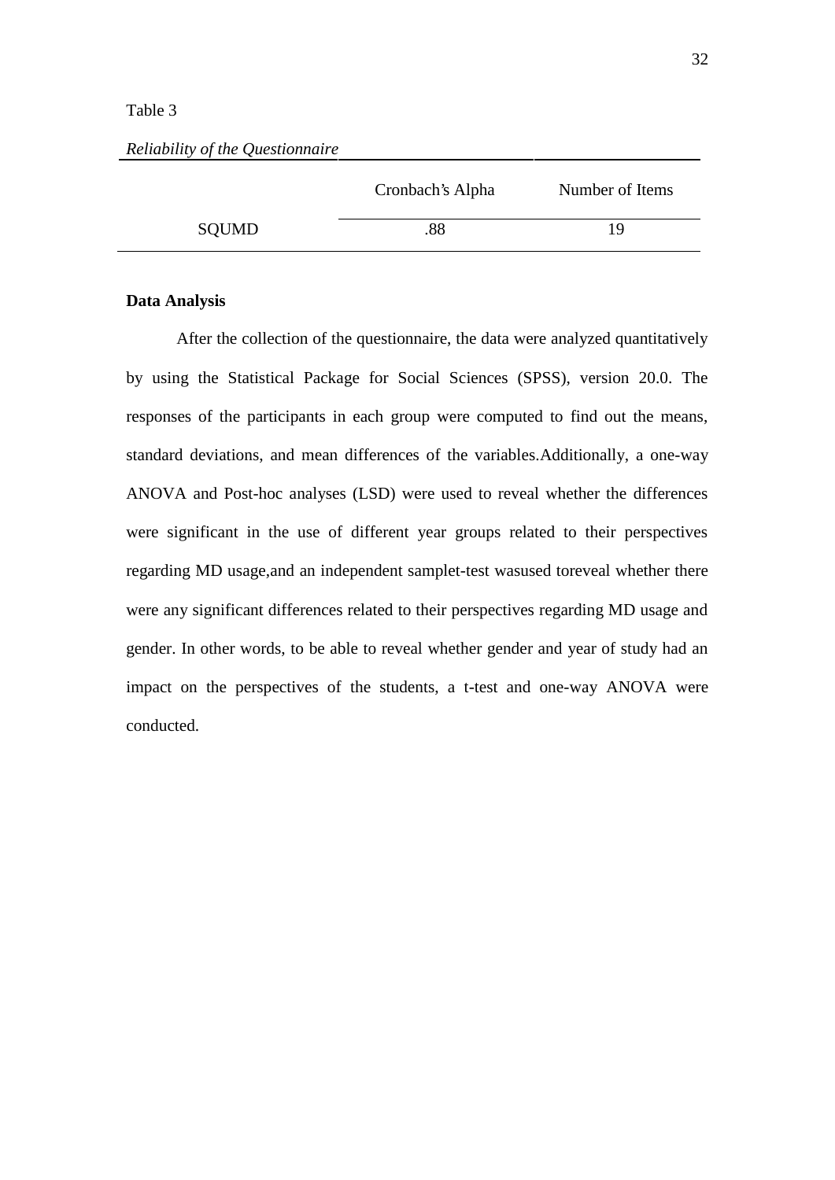Table 3

*Reliability of the Questionnaire*

| | Cronbach's Alpha | Number of Items |
|---|---|---|
| SQUMD | .88 | 19 |

**Data Analysis**

After the collection of the questionnaire, the data were analyzed quantitatively by using the Statistical Package for Social Sciences (SPSS), version 20.0. The responses of the participants in each group were computed to find out the means, standard deviations, and mean differences of the variables.Additionally, a one-way ANOVA and Post-hoc analyses (LSD) were used to reveal whether the differences were significant in the use of different year groups related to their perspectives regarding MD usage,and an independent samplet-test wasused toreveal whether there were any significant differences related to their perspectives regarding MD usage and gender. In other words, to be able to reveal whether gender and year of study had an impact on the perspectives of the students, a t-test and one-way ANOVA were conducted.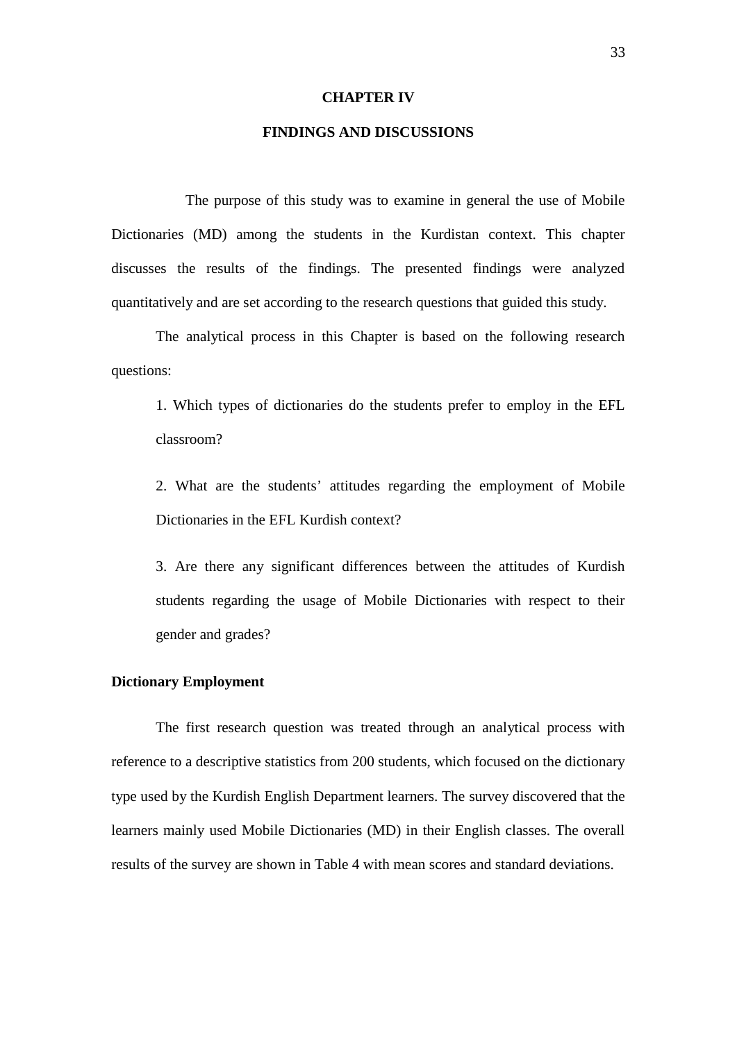# CHAPTER IV

# FINDINGS AND DISCUSSIONS

The purpose of this study was to examine in general the use of Mobile Dictionaries (MD) among the students in the Kurdistan context. This chapter discusses the results of the findings. The presented findings were analyzed quantitatively and are set according to the research questions that guided this study.

The analytical process in this Chapter is based on the following research questions:

1. Which types of dictionaries do the students prefer to employ in the EFL classroom?

2. What are the students' attitudes regarding the employment of Mobile Dictionaries in the EFL Kurdish context?

3. Are there any significant differences between the attitudes of Kurdish students regarding the usage of Mobile Dictionaries with respect to their gender and grades?

## Dictionary Employment

The first research question was treated through an analytical process with reference to a descriptive statistics from 200 students, which focused on the dictionary type used by the Kurdish English Department learners. The survey discovered that the learners mainly used Mobile Dictionaries (MD) in their English classes. The overall results of the survey are shown in Table 4 with mean scores and standard deviations.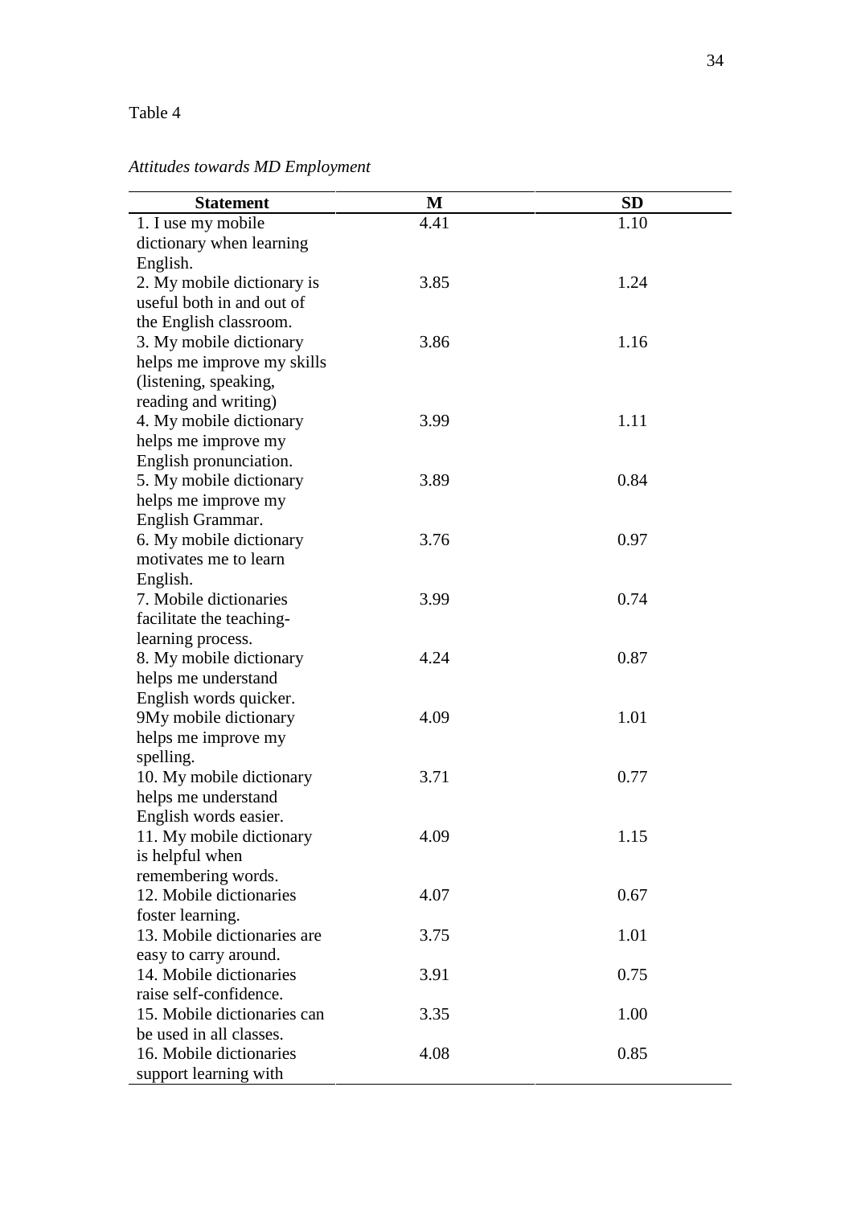Table 4

*Attitudes towards MD Employment*

| Statement | M | SD |
|---|---|---|
| 1. I use my mobile dictionary when learning English. | 4.41 | 1.10 |
| 2. My mobile dictionary is useful both in and out of the English classroom. | 3.85 | 1.24 |
| 3. My mobile dictionary helps me improve my skills (listening, speaking, reading and writing) | 3.86 | 1.16 |
| 4. My mobile dictionary helps me improve my English pronunciation. | 3.99 | 1.11 |
| 5. My mobile dictionary helps me improve my English Grammar. | 3.89 | 0.84 |
| 6. My mobile dictionary motivates me to learn English. | 3.76 | 0.97 |
| 7. Mobile dictionaries facilitate the teaching-learning process. | 3.99 | 0.74 |
| 8. My mobile dictionary helps me understand English words quicker. | 4.24 | 0.87 |
| 9My mobile dictionary helps me improve my spelling. | 4.09 | 1.01 |
| 10. My mobile dictionary helps me understand English words easier. | 3.71 | 0.77 |
| 11. My mobile dictionary is helpful when remembering words. | 4.09 | 1.15 |
| 12. Mobile dictionaries foster learning. | 4.07 | 0.67 |
| 13. Mobile dictionaries are easy to carry around. | 3.75 | 1.01 |
| 14. Mobile dictionaries raise self-confidence. | 3.91 | 0.75 |
| 15. Mobile dictionaries can be used in all classes. | 3.35 | 1.00 |
| 16. Mobile dictionaries support learning with | 4.08 | 0.85 |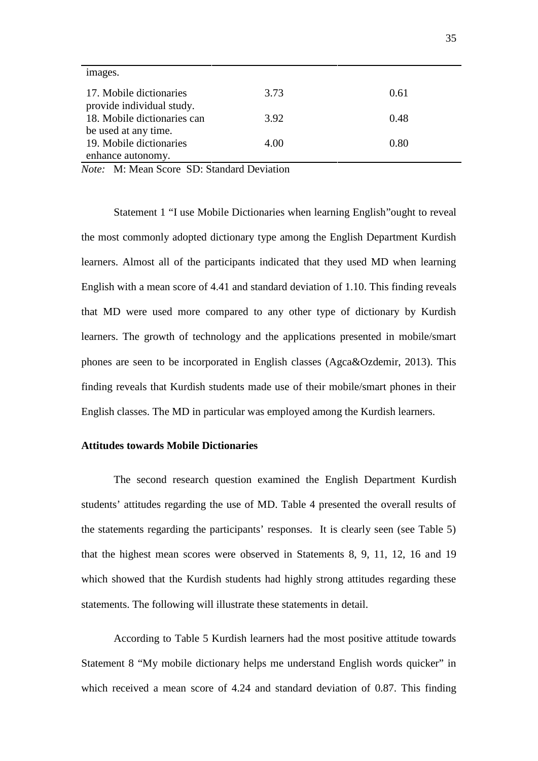| | | |
|---|---|---|
| images. | | |
| 17. Mobile dictionaries provide individual study. | 3.73 | 0.61 |
| 18. Mobile dictionaries can be used at any time. | 3.92 | 0.48 |
| 19. Mobile dictionaries enhance autonomy. | 4.00 | 0.80 |

*Note:* M: Mean Score SD: Standard Deviation

Statement 1 "I use Mobile Dictionaries when learning English"ought to reveal the most commonly adopted dictionary type among the English Department Kurdish learners. Almost all of the participants indicated that they used MD when learning English with a mean score of 4.41 and standard deviation of 1.10. This finding reveals that MD were used more compared to any other type of dictionary by Kurdish learners. The growth of technology and the applications presented in mobile/smart phones are seen to be incorporated in English classes (Agca&Ozdemir, 2013). This finding reveals that Kurdish students made use of their mobile/smart phones in their English classes. The MD in particular was employed among the Kurdish learners.

**Attitudes towards Mobile Dictionaries**

The second research question examined the English Department Kurdish students' attitudes regarding the use of MD. Table 4 presented the overall results of the statements regarding the participants' responses. It is clearly seen (see Table 5) that the highest mean scores were observed in Statements 8, 9, 11, 12, 16 and 19 which showed that the Kurdish students had highly strong attitudes regarding these statements. The following will illustrate these statements in detail.

According to Table 5 Kurdish learners had the most positive attitude towards Statement 8 "My mobile dictionary helps me understand English words quicker" in which received a mean score of 4.24 and standard deviation of 0.87. This finding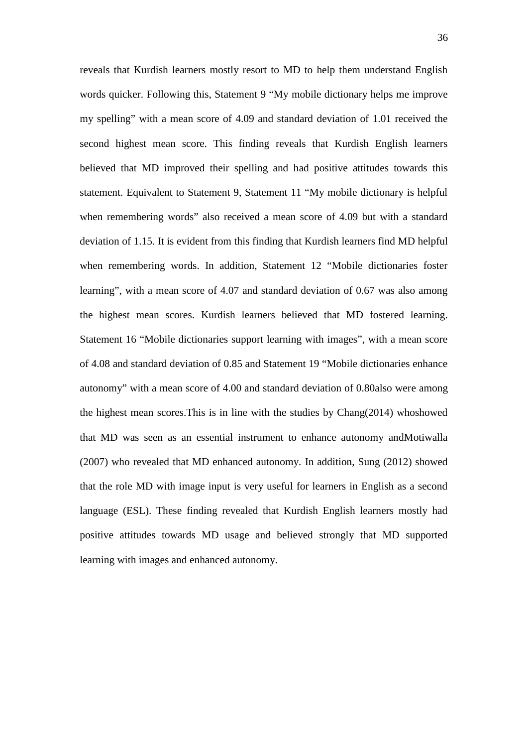reveals that Kurdish learners mostly resort to MD to help them understand English words quicker. Following this, Statement 9 “My mobile dictionary helps me improve my spelling” with a mean score of 4.09 and standard deviation of 1.01 received the second highest mean score. This finding reveals that Kurdish English learners believed that MD improved their spelling and had positive attitudes towards this statement. Equivalent to Statement 9, Statement 11 “My mobile dictionary is helpful when remembering words” also received a mean score of 4.09 but with a standard deviation of 1.15. It is evident from this finding that Kurdish learners find MD helpful when remembering words. In addition, Statement 12 “Mobile dictionaries foster learning”, with a mean score of 4.07 and standard deviation of 0.67 was also among the highest mean scores. Kurdish learners believed that MD fostered learning. Statement 16 “Mobile dictionaries support learning with images”, with a mean score of 4.08 and standard deviation of 0.85 and Statement 19 “Mobile dictionaries enhance autonomy” with a mean score of 4.00 and standard deviation of 0.80also were among the highest mean scores.This is in line with the studies by Chang(2014) whoshowed that MD was seen as an essential instrument to enhance autonomy andMotiwalla (2007) who revealed that MD enhanced autonomy. In addition, Sung (2012) showed that the role MD with image input is very useful for learners in English as a second language (ESL). These finding revealed that Kurdish English learners mostly had positive attitudes towards MD usage and believed strongly that MD supported learning with images and enhanced autonomy.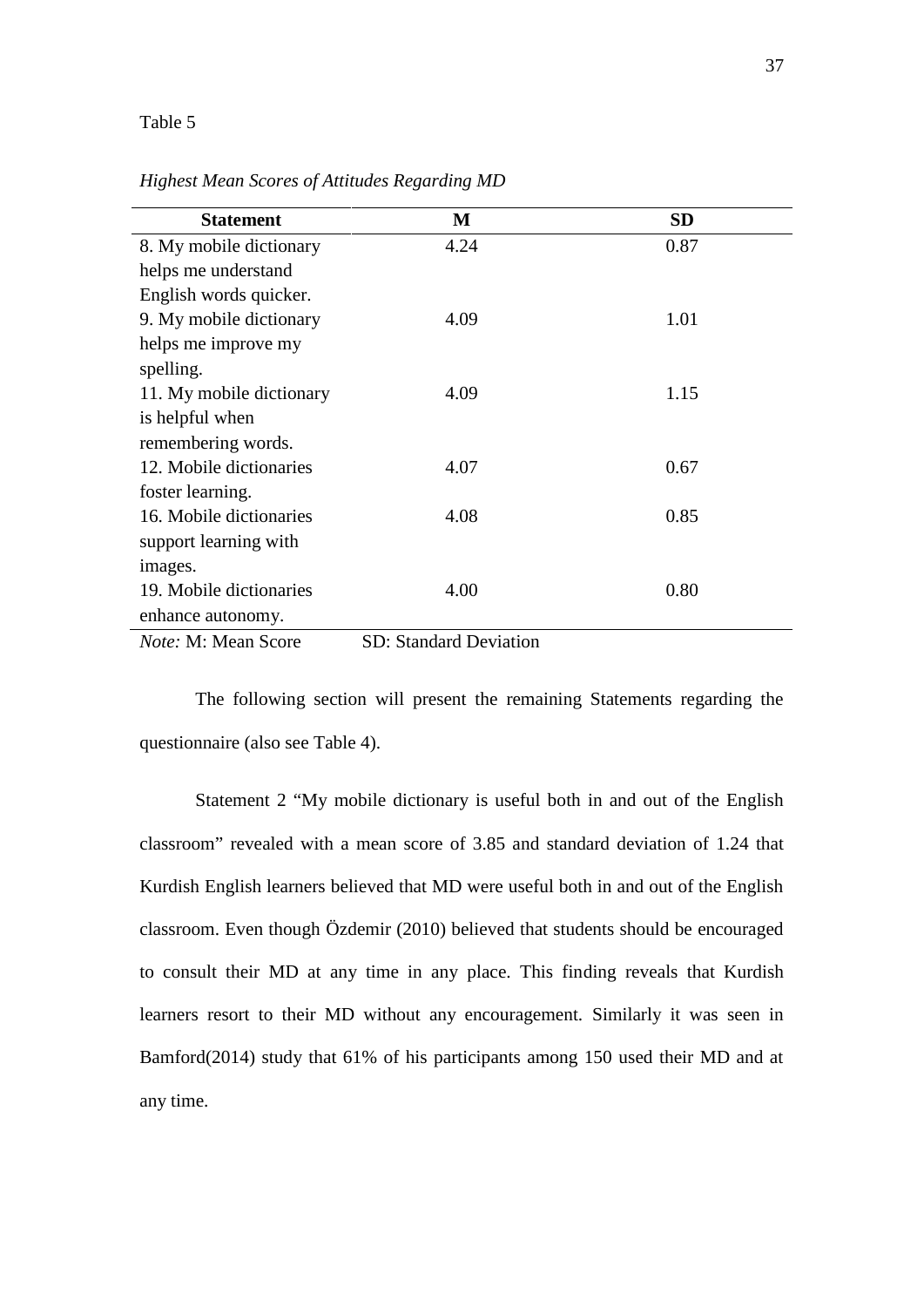Table 5

*Highest Mean Scores of Attitudes Regarding MD*

| Statement | M | SD |
|---|---|---|
| 8. My mobile dictionary helps me understand English words quicker. | 4.24 | 0.87 |
| 9. My mobile dictionary helps me improve my spelling. | 4.09 | 1.01 |
| 11. My mobile dictionary is helpful when remembering words. | 4.09 | 1.15 |
| 12. Mobile dictionaries foster learning. | 4.07 | 0.67 |
| 16. Mobile dictionaries support learning with images. | 4.08 | 0.85 |
| 19. Mobile dictionaries enhance autonomy. | 4.00 | 0.80 |

*Note:* M: Mean Score SD: Standard Deviation

The following section will present the remaining Statements regarding the questionnaire (also see Table 4).

Statement 2 "My mobile dictionary is useful both in and out of the English classroom" revealed with a mean score of 3.85 and standard deviation of 1.24 that Kurdish English learners believed that MD were useful both in and out of the English classroom. Even though Özdemir (2010) believed that students should be encouraged to consult their MD at any time in any place. This finding reveals that Kurdish learners resort to their MD without any encouragement. Similarly it was seen in Bamford(2014) study that 61% of his participants among 150 used their MD and at any time.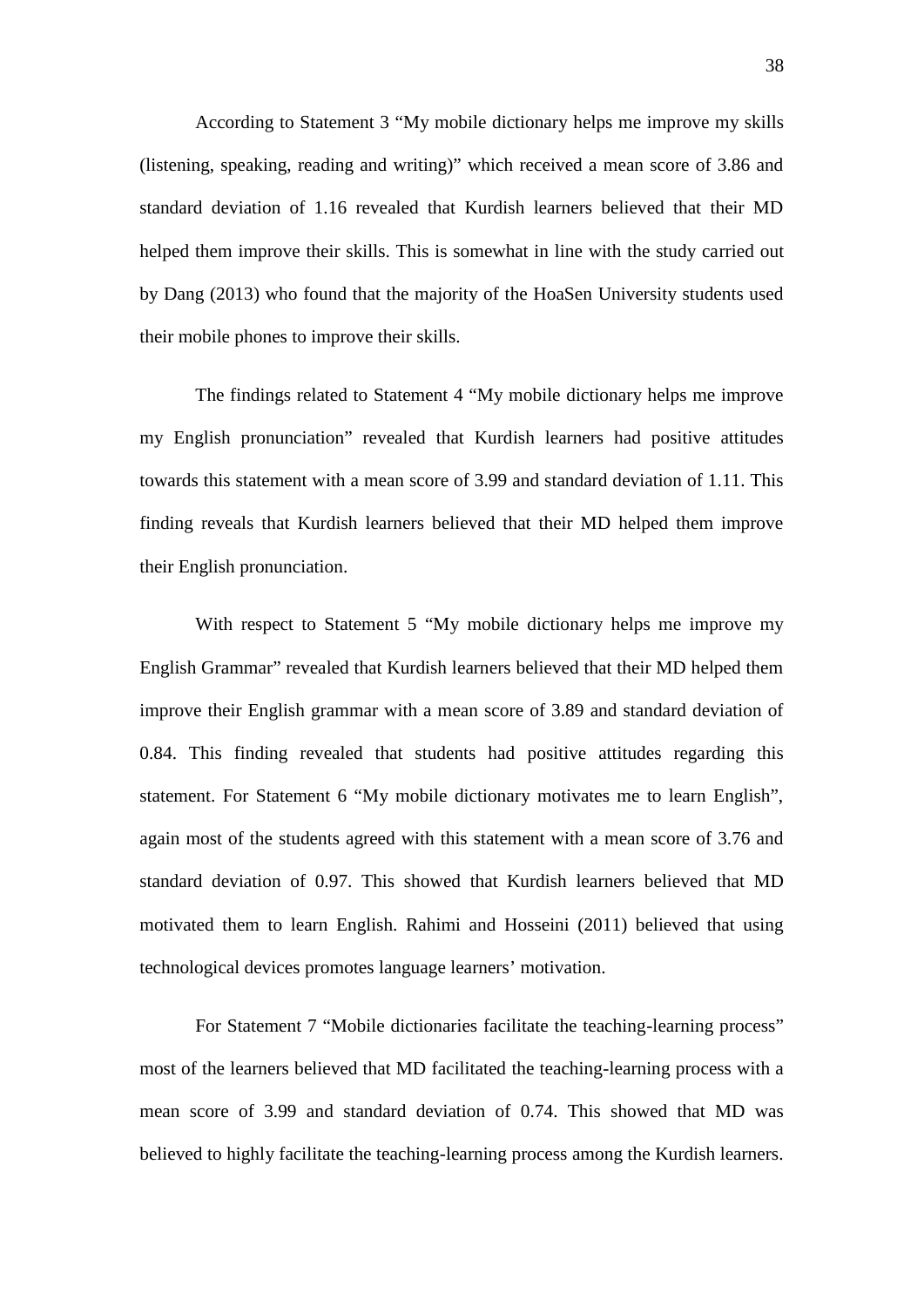According to Statement 3 “My mobile dictionary helps me improve my skills (listening, speaking, reading and writing)” which received a mean score of 3.86 and standard deviation of 1.16 revealed that Kurdish learners believed that their MD helped them improve their skills. This is somewhat in line with the study carried out by Dang (2013) who found that the majority of the HoaSen University students used their mobile phones to improve their skills.

The findings related to Statement 4 “My mobile dictionary helps me improve my English pronunciation” revealed that Kurdish learners had positive attitudes towards this statement with a mean score of 3.99 and standard deviation of 1.11. This finding reveals that Kurdish learners believed that their MD helped them improve their English pronunciation.

With respect to Statement 5 “My mobile dictionary helps me improve my English Grammar” revealed that Kurdish learners believed that their MD helped them improve their English grammar with a mean score of 3.89 and standard deviation of 0.84. This finding revealed that students had positive attitudes regarding this statement. For Statement 6 “My mobile dictionary motivates me to learn English”, again most of the students agreed with this statement with a mean score of 3.76 and standard deviation of 0.97. This showed that Kurdish learners believed that MD motivated them to learn English. Rahimi and Hosseini (2011) believed that using technological devices promotes language learners’ motivation.

For Statement 7 “Mobile dictionaries facilitate the teaching-learning process” most of the learners believed that MD facilitated the teaching-learning process with a mean score of 3.99 and standard deviation of 0.74. This showed that MD was believed to highly facilitate the teaching-learning process among the Kurdish learners.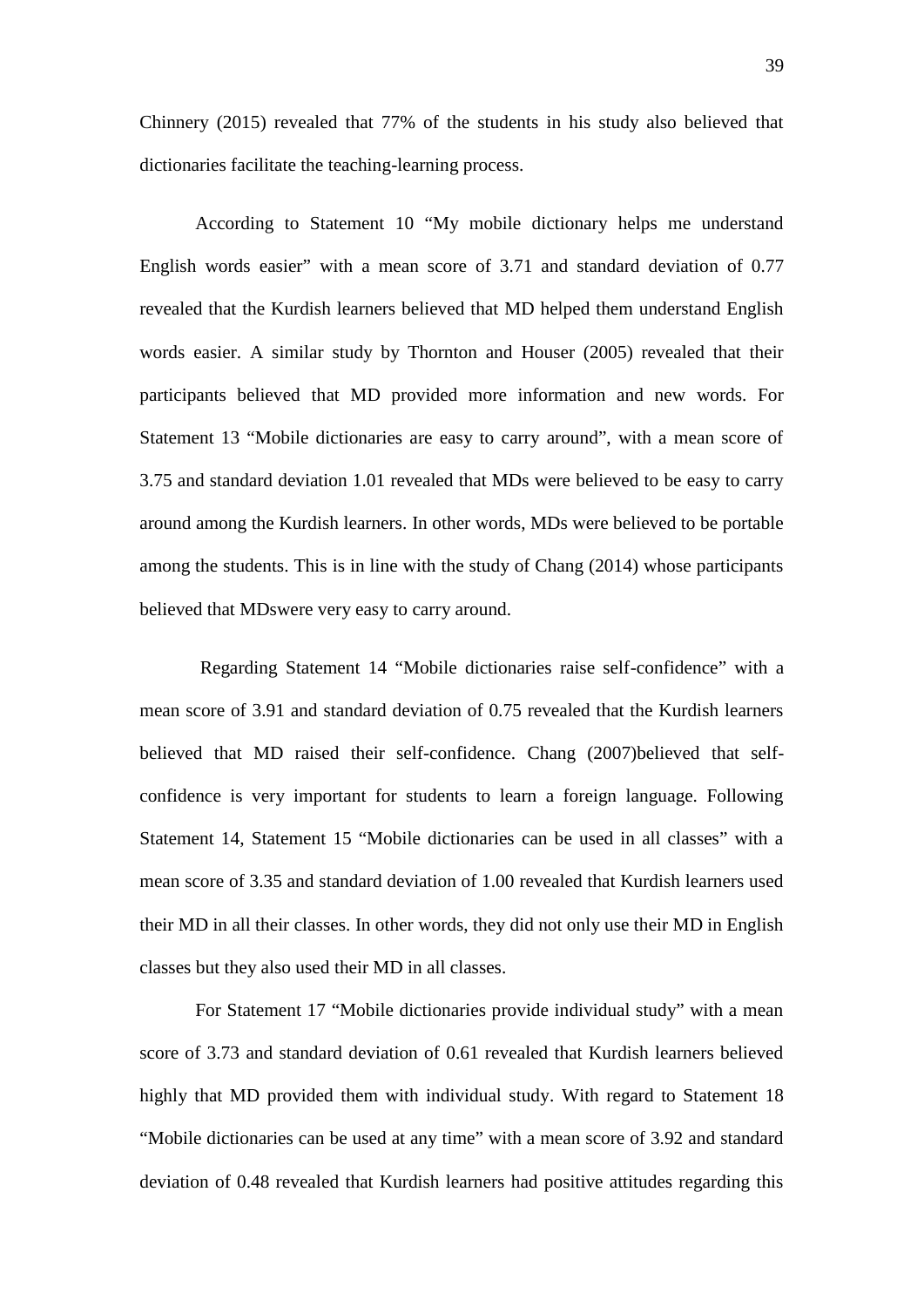Chinnery (2015) revealed that 77% of the students in his study also believed that dictionaries facilitate the teaching-learning process.

According to Statement 10 “My mobile dictionary helps me understand English words easier” with a mean score of 3.71 and standard deviation of 0.77 revealed that the Kurdish learners believed that MD helped them understand English words easier. A similar study by Thornton and Houser (2005) revealed that their participants believed that MD provided more information and new words. For Statement 13 “Mobile dictionaries are easy to carry around”, with a mean score of 3.75 and standard deviation 1.01 revealed that MDs were believed to be easy to carry around among the Kurdish learners. In other words, MDs were believed to be portable among the students. This is in line with the study of Chang (2014) whose participants believed that MDswere very easy to carry around.

Regarding Statement 14 “Mobile dictionaries raise self-confidence” with a mean score of 3.91 and standard deviation of 0.75 revealed that the Kurdish learners believed that MD raised their self-confidence. Chang (2007)believed that self-confidence is very important for students to learn a foreign language. Following Statement 14, Statement 15 “Mobile dictionaries can be used in all classes” with a mean score of 3.35 and standard deviation of 1.00 revealed that Kurdish learners used their MD in all their classes. In other words, they did not only use their MD in English classes but they also used their MD in all classes.

For Statement 17 “Mobile dictionaries provide individual study” with a mean score of 3.73 and standard deviation of 0.61 revealed that Kurdish learners believed highly that MD provided them with individual study. With regard to Statement 18 “Mobile dictionaries can be used at any time” with a mean score of 3.92 and standard deviation of 0.48 revealed that Kurdish learners had positive attitudes regarding this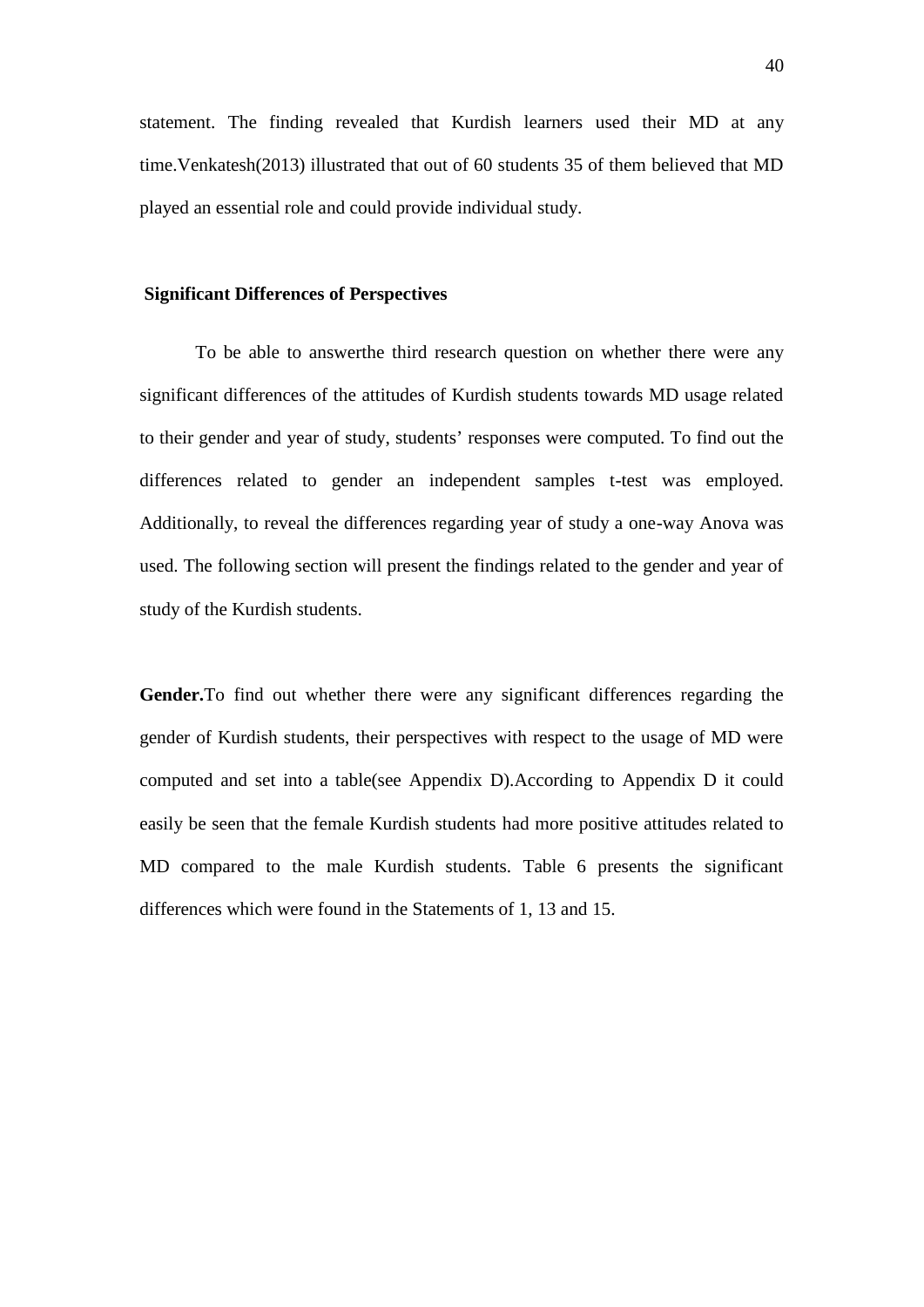statement. The finding revealed that Kurdish learners used their MD at any time.Venkatesh(2013) illustrated that out of 60 students 35 of them believed that MD played an essential role and could provide individual study.

## Significant Differences of Perspectives

To be able to answerthe third research question on whether there were any significant differences of the attitudes of Kurdish students towards MD usage related to their gender and year of study, students' responses were computed. To find out the differences related to gender an independent samples t-test was employed. Additionally, to reveal the differences regarding year of study a one-way Anova was used. The following section will present the findings related to the gender and year of study of the Kurdish students.

**Gender.**To find out whether there were any significant differences regarding the gender of Kurdish students, their perspectives with respect to the usage of MD were computed and set into a table(see Appendix D).According to Appendix D it could easily be seen that the female Kurdish students had more positive attitudes related to MD compared to the male Kurdish students. Table 6 presents the significant differences which were found in the Statements of 1, 13 and 15.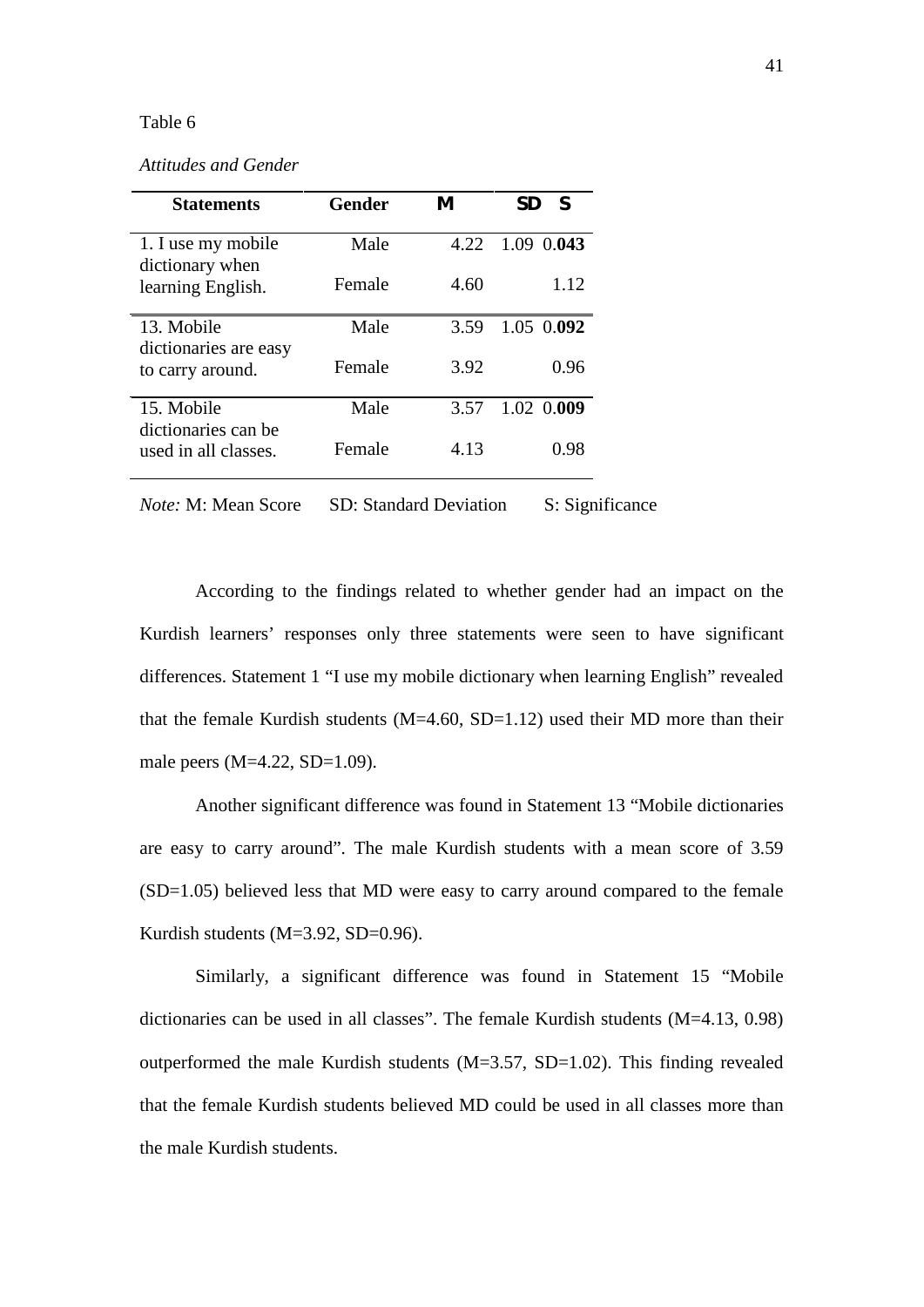Table 6

*Attitudes and Gender*

| Statements | Gender | M | SD | S |
|---|---|---|---|---|
| 1. I use my mobile dictionary when learning English. | Male | 4.22 | 1.09 | 0.**043** |
| | Female | 4.60 | 1.12 | |
| 13. Mobile dictionaries are easy to carry around. | Male | 3.59 | 1.05 | 0.**092** |
| | Female | 3.92 | 0.96 | |
| 15. Mobile dictionaries can be used in all classes. | Male | 3.57 | 1.02 | 0.**009** |
| | Female | 4.13 | 0.98 | |

*Note:* M: Mean Score SD: Standard Deviation S: Significance

According to the findings related to whether gender had an impact on the Kurdish learners' responses only three statements were seen to have significant differences. Statement 1 "I use my mobile dictionary when learning English" revealed that the female Kurdish students (M=4.60, SD=1.12) used their MD more than their male peers (M=4.22, SD=1.09).

Another significant difference was found in Statement 13 "Mobile dictionaries are easy to carry around". The male Kurdish students with a mean score of 3.59 (SD=1.05) believed less that MD were easy to carry around compared to the female Kurdish students (M=3.92, SD=0.96).

Similarly, a significant difference was found in Statement 15 "Mobile dictionaries can be used in all classes". The female Kurdish students (M=4.13, 0.98) outperformed the male Kurdish students (M=3.57, SD=1.02). This finding revealed that the female Kurdish students believed MD could be used in all classes more than the male Kurdish students.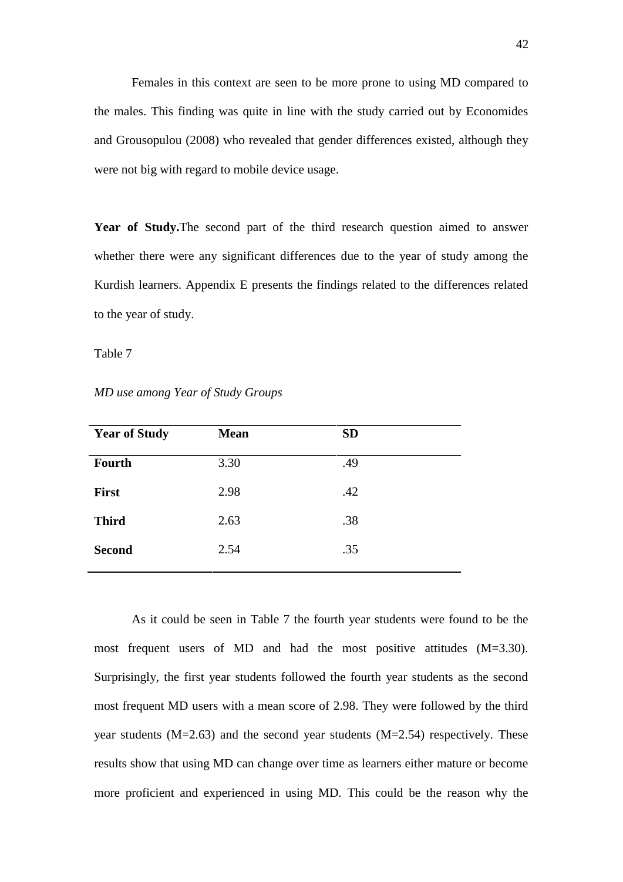Females in this context are seen to be more prone to using MD compared to the males. This finding was quite in line with the study carried out by Economides and Grousopulou (2008) who revealed that gender differences existed, although they were not big with regard to mobile device usage.

**Year of Study.**The second part of the third research question aimed to answer whether there were any significant differences due to the year of study among the Kurdish learners. Appendix E presents the findings related to the differences related to the year of study.

Table 7

*MD use among Year of Study Groups*

| Year of Study | Mean | SD |
|---|---|---|
| **Fourth** | 3.30 | .49 |
| **First** | 2.98 | .42 |
| **Third** | 2.63 | .38 |
| **Second** | 2.54 | .35 |

As it could be seen in Table 7 the fourth year students were found to be the most frequent users of MD and had the most positive attitudes (M=3.30). Surprisingly, the first year students followed the fourth year students as the second most frequent MD users with a mean score of 2.98. They were followed by the third year students (M=2.63) and the second year students (M=2.54) respectively. These results show that using MD can change over time as learners either mature or become more proficient and experienced in using MD. This could be the reason why the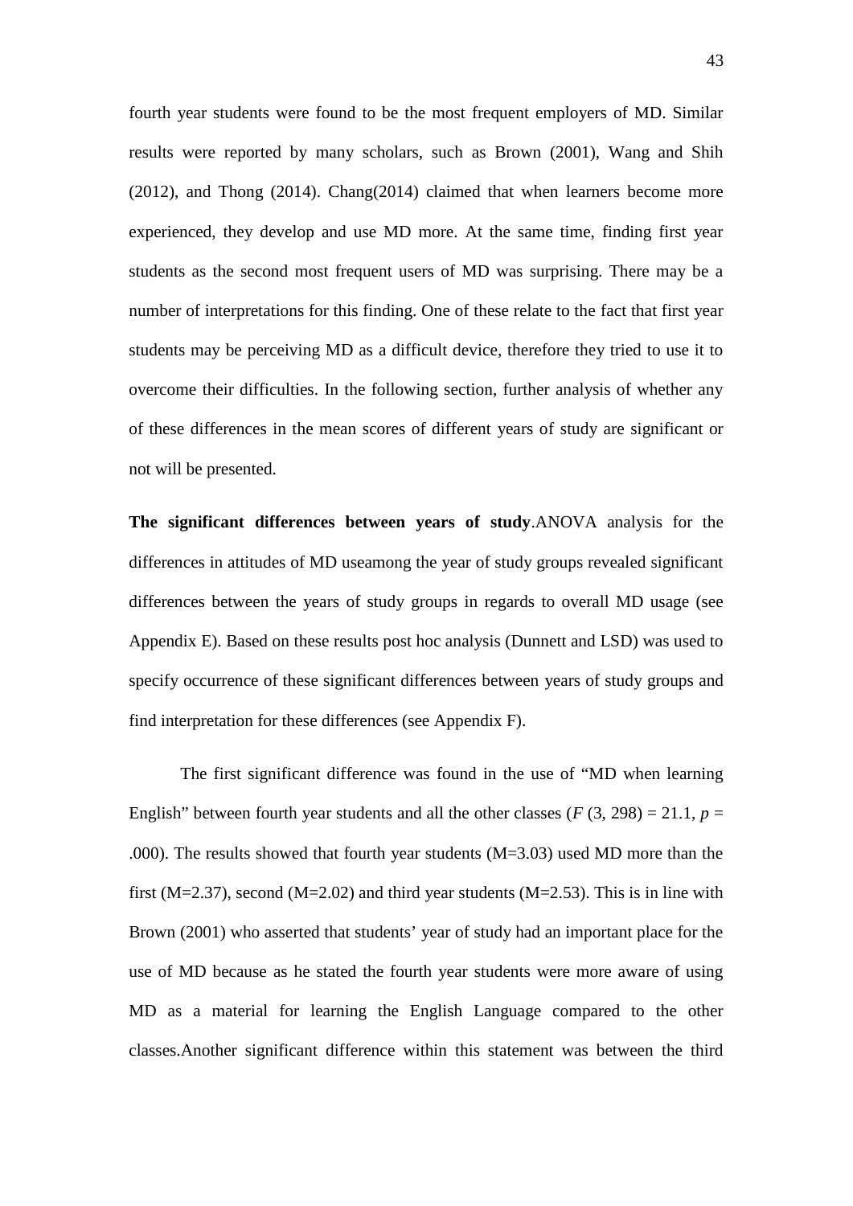fourth year students were found to be the most frequent employers of MD. Similar results were reported by many scholars, such as Brown (2001), Wang and Shih (2012), and Thong (2014). Chang(2014) claimed that when learners become more experienced, they develop and use MD more. At the same time, finding first year students as the second most frequent users of MD was surprising. There may be a number of interpretations for this finding. One of these relate to the fact that first year students may be perceiving MD as a difficult device, therefore they tried to use it to overcome their difficulties. In the following section, further analysis of whether any of these differences in the mean scores of different years of study are significant or not will be presented.

**The significant differences between years of study**.ANOVA analysis for the differences in attitudes of MD useamong the year of study groups revealed significant differences between the years of study groups in regards to overall MD usage (see Appendix E). Based on these results post hoc analysis (Dunnett and LSD) was used to specify occurrence of these significant differences between years of study groups and find interpretation for these differences (see Appendix F).

The first significant difference was found in the use of "MD when learning English" between fourth year students and all the other classes ($F$ (3, 298) = 21.1, $p$ = .000). The results showed that fourth year students (M=3.03) used MD more than the first (M=2.37), second (M=2.02) and third year students (M=2.53). This is in line with Brown (2001) who asserted that students' year of study had an important place for the use of MD because as he stated the fourth year students were more aware of using MD as a material for learning the English Language compared to the other classes.Another significant difference within this statement was between the third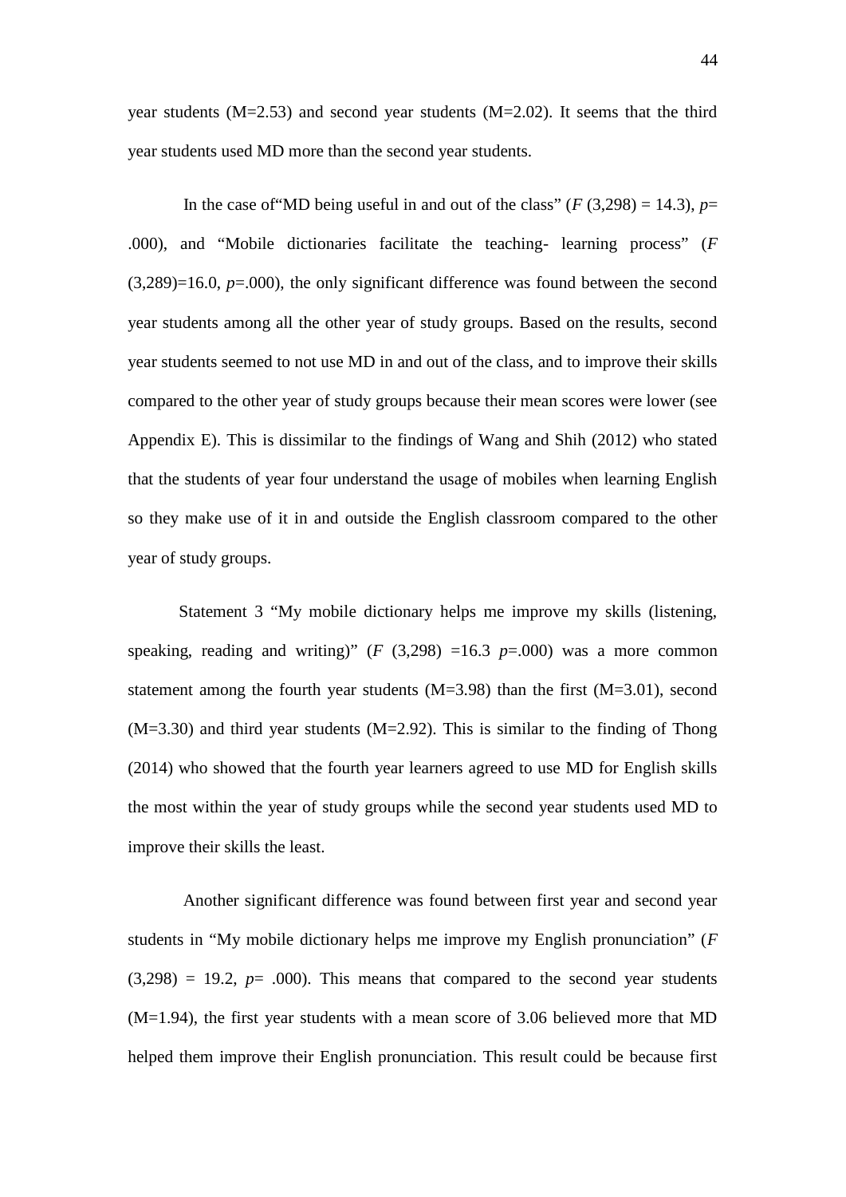year students (M=2.53) and second year students (M=2.02). It seems that the third year students used MD more than the second year students.

In the case of"MD being useful in and out of the class" ($F$ (3,298) = 14.3), $p$= .000), and "Mobile dictionaries facilitate the teaching- learning process" ($F$ (3,289)=16.0, $p$=.000), the only significant difference was found between the second year students among all the other year of study groups. Based on the results, second year students seemed to not use MD in and out of the class, and to improve their skills compared to the other year of study groups because their mean scores were lower (see Appendix E). This is dissimilar to the findings of Wang and Shih (2012) who stated that the students of year four understand the usage of mobiles when learning English so they make use of it in and outside the English classroom compared to the other year of study groups.

Statement 3 "My mobile dictionary helps me improve my skills (listening, speaking, reading and writing)" ($F$ (3,298) =16.3 $p$=.000) was a more common statement among the fourth year students (M=3.98) than the first (M=3.01), second (M=3.30) and third year students (M=2.92). This is similar to the finding of Thong (2014) who showed that the fourth year learners agreed to use MD for English skills the most within the year of study groups while the second year students used MD to improve their skills the least.

Another significant difference was found between first year and second year students in "My mobile dictionary helps me improve my English pronunciation" ($F$ (3,298) = 19.2, $p$= .000). This means that compared to the second year students (M=1.94), the first year students with a mean score of 3.06 believed more that MD helped them improve their English pronunciation. This result could be because first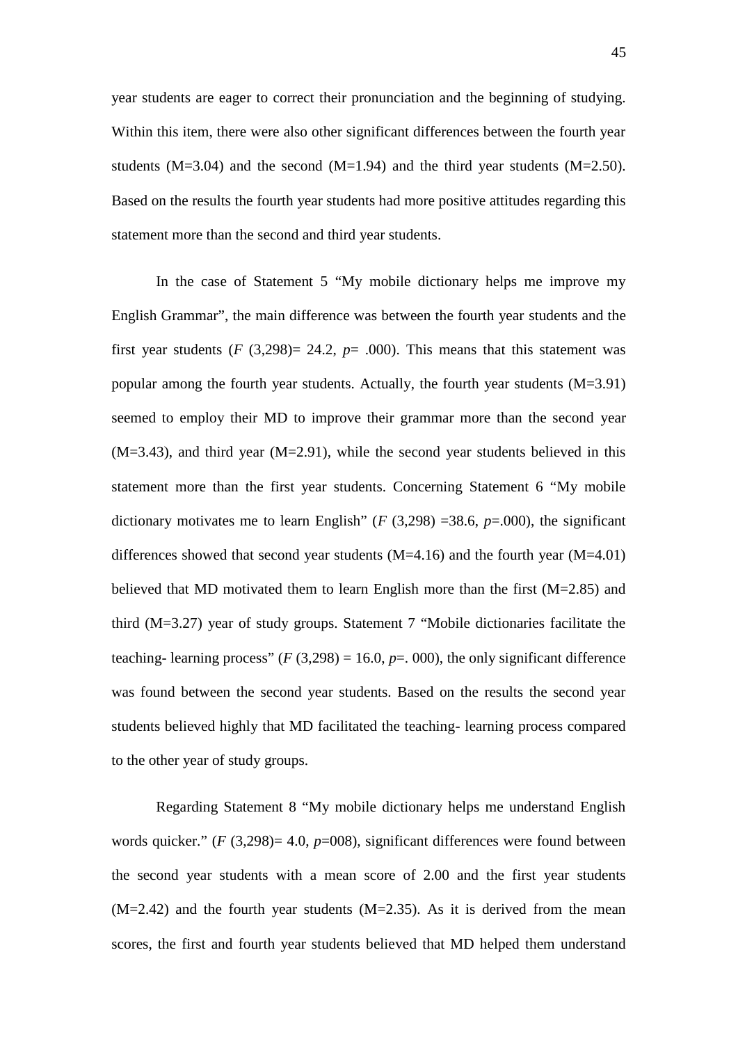year students are eager to correct their pronunciation and the beginning of studying. Within this item, there were also other significant differences between the fourth year students (M=3.04) and the second (M=1.94) and the third year students (M=2.50). Based on the results the fourth year students had more positive attitudes regarding this statement more than the second and third year students.

In the case of Statement 5 "My mobile dictionary helps me improve my English Grammar", the main difference was between the fourth year students and the first year students ($F$ (3,298)= 24.2, $p$= .000). This means that this statement was popular among the fourth year students. Actually, the fourth year students (M=3.91) seemed to employ their MD to improve their grammar more than the second year (M=3.43), and third year (M=2.91), while the second year students believed in this statement more than the first year students. Concerning Statement 6 "My mobile dictionary motivates me to learn English" ($F$ (3,298) =38.6, $p$=.000), the significant differences showed that second year students (M=4.16) and the fourth year (M=4.01) believed that MD motivated them to learn English more than the first (M=2.85) and third (M=3.27) year of study groups. Statement 7 "Mobile dictionaries facilitate the teaching- learning process" ($F$ (3,298) = 16.0, $p$=. 000), the only significant difference was found between the second year students. Based on the results the second year students believed highly that MD facilitated the teaching- learning process compared to the other year of study groups.

Regarding Statement 8 "My mobile dictionary helps me understand English words quicker." ($F$ (3,298)= 4.0, $p$=008), significant differences were found between the second year students with a mean score of 2.00 and the first year students (M=2.42) and the fourth year students (M=2.35). As it is derived from the mean scores, the first and fourth year students believed that MD helped them understand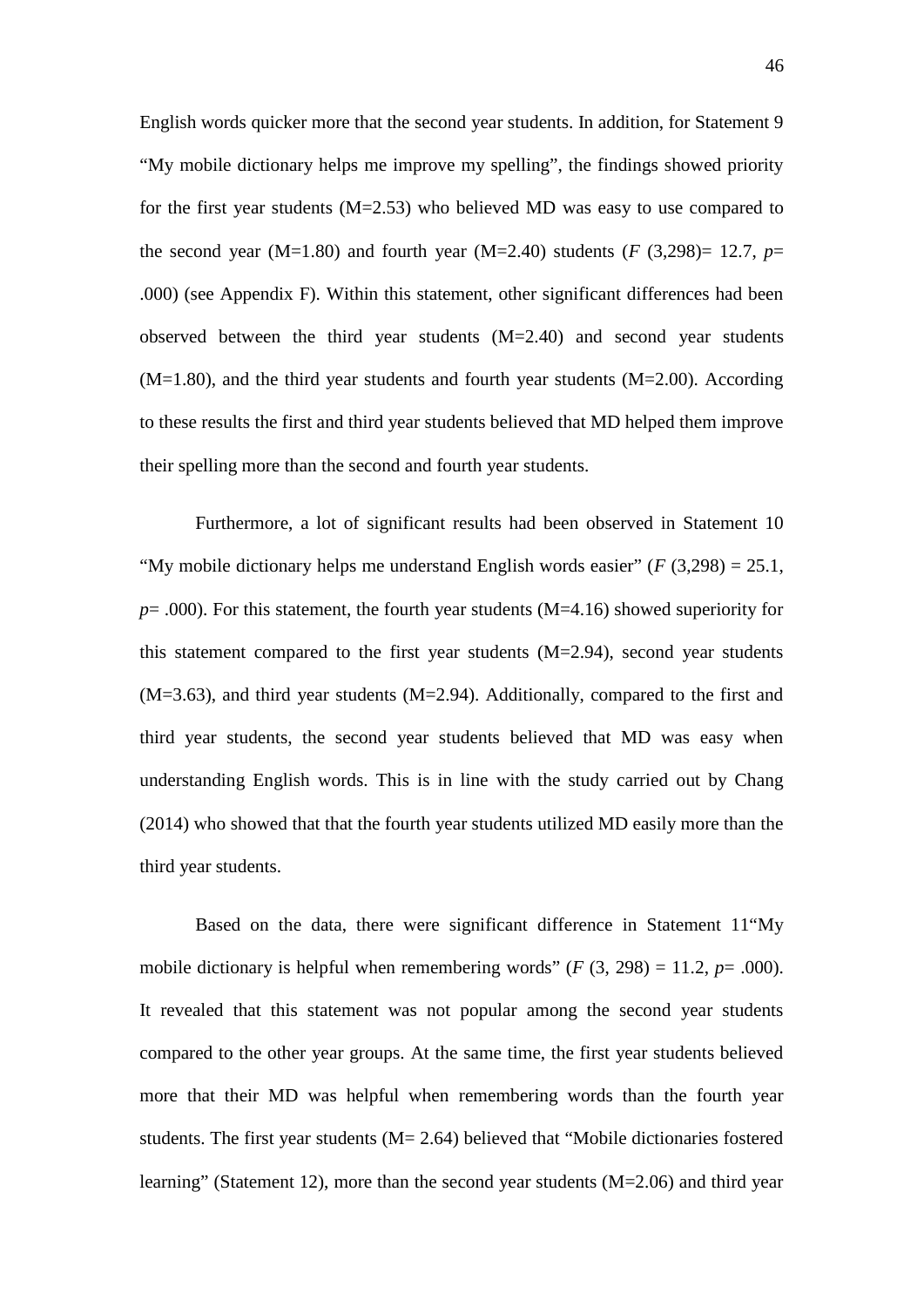English words quicker more that the second year students. In addition, for Statement 9 “My mobile dictionary helps me improve my spelling”, the findings showed priority for the first year students (M=2.53) who believed MD was easy to use compared to the second year (M=1.80) and fourth year (M=2.40) students (*F* (3,298)= 12.7, *p*= .000) (see Appendix F). Within this statement, other significant differences had been observed between the third year students (M=2.40) and second year students (M=1.80), and the third year students and fourth year students (M=2.00). According to these results the first and third year students believed that MD helped them improve their spelling more than the second and fourth year students.

Furthermore, a lot of significant results had been observed in Statement 10 “My mobile dictionary helps me understand English words easier” (*F* (3,298) = 25.1, *p*= .000). For this statement, the fourth year students (M=4.16) showed superiority for this statement compared to the first year students (M=2.94), second year students (M=3.63), and third year students (M=2.94). Additionally, compared to the first and third year students, the second year students believed that MD was easy when understanding English words. This is in line with the study carried out by Chang (2014) who showed that that the fourth year students utilized MD easily more than the third year students.

Based on the data, there were significant difference in Statement 11“My mobile dictionary is helpful when remembering words” (*F* (3, 298) = 11.2, *p*= .000). It revealed that this statement was not popular among the second year students compared to the other year groups. At the same time, the first year students believed more that their MD was helpful when remembering words than the fourth year students. The first year students (M= 2.64) believed that “Mobile dictionaries fostered learning” (Statement 12), more than the second year students (M=2.06) and third year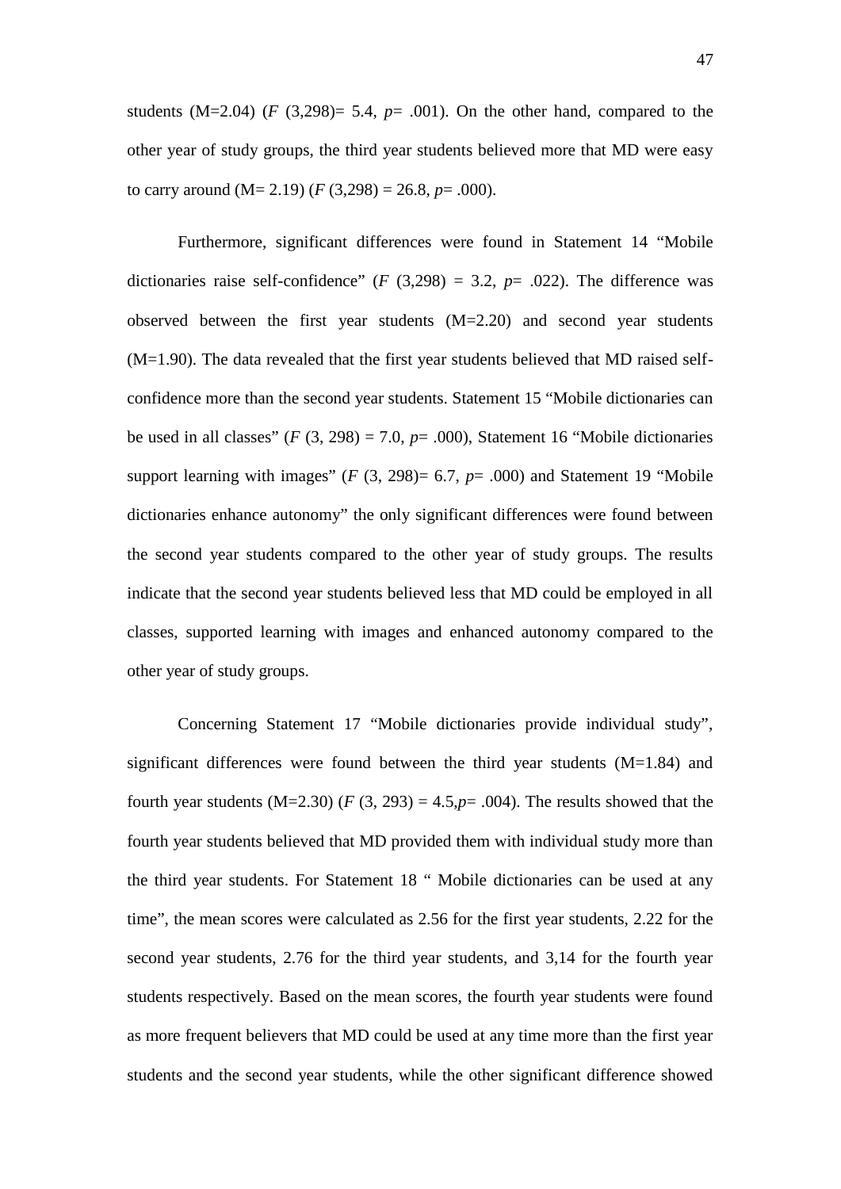students (M=2.04) ($F$ (3,298)= 5.4, $p$= .001). On the other hand, compared to the other year of study groups, the third year students believed more that MD were easy to carry around (M= 2.19) ($F$ (3,298) = 26.8, $p$= .000).

Furthermore, significant differences were found in Statement 14 "Mobile dictionaries raise self-confidence" ($F$ (3,298) = 3.2, $p$= .022). The difference was observed between the first year students (M=2.20) and second year students (M=1.90). The data revealed that the first year students believed that MD raised self-confidence more than the second year students. Statement 15 "Mobile dictionaries can be used in all classes" ($F$ (3, 298) = 7.0, $p$= .000), Statement 16 "Mobile dictionaries support learning with images" ($F$ (3, 298)= 6.7, $p$= .000) and Statement 19 "Mobile dictionaries enhance autonomy" the only significant differences were found between the second year students compared to the other year of study groups. The results indicate that the second year students believed less that MD could be employed in all classes, supported learning with images and enhanced autonomy compared to the other year of study groups.

Concerning Statement 17 "Mobile dictionaries provide individual study", significant differences were found between the third year students (M=1.84) and fourth year students (M=2.30) ($F$ (3, 293) = 4.5,$p$= .004). The results showed that the fourth year students believed that MD provided them with individual study more than the third year students. For Statement 18 " Mobile dictionaries can be used at any time", the mean scores were calculated as 2.56 for the first year students, 2.22 for the second year students, 2.76 for the third year students, and 3,14 for the fourth year students respectively. Based on the mean scores, the fourth year students were found as more frequent believers that MD could be used at any time more than the first year students and the second year students, while the other significant difference showed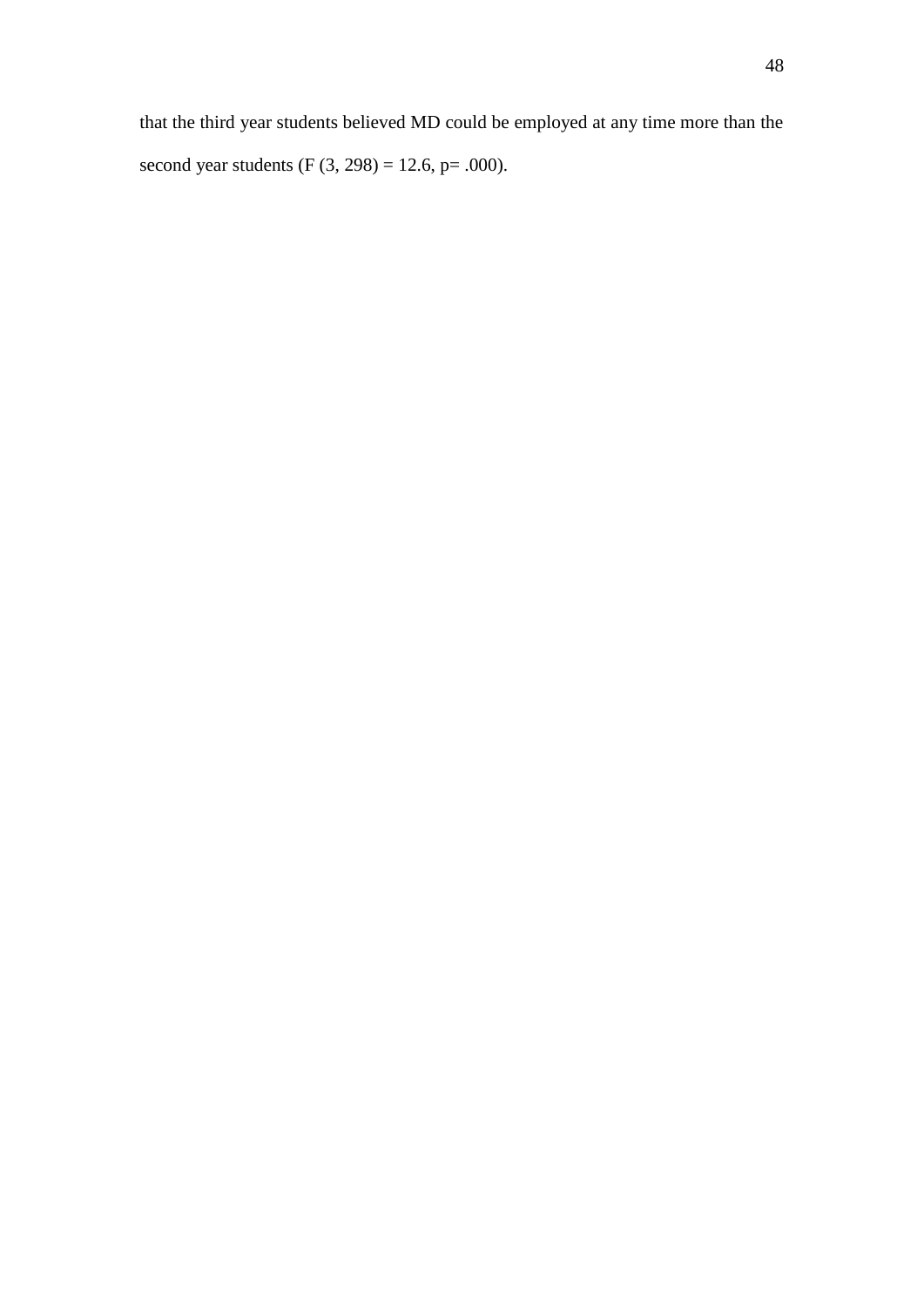that the third year students believed MD could be employed at any time more than the second year students ($F(3, 298) = 12.6$, $p = .000$).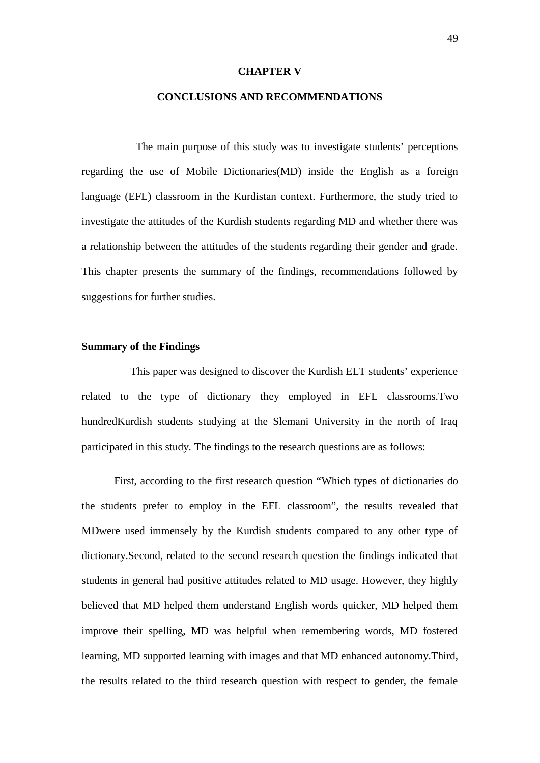# CHAPTER V

# CONCLUSIONS AND RECOMMENDATIONS

The main purpose of this study was to investigate students' perceptions regarding the use of Mobile Dictionaries(MD) inside the English as a foreign language (EFL) classroom in the Kurdistan context. Furthermore, the study tried to investigate the attitudes of the Kurdish students regarding MD and whether there was a relationship between the attitudes of the students regarding their gender and grade. This chapter presents the summary of the findings, recommendations followed by suggestions for further studies.

## Summary of the Findings

This paper was designed to discover the Kurdish ELT students' experience related to the type of dictionary they employed in EFL classrooms.Two hundredKurdish students studying at the Slemani University in the north of Iraq participated in this study. The findings to the research questions are as follows:

First, according to the first research question "Which types of dictionaries do the students prefer to employ in the EFL classroom", the results revealed that MDwere used immensely by the Kurdish students compared to any other type of dictionary.Second, related to the second research question the findings indicated that students in general had positive attitudes related to MD usage. However, they highly believed that MD helped them understand English words quicker, MD helped them improve their spelling, MD was helpful when remembering words, MD fostered learning, MD supported learning with images and that MD enhanced autonomy.Third, the results related to the third research question with respect to gender, the female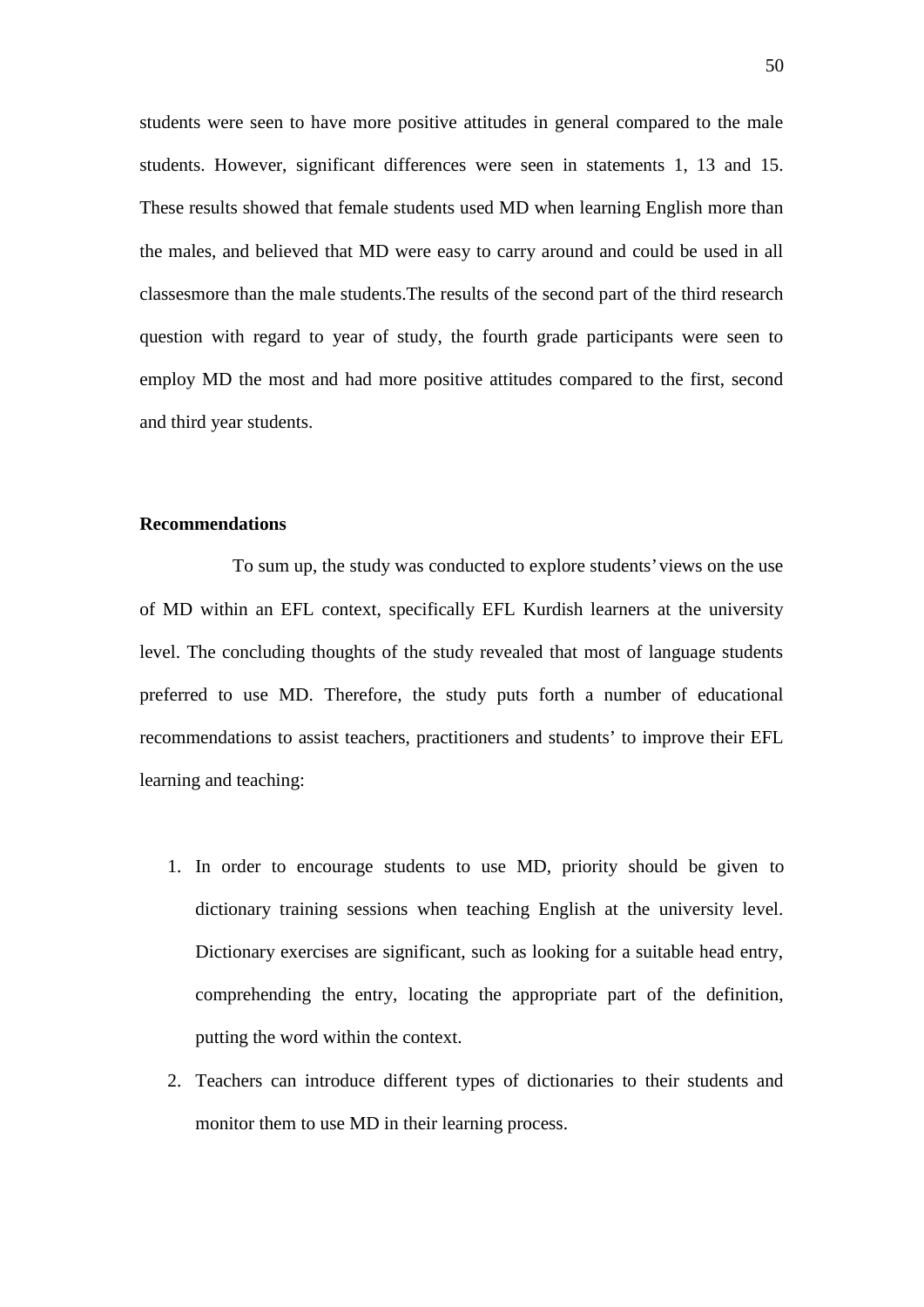students were seen to have more positive attitudes in general compared to the male students. However, significant differences were seen in statements 1, 13 and 15. These results showed that female students used MD when learning English more than the males, and believed that MD were easy to carry around and could be used in all classesmore than the male students.The results of the second part of the third research question with regard to year of study, the fourth grade participants were seen to employ MD the most and had more positive attitudes compared to the first, second and third year students.

**Recommendations**

To sum up, the study was conducted to explore students' views on the use of MD within an EFL context, specifically EFL Kurdish learners at the university level. The concluding thoughts of the study revealed that most of language students preferred to use MD. Therefore, the study puts forth a number of educational recommendations to assist teachers, practitioners and students' to improve their EFL learning and teaching:

1. In order to encourage students to use MD, priority should be given to dictionary training sessions when teaching English at the university level. Dictionary exercises are significant, such as looking for a suitable head entry, comprehending the entry, locating the appropriate part of the definition, putting the word within the context.
2. Teachers can introduce different types of dictionaries to their students and monitor them to use MD in their learning process.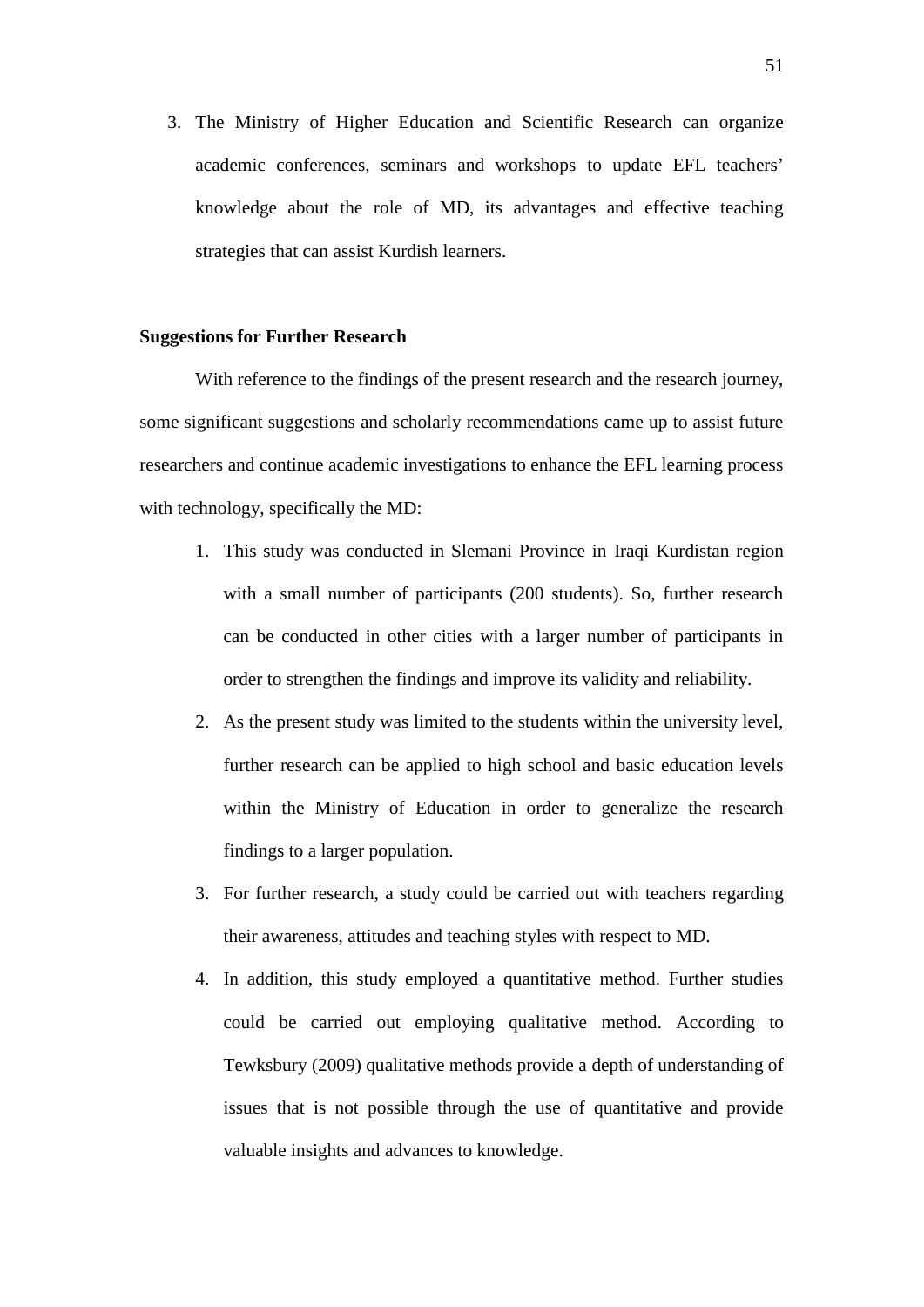3. The Ministry of Higher Education and Scientific Research can organize academic conferences, seminars and workshops to update EFL teachers' knowledge about the role of MD, its advantages and effective teaching strategies that can assist Kurdish learners.

**Suggestions for Further Research**

With reference to the findings of the present research and the research journey, some significant suggestions and scholarly recommendations came up to assist future researchers and continue academic investigations to enhance the EFL learning process with technology, specifically the MD:

1. This study was conducted in Slemani Province in Iraqi Kurdistan region with a small number of participants (200 students). So, further research can be conducted in other cities with a larger number of participants in order to strengthen the findings and improve its validity and reliability.
2. As the present study was limited to the students within the university level, further research can be applied to high school and basic education levels within the Ministry of Education in order to generalize the research findings to a larger population.
3. For further research, a study could be carried out with teachers regarding their awareness, attitudes and teaching styles with respect to MD.
4. In addition, this study employed a quantitative method. Further studies could be carried out employing qualitative method. According to Tewksbury (2009) qualitative methods provide a depth of understanding of issues that is not possible through the use of quantitative and provide valuable insights and advances to knowledge.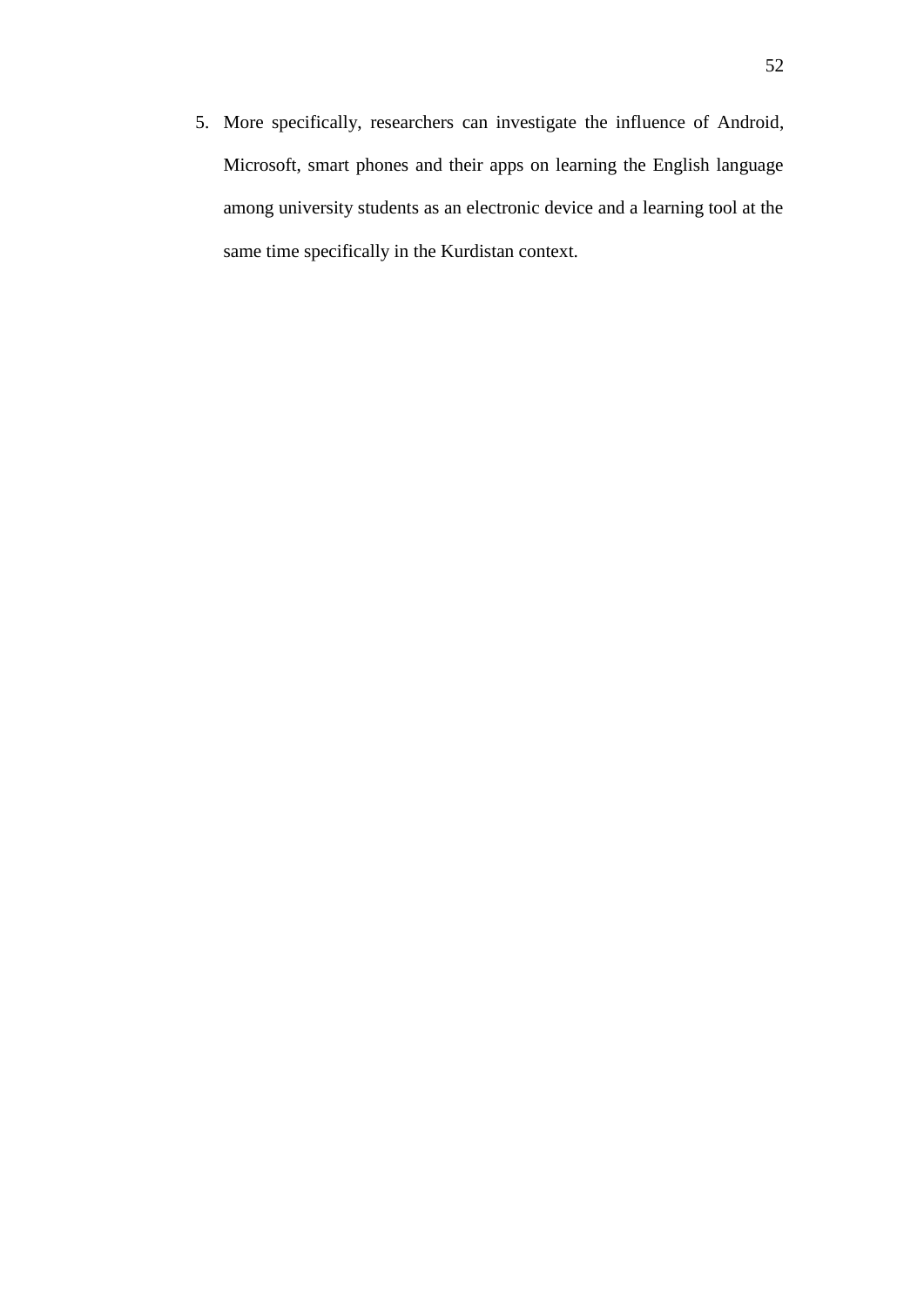5. More specifically, researchers can investigate the influence of Android, Microsoft, smart phones and their apps on learning the English language among university students as an electronic device and a learning tool at the same time specifically in the Kurdistan context.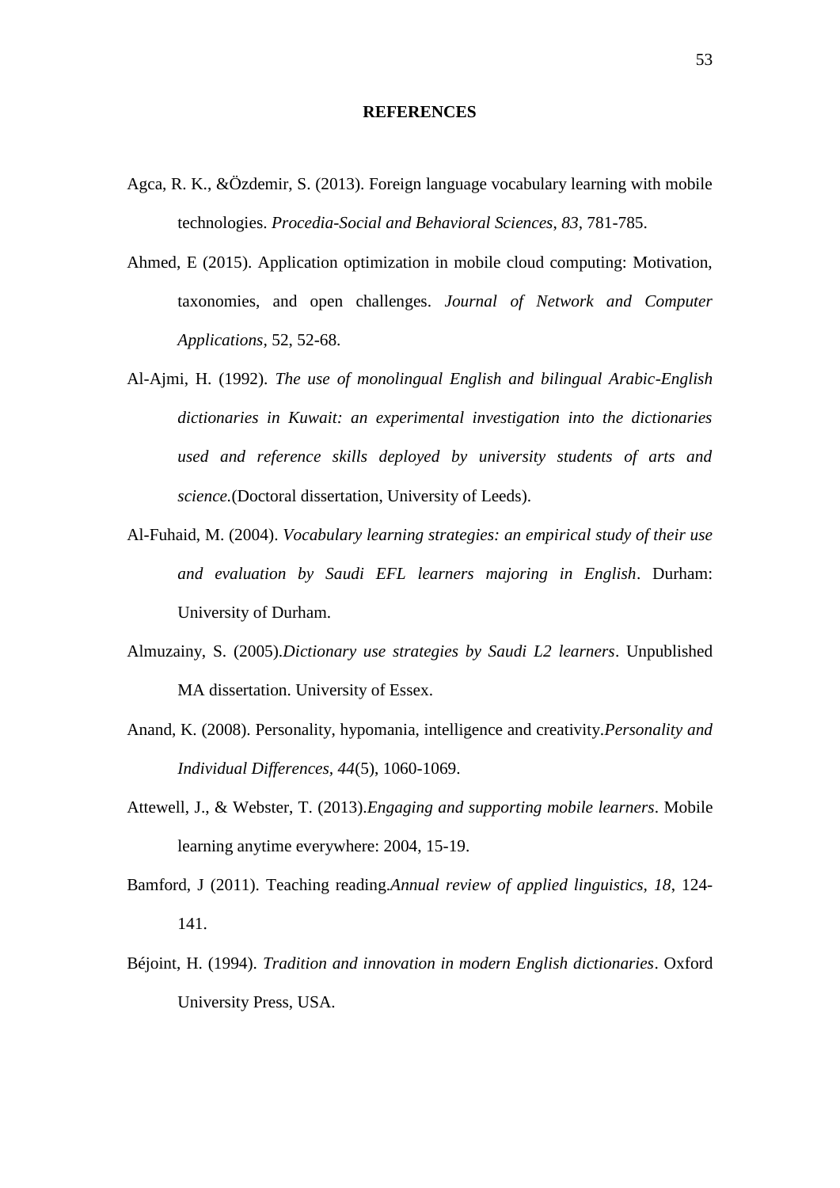# REFERENCES

Agca, R. K., &Özdemir, S. (2013). Foreign language vocabulary learning with mobile technologies. *Procedia-Social and Behavioral Sciences*, *83*, 781-785.

Ahmed, E (2015). Application optimization in mobile cloud computing: Motivation, taxonomies, and open challenges. *Journal of Network and Computer Applications*, 52, 52-68.

Al-Ajmi, H. (1992). *The use of monolingual English and bilingual Arabic-English dictionaries in Kuwait: an experimental investigation into the dictionaries used and reference skills deployed by university students of arts and science.*(Doctoral dissertation, University of Leeds).

Al-Fuhaid, M. (2004). *Vocabulary learning strategies: an empirical study of their use and evaluation by Saudi EFL learners majoring in English*. Durham: University of Durham.

Almuzainy, S. (2005).*Dictionary use strategies by Saudi L2 learners*. Unpublished MA dissertation. University of Essex.

Anand, K. (2008). Personality, hypomania, intelligence and creativity.*Personality and Individual Differences*, *44*(5), 1060-1069.

Attewell, J., & Webster, T. (2013).*Engaging and supporting mobile learners*. Mobile learning anytime everywhere: 2004, 15-19.

Bamford, J (2011). Teaching reading.*Annual review of applied linguistics*, *18*, 124-141.

Béjoint, H. (1994). *Tradition and innovation in modern English dictionaries*. Oxford University Press, USA.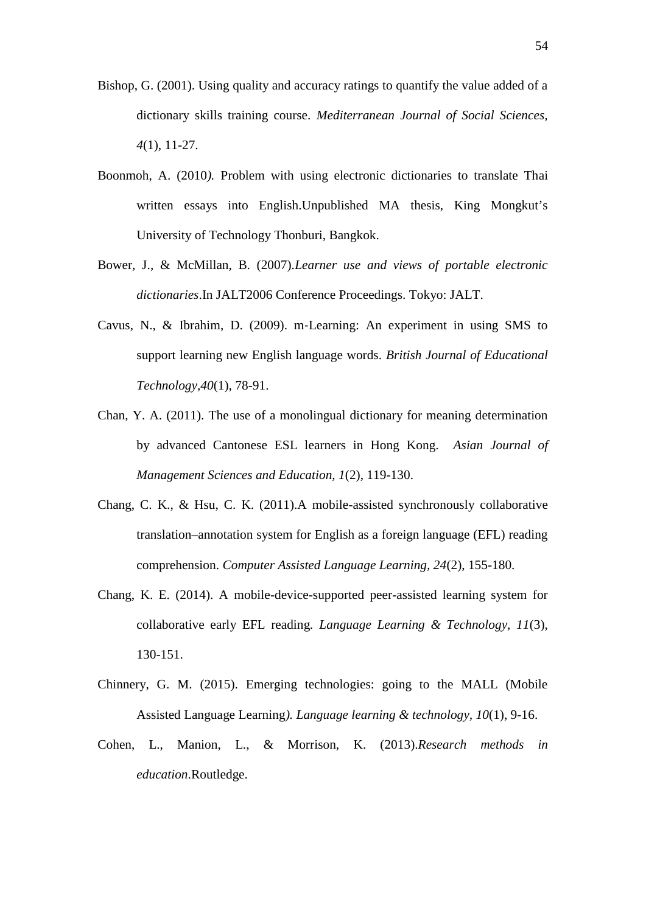Bishop, G. (2001). Using quality and accuracy ratings to quantify the value added of a dictionary skills training course. *Mediterranean Journal of Social Sciences, 4*(1), 11-27.

Boonmoh, A. (2010*).* Problem with using electronic dictionaries to translate Thai written essays into English.Unpublished MA thesis, King Mongkut's University of Technology Thonburi, Bangkok.

Bower, J., & McMillan, B. (2007).*Learner use and views of portable electronic dictionaries*.In JALT2006 Conference Proceedings. Tokyo: JALT.

Cavus, N., & Ibrahim, D. (2009). m-Learning: An experiment in using SMS to support learning new English language words. *British Journal of Educational Technology*,*40*(1), 78-91.

Chan, Y. A. (2011). The use of a monolingual dictionary for meaning determination by advanced Cantonese ESL learners in Hong Kong. *Asian Journal of Management Sciences and Education, 1*(2), 119-130.

Chang, C. K., & Hsu, C. K. (2011).A mobile-assisted synchronously collaborative translation–annotation system for English as a foreign language (EFL) reading comprehension. *Computer Assisted Language Learning*, *24*(2), 155-180.

Chang, K. E. (2014). A mobile-device-supported peer-assisted learning system for collaborative early EFL reading*. Language Learning & Technology, 11*(3), 130-151.

Chinnery, G. M. (2015). Emerging technologies: going to the MALL (Mobile Assisted Language Learning*). Language learning & technology*, *10*(1), 9-16.

Cohen, L., Manion, L., & Morrison, K. (2013).*Research methods in education*.Routledge.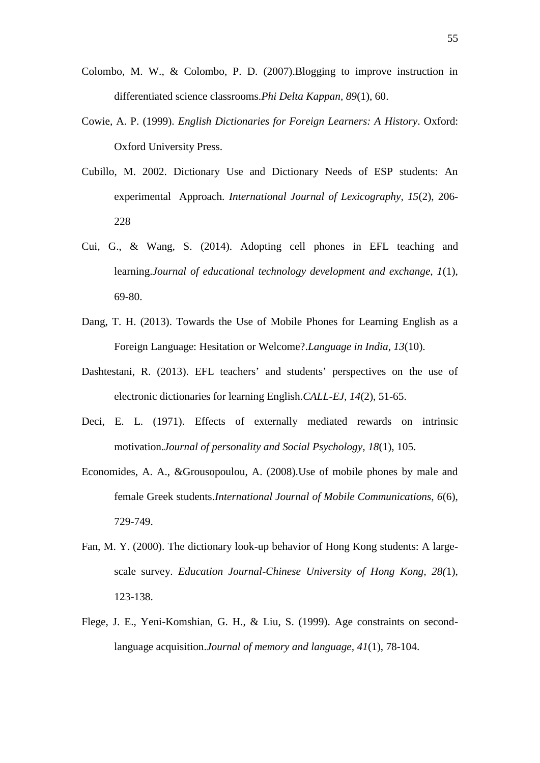Colombo, M. W., & Colombo, P. D. (2007).Blogging to improve instruction in differentiated science classrooms.*Phi Delta Kappan, 89*(1), 60.

Cowie, A. P. (1999). *English Dictionaries for Foreign Learners: A History*. Oxford: Oxford University Press.

Cubillo, M. 2002. Dictionary Use and Dictionary Needs of ESP students: An experimental Approach. *International Journal of Lexicography, 15*(2), 206-228

Cui, G., & Wang, S. (2014). Adopting cell phones in EFL teaching and learning.*Journal of educational technology development and exchange, 1*(1), 69-80.

Dang, T. H. (2013). Towards the Use of Mobile Phones for Learning English as a Foreign Language: Hesitation or Welcome?.*Language in India, 13*(10).

Dashtestani, R. (2013). EFL teachers' and students' perspectives on the use of electronic dictionaries for learning English.*CALL-EJ, 14*(2), 51-65.

Deci, E. L. (1971). Effects of externally mediated rewards on intrinsic motivation.*Journal of personality and Social Psychology, 18*(1), 105.

Economides, A. A., &Grousopoulou, A. (2008).Use of mobile phones by male and female Greek students.*International Journal of Mobile Communications, 6*(6), 729-749.

Fan, M. Y. (2000). The dictionary look-up behavior of Hong Kong students: A large-scale survey. *Education Journal-Chinese University of Hong Kong, 28(*1), 123-138.

Flege, J. E., Yeni-Komshian, G. H., & Liu, S. (1999). Age constraints on second-language acquisition.*Journal of memory and language, 41*(1), 78-104.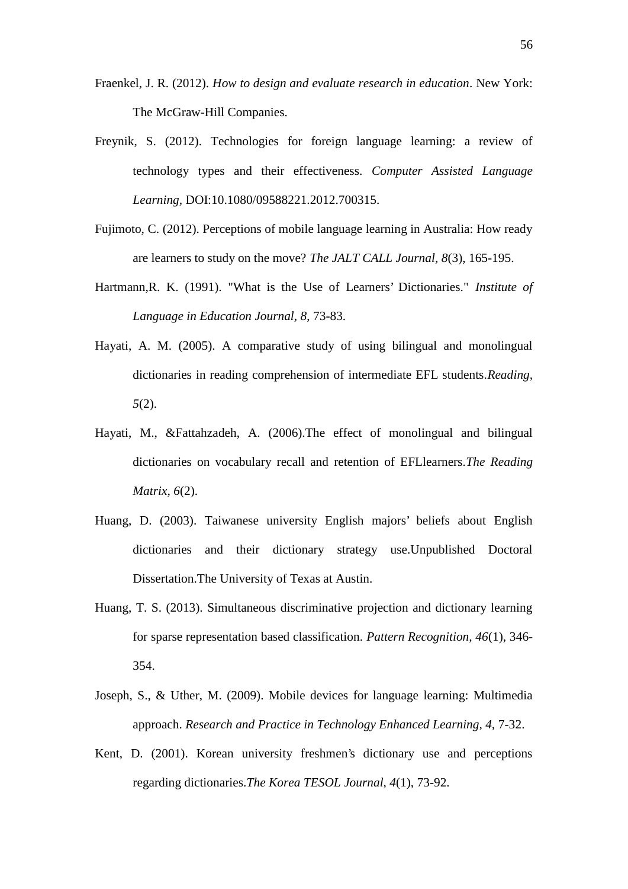Fraenkel, J. R. (2012). *How to design and evaluate research in education*. New York: The McGraw-Hill Companies.

Freynik, S. (2012). Technologies for foreign language learning: a review of technology types and their effectiveness. *Computer Assisted Language Learning*, DOI:10.1080/09588221.2012.700315.

Fujimoto, C. (2012). Perceptions of mobile language learning in Australia: How ready are learners to study on the move? *The JALT CALL Journal*, *8*(3), 165-195.

Hartmann,R. K. (1991). "What is the Use of Learners' Dictionaries." *Institute of Language in Education Journal*, *8*, 73-83.

Hayati, A. M. (2005). A comparative study of using bilingual and monolingual dictionaries in reading comprehension of intermediate EFL students.*Reading*, *5*(2).

Hayati, M., &Fattahzadeh, A. (2006).The effect of monolingual and bilingual dictionaries on vocabulary recall and retention of EFLlearners.*The Reading Matrix*, *6*(2).

Huang, D. (2003). Taiwanese university English majors' beliefs about English dictionaries and their dictionary strategy use.Unpublished Doctoral Dissertation.The University of Texas at Austin.

Huang, T. S. (2013). Simultaneous discriminative projection and dictionary learning for sparse representation based classification. *Pattern Recognition*, *46*(1), 346-354.

Joseph, S., & Uther, M. (2009). Mobile devices for language learning: Multimedia approach. *Research and Practice in Technology Enhanced Learning*, *4,* 7-32.

Kent, D. (2001). Korean university freshmen's dictionary use and perceptions regarding dictionaries.*The Korea TESOL Journal*, *4*(1), 73-92.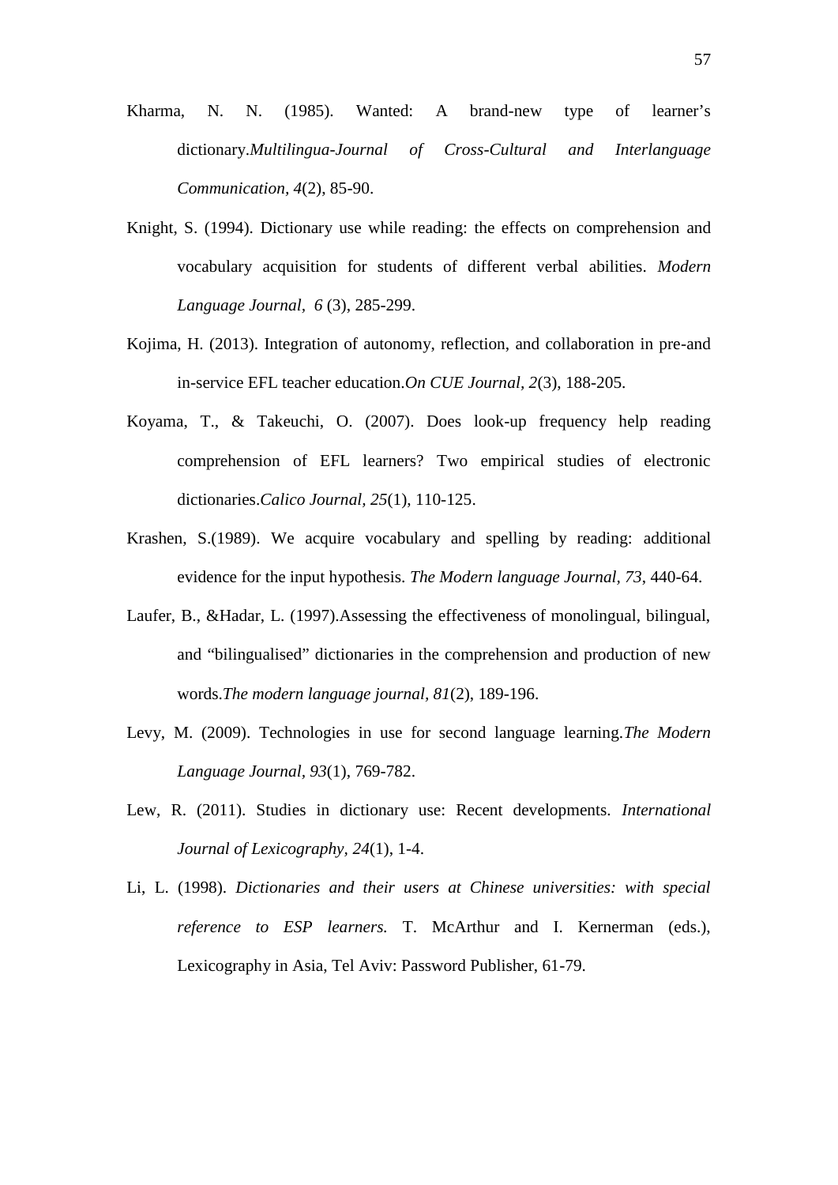Kharma, N. N. (1985). Wanted: A brand-new type of learner's dictionary.*Multilingua-Journal of Cross-Cultural and Interlanguage Communication*, *4*(2), 85-90.

Knight, S. (1994). Dictionary use while reading: the effects on comprehension and vocabulary acquisition for students of different verbal abilities. *Modern Language Journal*, *6* (3), 285-299.

Kojima, H. (2013). Integration of autonomy, reflection, and collaboration in pre-and in-service EFL teacher education.*On CUE Journal*, *2*(3), 188-205.

Koyama, T., & Takeuchi, O. (2007). Does look-up frequency help reading comprehension of EFL learners? Two empirical studies of electronic dictionaries.*Calico Journal*, *25*(1), 110-125.

Krashen, S.(1989). We acquire vocabulary and spelling by reading: additional evidence for the input hypothesis. *The Modern language Journal*, *73*, 440-64.

Laufer, B., &Hadar, L. (1997).Assessing the effectiveness of monolingual, bilingual, and "bilingualised" dictionaries in the comprehension and production of new words.*The modern language journal*, *81*(2), 189-196.

Levy, M. (2009). Technologies in use for second language learning.*The Modern Language Journal*, *93*(1), 769-782.

Lew, R. (2011). Studies in dictionary use: Recent developments. *International Journal of Lexicography*, *24*(1), 1-4.

Li, L. (1998). *Dictionaries and their users at Chinese universities: with special reference to ESP learners.* T. McArthur and I. Kernerman (eds.), Lexicography in Asia, Tel Aviv: Password Publisher, 61-79.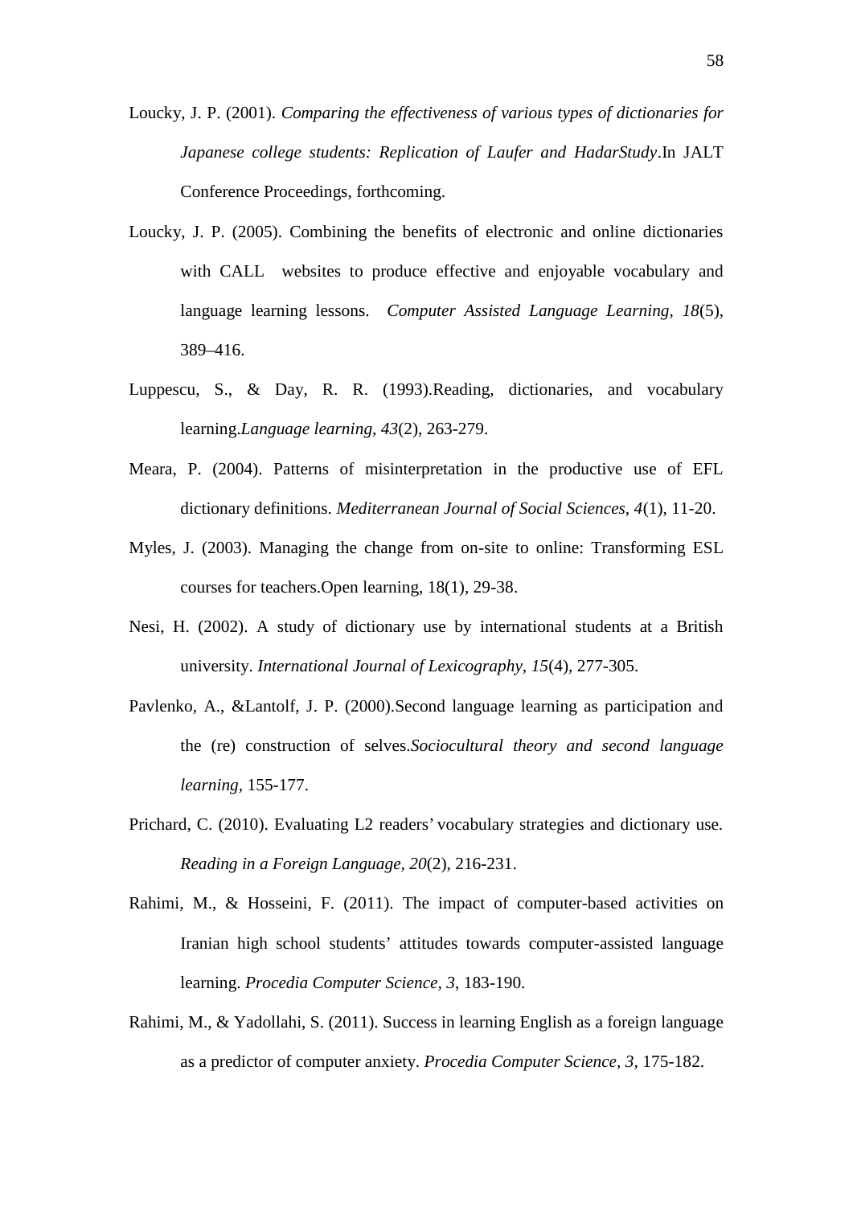Loucky, J. P. (2001). *Comparing the effectiveness of various types of dictionaries for Japanese college students: Replication of Laufer and HadarStudy*.In JALT Conference Proceedings, forthcoming.

Loucky, J. P. (2005). Combining the benefits of electronic and online dictionaries with CALL websites to produce effective and enjoyable vocabulary and language learning lessons. *Computer Assisted Language Learning*, *18*(5), 389–416.

Luppescu, S., & Day, R. R. (1993).Reading, dictionaries, and vocabulary learning.*Language learning*, *43*(2), 263-279.

Meara, P. (2004). Patterns of misinterpretation in the productive use of EFL dictionary definitions. *Mediterranean Journal of Social Sciences*, *4*(1), 11-20.

Myles, J. (2003). Managing the change from on-site to online: Transforming ESL courses for teachers.Open learning, 18(1), 29-38.

Nesi, H. (2002). A study of dictionary use by international students at a British university. *International Journal of Lexicography*, *15*(4), 277-305.

Pavlenko, A., &Lantolf, J. P. (2000).Second language learning as participation and the (re) construction of selves.*Sociocultural theory and second language learning*, 155-177.

Prichard, C. (2010). Evaluating L2 readers' vocabulary strategies and dictionary use. *Reading in a Foreign Language, 20*(2), 216-231.

Rahimi, M., & Hosseini, F. (2011). The impact of computer-based activities on Iranian high school students' attitudes towards computer-assisted language learning. *Procedia Computer Science, 3*, 183-190.

Rahimi, M., & Yadollahi, S. (2011). Success in learning English as a foreign language as a predictor of computer anxiety. *Procedia Computer Science, 3*, 175-182.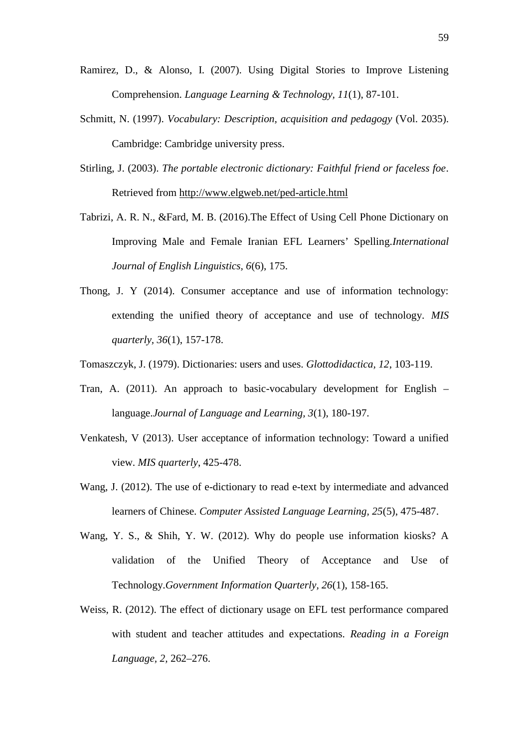Ramirez, D., & Alonso, I. (2007). Using Digital Stories to Improve Listening Comprehension. *Language Learning & Technology, 11*(1), 87-101.

Schmitt, N. (1997). *Vocabulary: Description, acquisition and pedagogy* (Vol. 2035). Cambridge: Cambridge university press.

Stirling, J. (2003). *The portable electronic dictionary: Faithful friend or faceless foe*. Retrieved from http://www.elgweb.net/ped-article.html

Tabrizi, A. R. N., &Fard, M. B. (2016).The Effect of Using Cell Phone Dictionary on Improving Male and Female Iranian EFL Learners' Spelling.*International Journal of English Linguistics, 6*(6), 175.

Thong, J. Y (2014). Consumer acceptance and use of information technology: extending the unified theory of acceptance and use of technology. *MIS quarterly, 36*(1), 157-178.

Tomaszczyk, J. (1979). Dictionaries: users and uses. *Glottodidactica, 12*, 103-119.

Tran, A. (2011). An approach to basic-vocabulary development for English – language.*Journal of Language and Learning, 3*(1), 180-197.

Venkatesh, V (2013). User acceptance of information technology: Toward a unified view. *MIS quarterly*, 425-478.

Wang, J. (2012). The use of e-dictionary to read e-text by intermediate and advanced learners of Chinese. *Computer Assisted Language Learning, 25*(5), 475-487.

Wang, Y. S., & Shih, Y. W. (2012). Why do people use information kiosks? A validation of the Unified Theory of Acceptance and Use of Technology.*Government Information Quarterly, 26*(1), 158-165.

Weiss, R. (2012). The effect of dictionary usage on EFL test performance compared with student and teacher attitudes and expectations. *Reading in a Foreign Language, 2*, 262–276.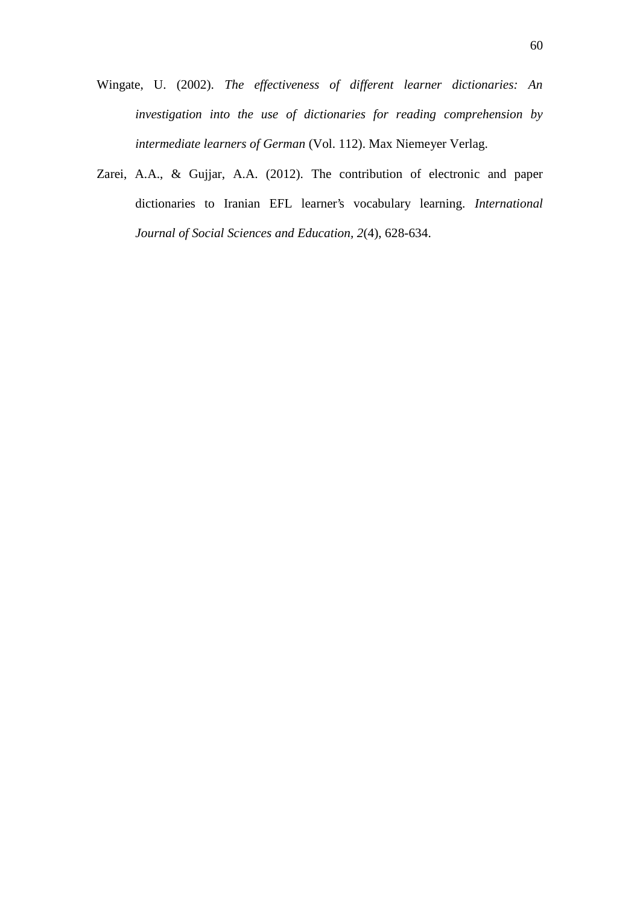Wingate, U. (2002). *The effectiveness of different learner dictionaries: An investigation into the use of dictionaries for reading comprehension by intermediate learners of German* (Vol. 112). Max Niemeyer Verlag.

Zarei, A.A., & Gujjar, A.A. (2012). The contribution of electronic and paper dictionaries to Iranian EFL learner's vocabulary learning. *International Journal of Social Sciences and Education, 2*(4), 628-634.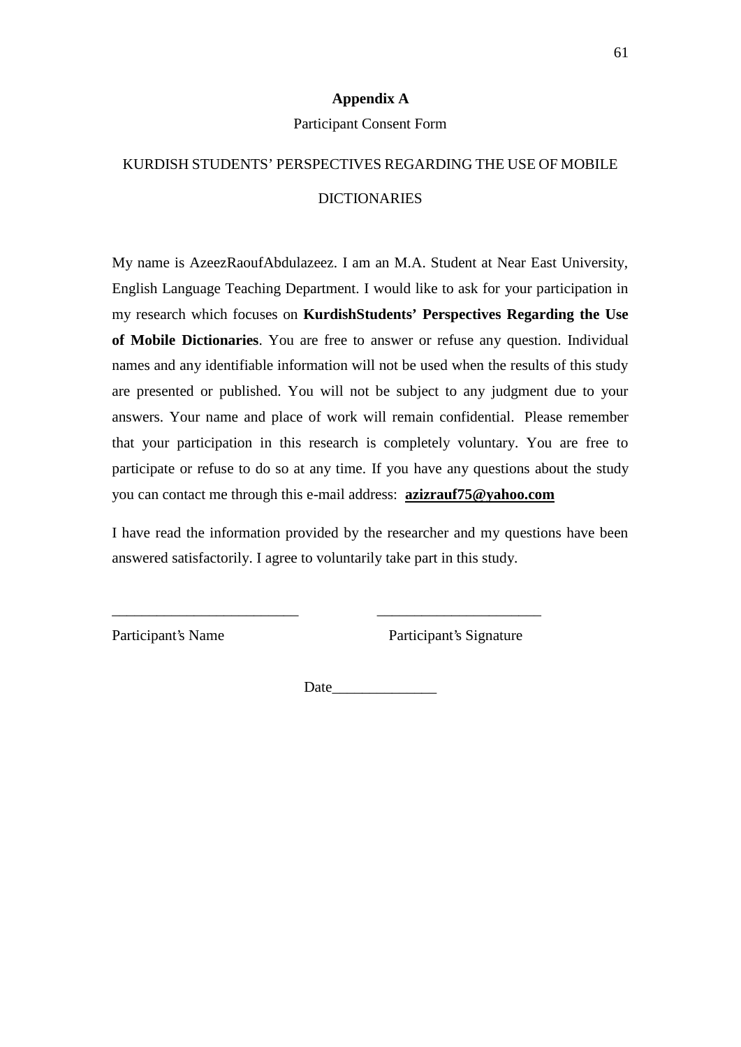# Appendix A

Participant Consent Form

KURDISH STUDENTS' PERSPECTIVES REGARDING THE USE OF MOBILE DICTIONARIES

My name is AzeezRaoufAbdulazeez. I am an M.A. Student at Near East University, English Language Teaching Department. I would like to ask for your participation in my research which focuses on **KurdishStudents' Perspectives Regarding the Use of Mobile Dictionaries**. You are free to answer or refuse any question. Individual names and any identifiable information will not be used when the results of this study are presented or published. You will not be subject to any judgment due to your answers. Your name and place of work will remain confidential. Please remember that your participation in this research is completely voluntary. You are free to participate or refuse to do so at any time. If you have any questions about the study you can contact me through this e-mail address: **azizrauf75@yahoo.com**

I have read the information provided by the researcher and my questions have been answered satisfactorily. I agree to voluntarily take part in this study.

________________________ ______________________

Participant's Name Participant's Signature

Date______________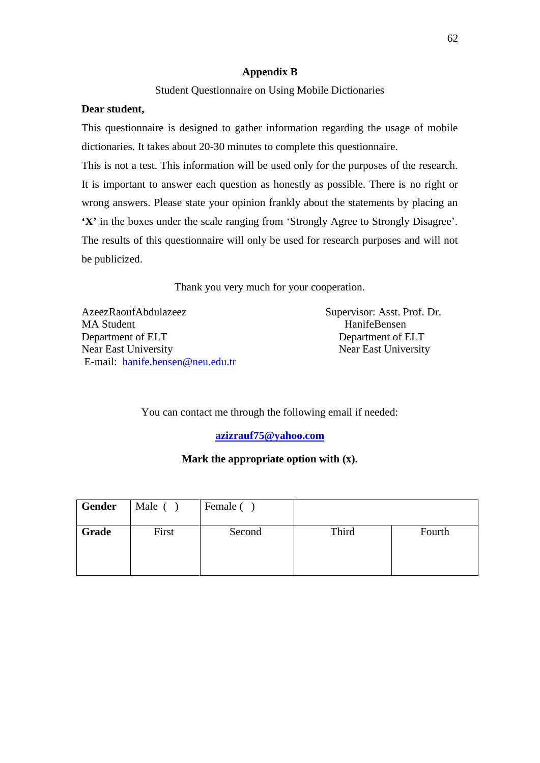# Appendix B

Student Questionnaire on Using Mobile Dictionaries

**Dear student,**

This questionnaire is designed to gather information regarding the usage of mobile dictionaries. It takes about 20-30 minutes to complete this questionnaire.

This is not a test. This information will be used only for the purposes of the research. It is important to answer each question as honestly as possible. There is no right or wrong answers. Please state your opinion frankly about the statements by placing an **'X'** in the boxes under the scale ranging from 'Strongly Agree to Strongly Disagree'. The results of this questionnaire will only be used for research purposes and will not be publicized.

Thank you very much for your cooperation.

AzeezRaoufAbdulazeez
MA Student
Department of ELT
Near East University
E-mail: hanife.bensen@neu.edu.tr

Supervisor: Asst. Prof. Dr. HanifeBensen
Department of ELT
Near East University

You can contact me through the following email if needed:

**azizrauf75@yahoo.com**

**Mark the appropriate option with (x).**

| **Gender** | Male ( ) | Female ( ) | | |
|---|---|---|---|---|
| **Grade** | First | Second | Third | Fourth |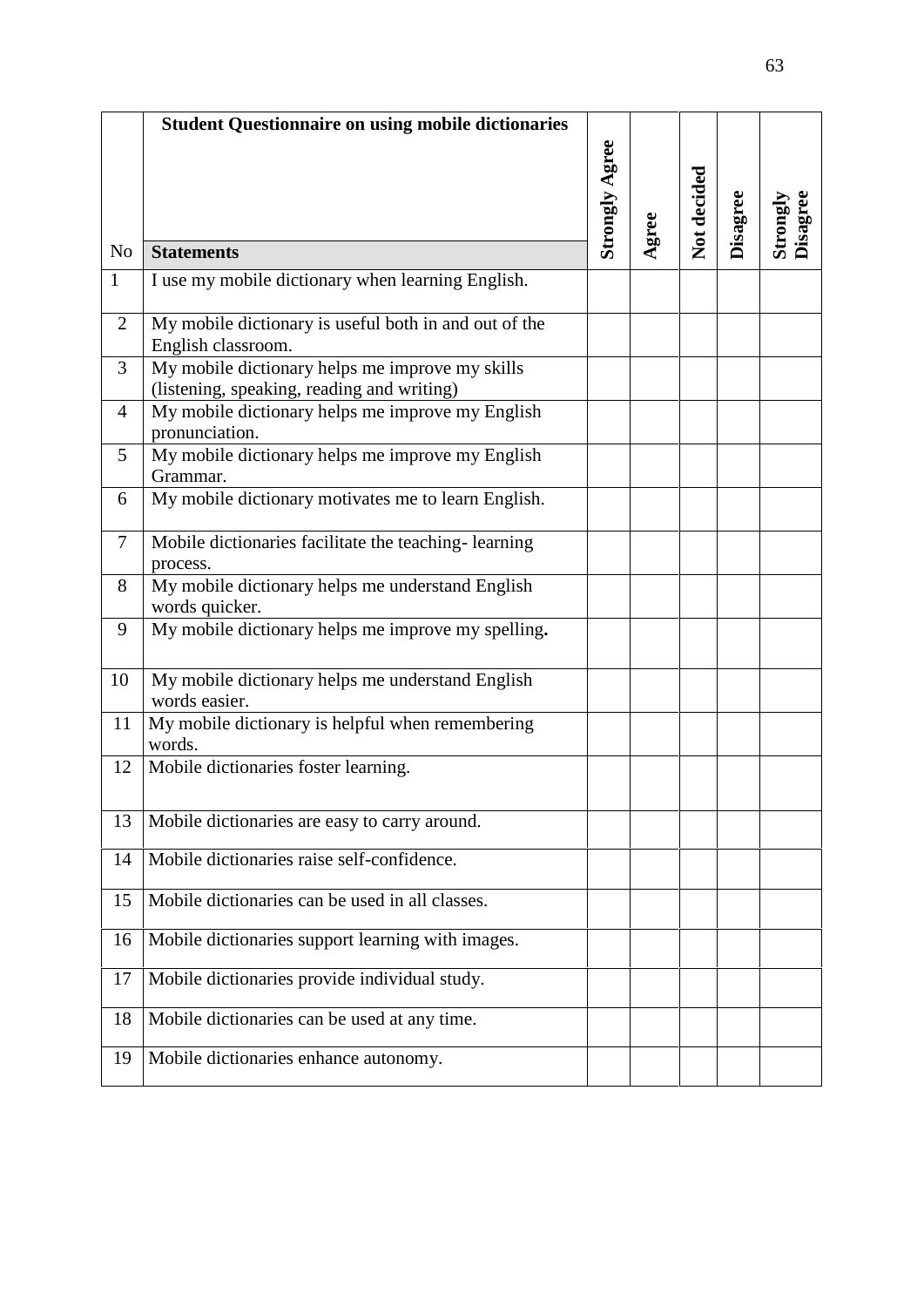| No | Student Questionnaire on using mobile dictionaries<br>**Statements** | Strongly Agree | Agree | Not decided | Disagree | Strongly Disagree |
|---|---|---|---|---|---|---|
| 1 | I use my mobile dictionary when learning English. | | | | | |
| 2 | My mobile dictionary is useful both in and out of the English classroom. | | | | | |
| 3 | My mobile dictionary helps me improve my skills (listening, speaking, reading and writing) | | | | | |
| 4 | My mobile dictionary helps me improve my English pronunciation. | | | | | |
| 5 | My mobile dictionary helps me improve my English Grammar. | | | | | |
| 6 | My mobile dictionary motivates me to learn English. | | | | | |
| 7 | Mobile dictionaries facilitate the teaching- learning process. | | | | | |
| 8 | My mobile dictionary helps me understand English words quicker. | | | | | |
| 9 | My mobile dictionary helps me improve my spelling**.** | | | | | |
| 10 | My mobile dictionary helps me understand English words easier. | | | | | |
| 11 | My mobile dictionary is helpful when remembering words. | | | | | |
| 12 | Mobile dictionaries foster learning. | | | | | |
| 13 | Mobile dictionaries are easy to carry around. | | | | | |
| 14 | Mobile dictionaries raise self-confidence. | | | | | |
| 15 | Mobile dictionaries can be used in all classes. | | | | | |
| 16 | Mobile dictionaries support learning with images. | | | | | |
| 17 | Mobile dictionaries provide individual study. | | | | | |
| 18 | Mobile dictionaries can be used at any time. | | | | | |
| 19 | Mobile dictionaries enhance autonomy. | | | | | |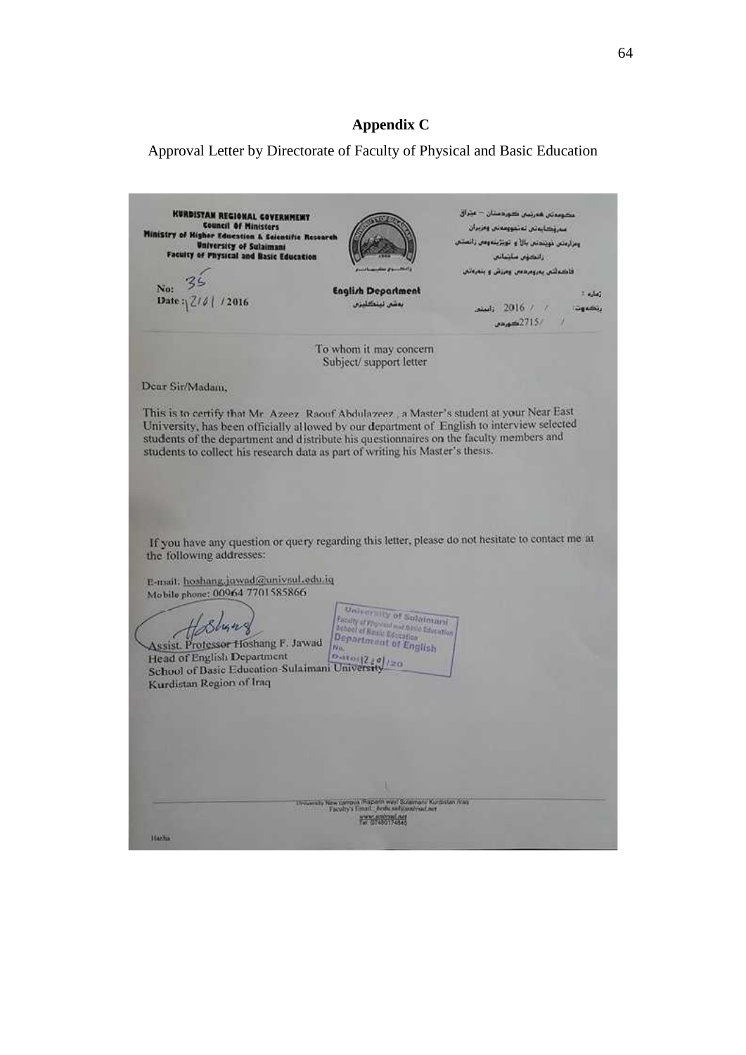# Appendix C

Approval Letter by Directorate of Faculty of Physical and Basic Education

**KURDISTAN REGIONAL GOVERNMENT**
**Council Of Ministers**
**Ministry of Higher Education & Scientific Research**
**University of Sulaimani**
**Faculty of Physical and Basic Education**

No: 35
Date: 2/6/ /2016

**English Department**

To whom it may concern
Subject/ support letter

Dear Sir/Madam,

This is to certify that Mr. Azeez Raouf Abdulazeez , a Master's student at your Near East University, has been officially allowed by our department of English to interview selected students of the department and distribute his questionnaires on the faculty members and students to collect his research data as part of writing his Master's thesis.

If you have any question or query regarding this letter, please do not hesitate to contact me at the following addresses:

E-mail: hoshang.jawad@univsul.edu.iq
Mobile phone: 00964 7701585866

Assist. Professor Hoshang F. Jawad
Head of English Department
School of Basic Education-Sulaimani University
Kurdistan Region of Iraq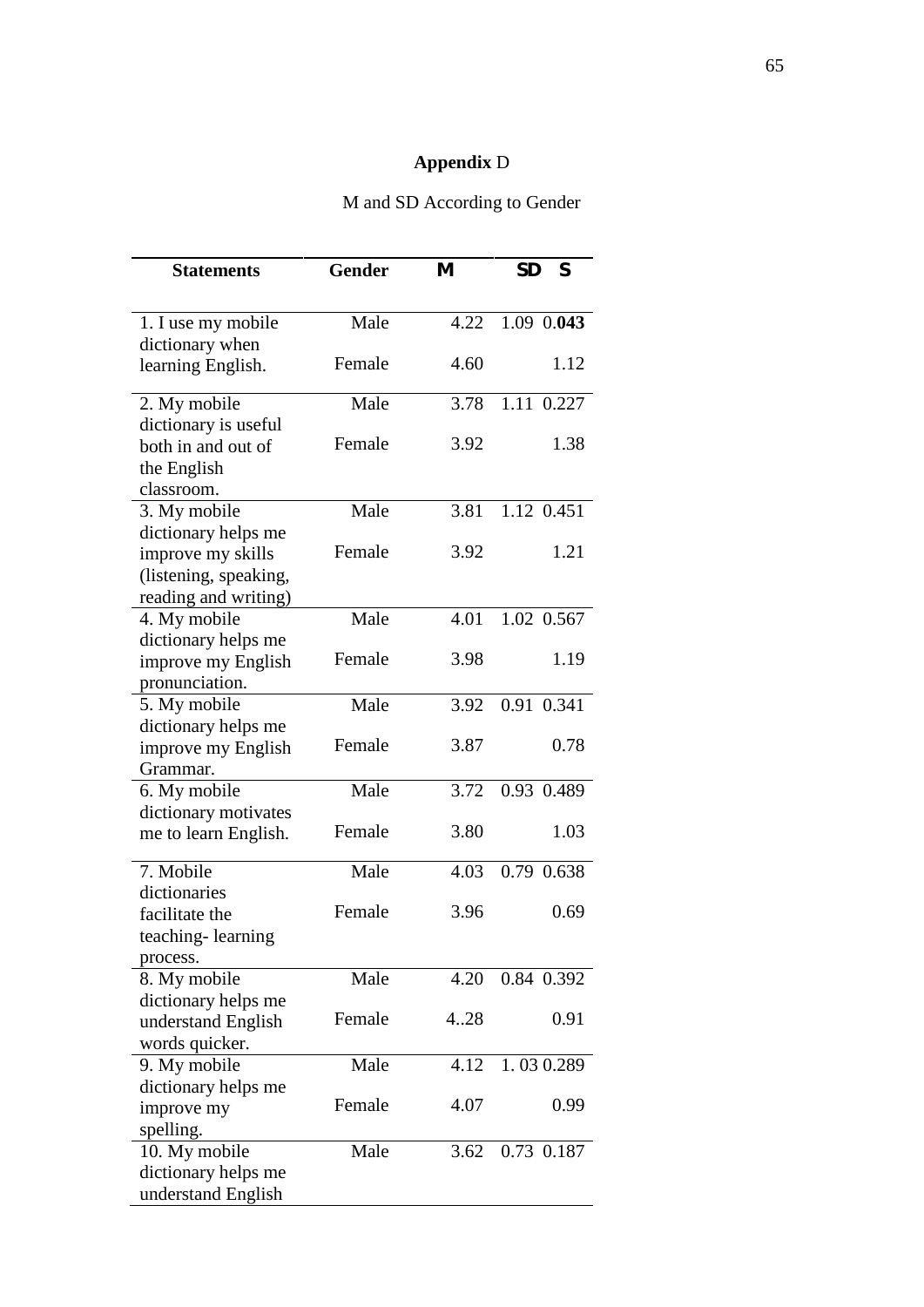**Appendix** D

M and SD According to Gender

| Statements | Gender | M | SD | S |
|---|---|---|---|---|
| 1. I use my mobile dictionary when learning English. | Male | 4.22 | 1.09 | 0.**043** |
| | Female | 4.60 | 1.12 | |
| 2. My mobile dictionary is useful both in and out of the English classroom. | Male | 3.78 | 1.11 | 0.227 |
| | Female | 3.92 | 1.38 | |
| 3. My mobile dictionary helps me improve my skills (listening, speaking, reading and writing) | Male | 3.81 | 1.12 | 0.451 |
| | Female | 3.92 | 1.21 | |
| 4. My mobile dictionary helps me improve my English pronunciation. | Male | 4.01 | 1.02 | 0.567 |
| | Female | 3.98 | 1.19 | |
| 5. My mobile dictionary helps me improve my English Grammar. | Male | 3.92 | 0.91 | 0.341 |
| | Female | 3.87 | 0.78 | |
| 6. My mobile dictionary motivates me to learn English. | Male | 3.72 | 0.93 | 0.489 |
| | Female | 3.80 | 1.03 | |
| 7. Mobile dictionaries facilitate the teaching- learning process. | Male | 4.03 | 0.79 | 0.638 |
| | Female | 3.96 | 0.69 | |
| 8. My mobile dictionary helps me understand English words quicker. | Male | 4.20 | 0.84 | 0.392 |
| | Female | 4..28 | 0.91 | |
| 9. My mobile dictionary helps me improve my spelling. | Male | 4.12 | 1. 03 | 0.289 |
| | Female | 4.07 | 0.99 | |
| 10. My mobile dictionary helps me understand English | Male | 3.62 | 0.73 | 0.187 |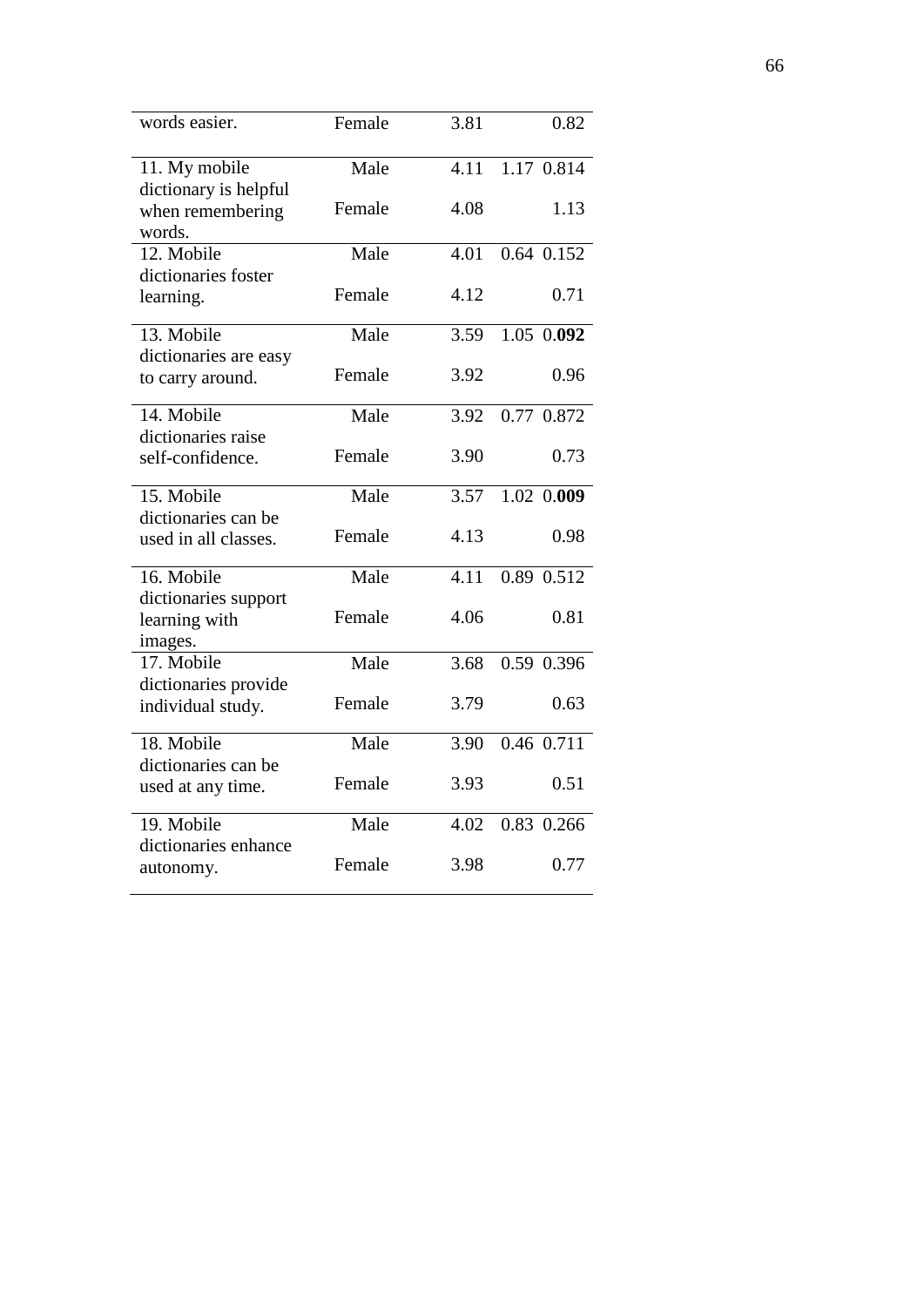| words easier. | Female | 3.81 | 0.82 | |
|---|---|---|---|---|
| 11. My mobile dictionary is helpful when remembering words. | Male | 4.11 | 1.17 | 0.814 |
| | Female | 4.08 | 1.13 | |
| 12. Mobile dictionaries foster learning. | Male | 4.01 | 0.64 | 0.152 |
| | Female | 4.12 | 0.71 | |
| 13. Mobile dictionaries are easy to carry around. | Male | 3.59 | 1.05 | 0.**092** |
| | Female | 3.92 | 0.96 | |
| 14. Mobile dictionaries raise self-confidence. | Male | 3.92 | 0.77 | 0.872 |
| | Female | 3.90 | 0.73 | |
| 15. Mobile dictionaries can be used in all classes. | Male | 3.57 | 1.02 | 0.**009** |
| | Female | 4.13 | 0.98 | |
| 16. Mobile dictionaries support learning with images. | Male | 4.11 | 0.89 | 0.512 |
| | Female | 4.06 | 0.81 | |
| 17. Mobile dictionaries provide individual study. | Male | 3.68 | 0.59 | 0.396 |
| | Female | 3.79 | 0.63 | |
| 18. Mobile dictionaries can be used at any time. | Male | 3.90 | 0.46 | 0.711 |
| | Female | 3.93 | 0.51 | |
| 19. Mobile dictionaries enhance autonomy. | Male | 4.02 | 0.83 | 0.266 |
| | Female | 3.98 | 0.77 | |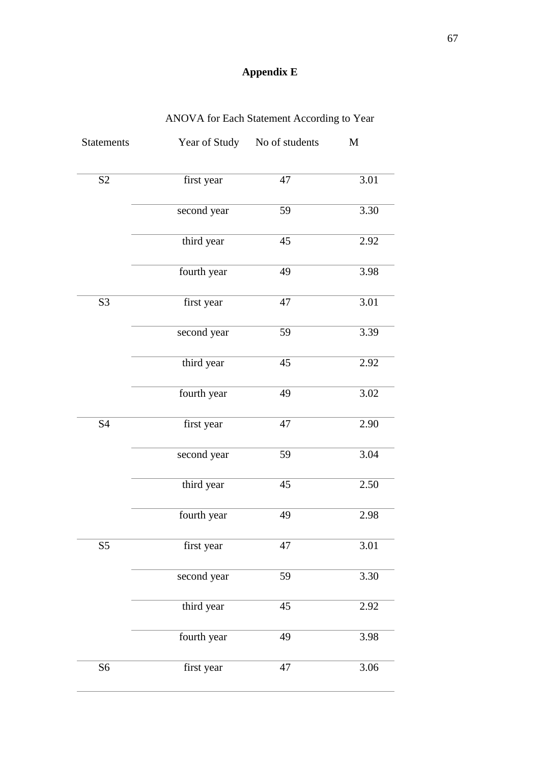# Appendix E

ANOVA for Each Statement According to Year

| Statements | Year of Study | No of students | M |
|---|---|---|---|
| S2 | first year | 47 | 3.01 |
| | second year | 59 | 3.30 |
| | third year | 45 | 2.92 |
| | fourth year | 49 | 3.98 |
| S3 | first year | 47 | 3.01 |
| | second year | 59 | 3.39 |
| | third year | 45 | 2.92 |
| | fourth year | 49 | 3.02 |
| S4 | first year | 47 | 2.90 |
| | second year | 59 | 3.04 |
| | third year | 45 | 2.50 |
| | fourth year | 49 | 2.98 |
| S5 | first year | 47 | 3.01 |
| | second year | 59 | 3.30 |
| | third year | 45 | 2.92 |
| | fourth year | 49 | 3.98 |
| S6 | first year | 47 | 3.06 |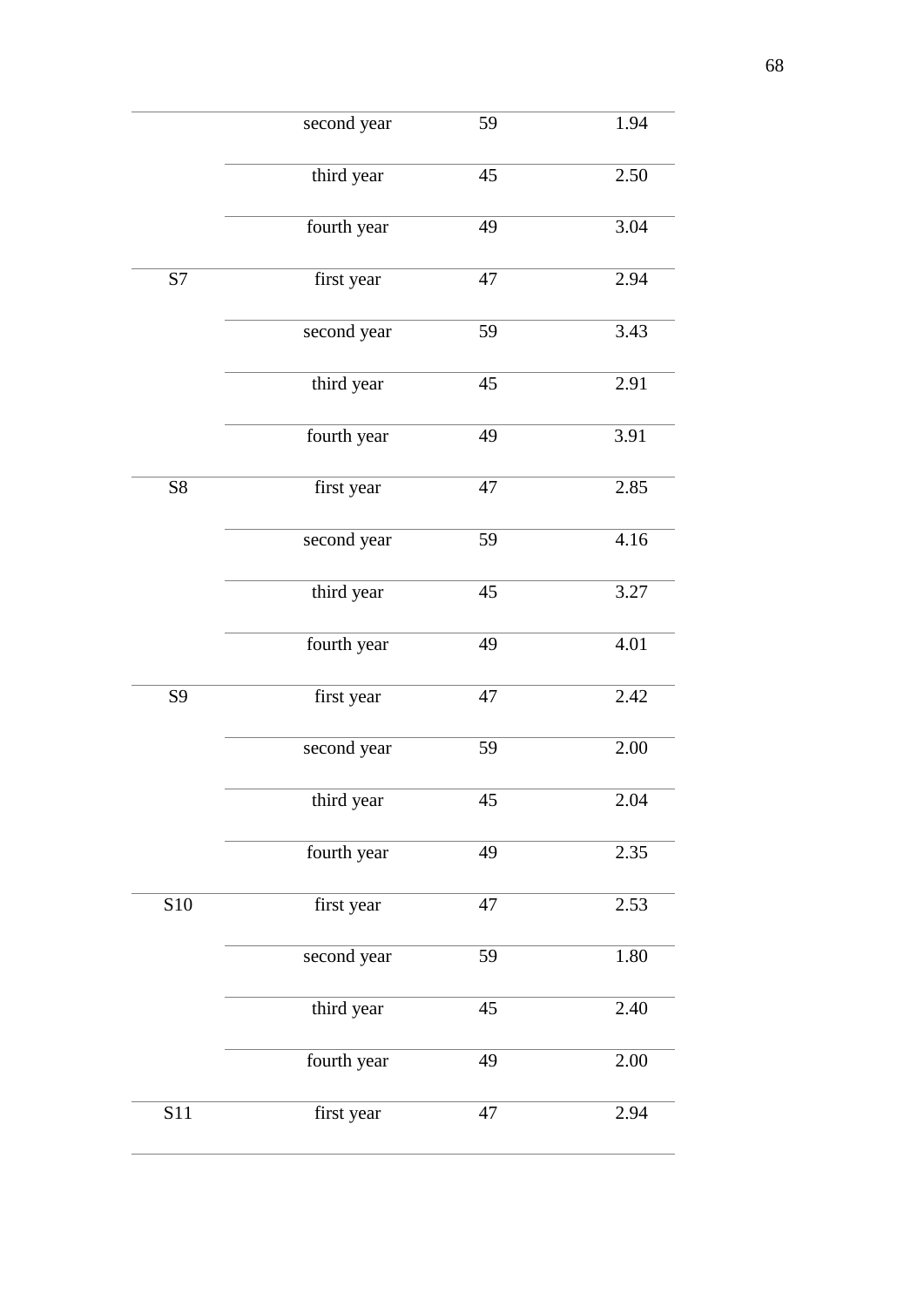| | | | |
|---|---|---|---|
| | second year | 59 | 1.94 |
| | third year | 45 | 2.50 |
| | fourth year | 49 | 3.04 |
| S7 | first year | 47 | 2.94 |
| | second year | 59 | 3.43 |
| | third year | 45 | 2.91 |
| | fourth year | 49 | 3.91 |
| S8 | first year | 47 | 2.85 |
| | second year | 59 | 4.16 |
| | third year | 45 | 3.27 |
| | fourth year | 49 | 4.01 |
| S9 | first year | 47 | 2.42 |
| | second year | 59 | 2.00 |
| | third year | 45 | 2.04 |
| | fourth year | 49 | 2.35 |
| S10 | first year | 47 | 2.53 |
| | second year | 59 | 1.80 |
| | third year | 45 | 2.40 |
| | fourth year | 49 | 2.00 |
| S11 | first year | 47 | 2.94 |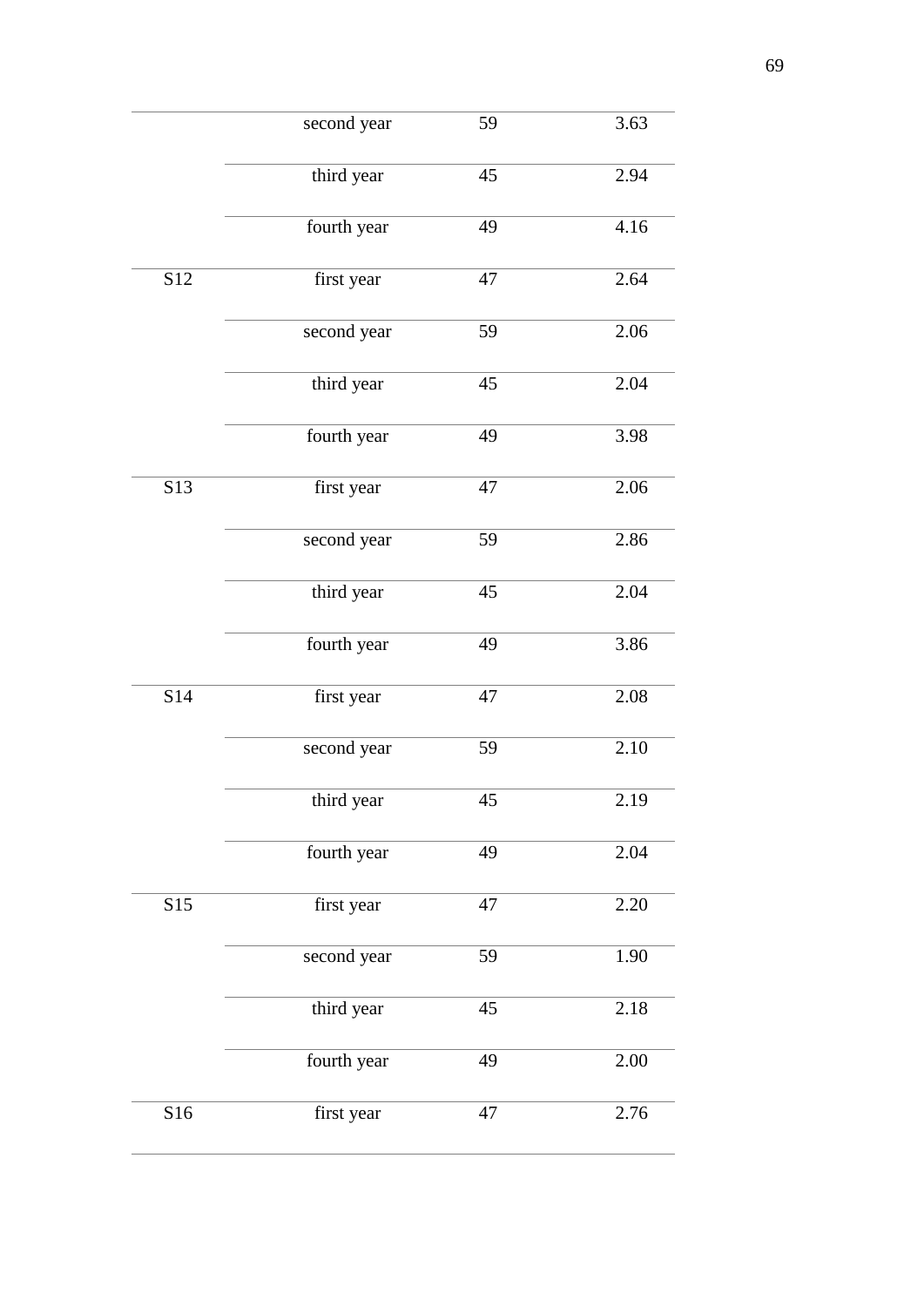|  |  |  |  |
|---|---|---|---|
|  | second year | 59 | 3.63 |
|  | third year | 45 | 2.94 |
|  | fourth year | 49 | 4.16 |
| S12 | first year | 47 | 2.64 |
|  | second year | 59 | 2.06 |
|  | third year | 45 | 2.04 |
|  | fourth year | 49 | 3.98 |
| S13 | first year | 47 | 2.06 |
|  | second year | 59 | 2.86 |
|  | third year | 45 | 2.04 |
|  | fourth year | 49 | 3.86 |
| S14 | first year | 47 | 2.08 |
|  | second year | 59 | 2.10 |
|  | third year | 45 | 2.19 |
|  | fourth year | 49 | 2.04 |
| S15 | first year | 47 | 2.20 |
|  | second year | 59 | 1.90 |
|  | third year | 45 | 2.18 |
|  | fourth year | 49 | 2.00 |
| S16 | first year | 47 | 2.76 |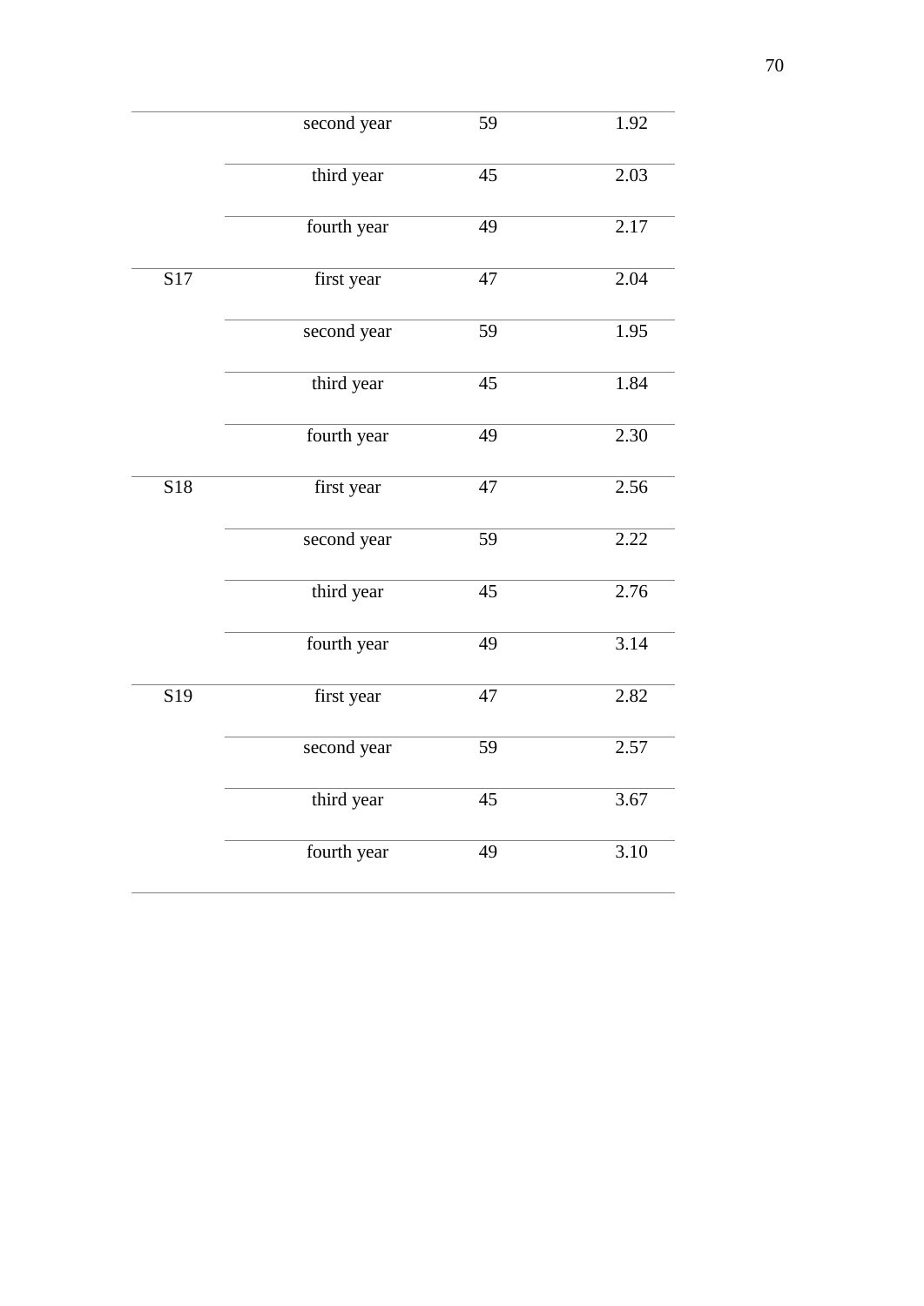| | | | |
|---|---|---|---|
| | second year | 59 | 1.92 |
| | third year | 45 | 2.03 |
| | fourth year | 49 | 2.17 |
| S17 | first year | 47 | 2.04 |
| | second year | 59 | 1.95 |
| | third year | 45 | 1.84 |
| | fourth year | 49 | 2.30 |
| S18 | first year | 47 | 2.56 |
| | second year | 59 | 2.22 |
| | third year | 45 | 2.76 |
| | fourth year | 49 | 3.14 |
| S19 | first year | 47 | 2.82 |
| | second year | 59 | 2.57 |
| | third year | 45 | 3.67 |
| | fourth year | 49 | 3.10 |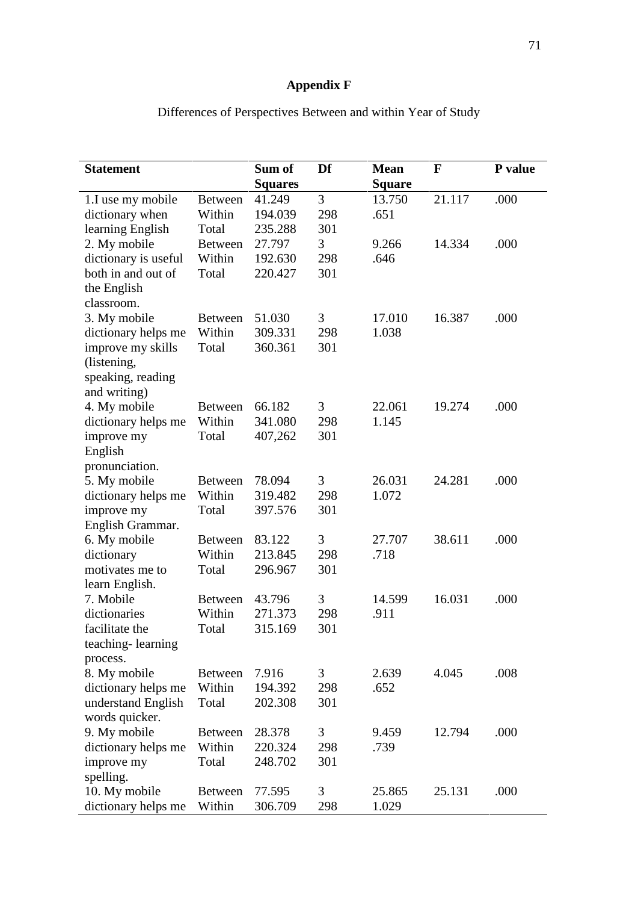# Appendix F

Differences of Perspectives Between and within Year of Study

| Statement | | Sum of Squares | Df | Mean Square | F | P value |
|---|---|---|---|---|---|---|
| 1.I use my mobile dictionary when learning English | Between | 41.249 | 3 | 13.750 | 21.117 | .000 |
| | Within | 194.039 | 298 | .651 | | |
| | Total | 235.288 | 301 | | | |
| 2. My mobile dictionary is useful both in and out of the English classroom. | Between | 27.797 | 3 | 9.266 | 14.334 | .000 |
| | Within | 192.630 | 298 | .646 | | |
| | Total | 220.427 | 301 | | | |
| 3. My mobile dictionary helps me improve my skills (listening, speaking, reading and writing) | Between | 51.030 | 3 | 17.010 | 16.387 | .000 |
| | Within | 309.331 | 298 | 1.038 | | |
| | Total | 360.361 | 301 | | | |
| 4. My mobile dictionary helps me improve my English pronunciation. | Between | 66.182 | 3 | 22.061 | 19.274 | .000 |
| | Within | 341.080 | 298 | 1.145 | | |
| | Total | 407,262 | 301 | | | |
| 5. My mobile dictionary helps me improve my English Grammar. | Between | 78.094 | 3 | 26.031 | 24.281 | .000 |
| | Within | 319.482 | 298 | 1.072 | | |
| | Total | 397.576 | 301 | | | |
| 6. My mobile dictionary motivates me to learn English. | Between | 83.122 | 3 | 27.707 | 38.611 | .000 |
| | Within | 213.845 | 298 | .718 | | |
| | Total | 296.967 | 301 | | | |
| 7. Mobile dictionaries facilitate the teaching- learning process. | Between | 43.796 | 3 | 14.599 | 16.031 | .000 |
| | Within | 271.373 | 298 | .911 | | |
| | Total | 315.169 | 301 | | | |
| 8. My mobile dictionary helps me understand English words quicker. | Between | 7.916 | 3 | 2.639 | 4.045 | .008 |
| | Within | 194.392 | 298 | .652 | | |
| | Total | 202.308 | 301 | | | |
| 9. My mobile dictionary helps me improve my spelling. | Between | 28.378 | 3 | 9.459 | 12.794 | .000 |
| | Within | 220.324 | 298 | .739 | | |
| | Total | 248.702 | 301 | | | |
| 10. My mobile dictionary helps me | Between | 77.595 | 3 | 25.865 | 25.131 | .000 |
| | Within | 306.709 | 298 | 1.029 | | |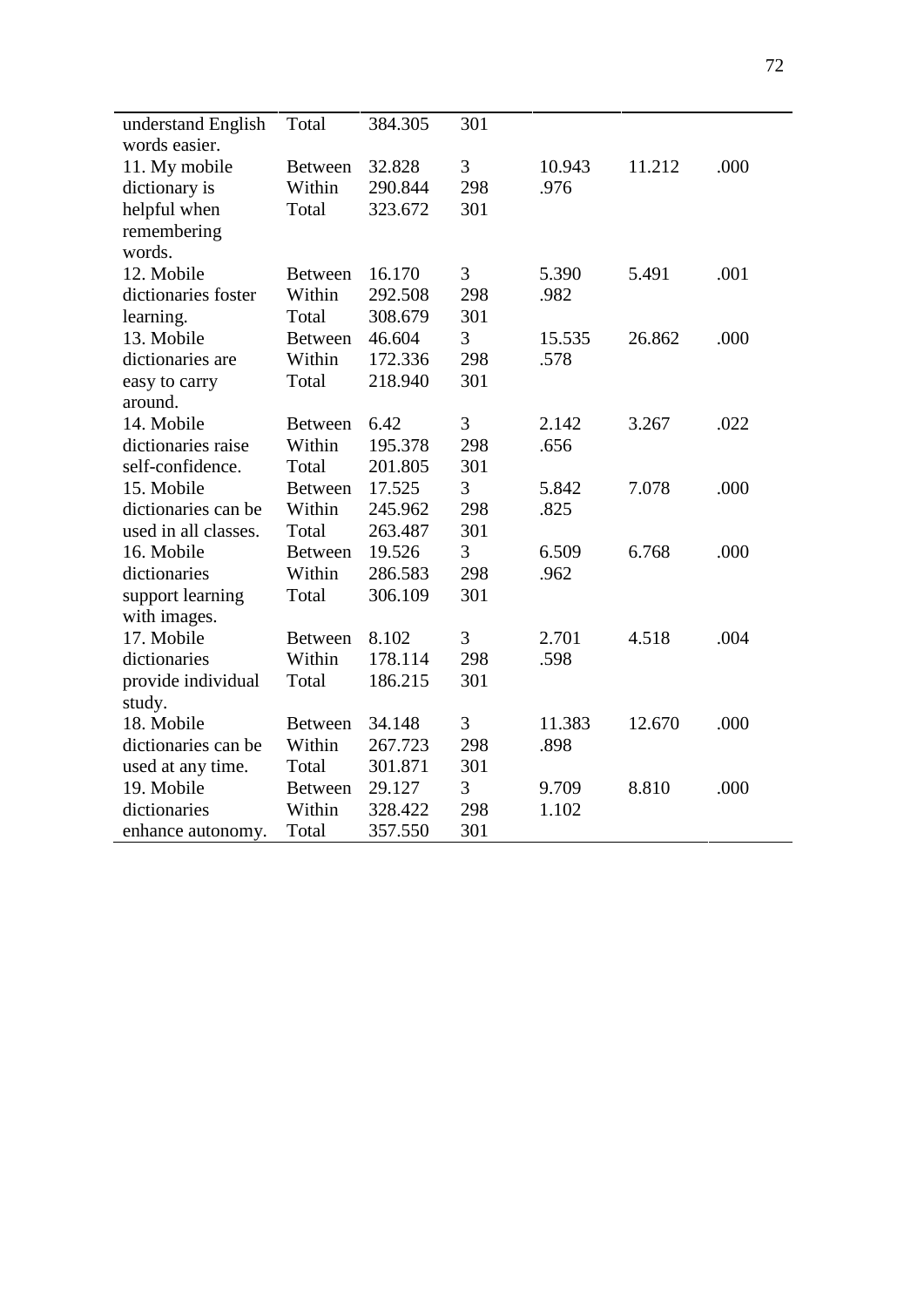| | | | | | | |
|---|---|---|---|---|---|---|
| understand English words easier. | Total | 384.305 | 301 | | | |
| 11. My mobile dictionary is helpful when remembering words. | Between | 32.828 | 3 | 10.943 | 11.212 | .000 |
| | Within | 290.844 | 298 | .976 | | |
| | Total | 323.672 | 301 | | | |
| 12. Mobile dictionaries foster learning. | Between | 16.170 | 3 | 5.390 | 5.491 | .001 |
| | Within | 292.508 | 298 | .982 | | |
| | Total | 308.679 | 301 | | | |
| 13. Mobile dictionaries are easy to carry around. | Between | 46.604 | 3 | 15.535 | 26.862 | .000 |
| | Within | 172.336 | 298 | .578 | | |
| | Total | 218.940 | 301 | | | |
| 14. Mobile dictionaries raise self-confidence. | Between | 6.42 | 3 | 2.142 | 3.267 | .022 |
| | Within | 195.378 | 298 | .656 | | |
| | Total | 201.805 | 301 | | | |
| 15. Mobile dictionaries can be used in all classes. | Between | 17.525 | 3 | 5.842 | 7.078 | .000 |
| | Within | 245.962 | 298 | .825 | | |
| | Total | 263.487 | 301 | | | |
| 16. Mobile dictionaries support learning with images. | Between | 19.526 | 3 | 6.509 | 6.768 | .000 |
| | Within | 286.583 | 298 | .962 | | |
| | Total | 306.109 | 301 | | | |
| 17. Mobile dictionaries provide individual study. | Between | 8.102 | 3 | 2.701 | 4.518 | .004 |
| | Within | 178.114 | 298 | .598 | | |
| | Total | 186.215 | 301 | | | |
| 18. Mobile dictionaries can be used at any time. | Between | 34.148 | 3 | 11.383 | 12.670 | .000 |
| | Within | 267.723 | 298 | .898 | | |
| | Total | 301.871 | 301 | | | |
| 19. Mobile dictionaries enhance autonomy. | Between | 29.127 | 3 | 9.709 | 8.810 | .000 |
| | Within | 328.422 | 298 | 1.102 | | |
| | Total | 357.550 | 301 | | | |